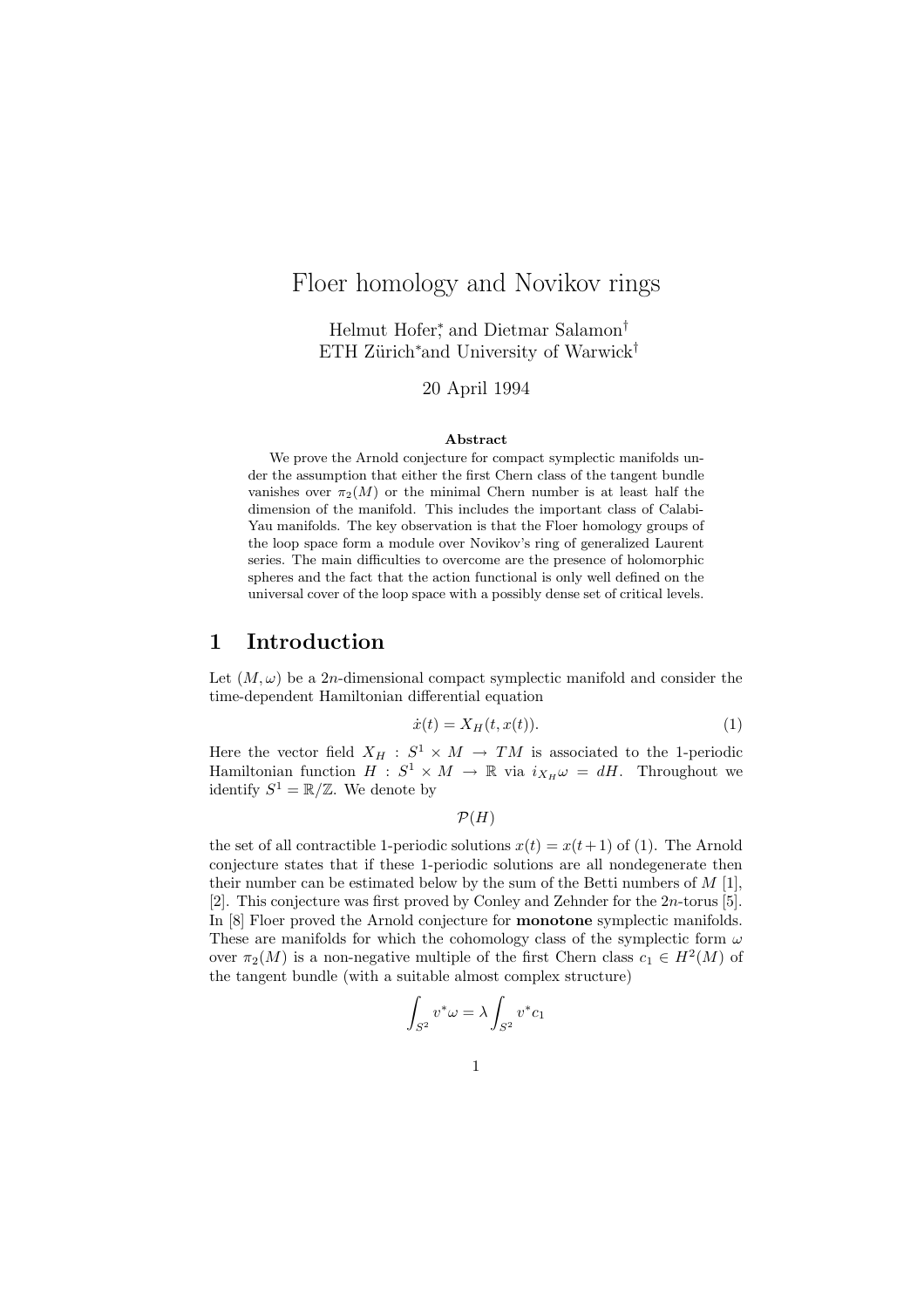# Floer homology and Novikov rings

Helmut Hofer[*] and Dietmar Salamon[†]
ETH Zürich[*] and University of Warwick[†]

20 April 1994

**Abstract**

We prove the Arnold conjecture for compact symplectic manifolds under the assumption that either the first Chern class of the tangent bundle vanishes over $\pi_2(M)$ or the minimal Chern number is at least half the dimension of the manifold. This includes the important class of Calabi-Yau manifolds. The key observation is that the Floer homology groups of the loop space form a module over Novikov's ring of generalized Laurent series. The main difficulties to overcome are the presence of holomorphic spheres and the fact that the action functional is only well defined on the universal cover of the loop space with a possibly dense set of critical levels.

## 1 Introduction

Let $(M, \omega)$ be a $2n$-dimensional compact symplectic manifold and consider the time-dependent Hamiltonian differential equation

$$\dot{x}(t) = X_H(t, x(t)). \tag{1}$$

Here the vector field $X_H : S^1 \times M \to TM$ is associated to the 1-periodic Hamiltonian function $H : S^1 \times M \to \mathbb{R}$ via $i_{X_H}\omega = dH$. Throughout we identify $S^1 = \mathbb{R}/\mathbb{Z}$. We denote by

$$\mathcal{P}(H)$$

the set of all contractible 1-periodic solutions $x(t) = x(t+1)$ of (1). The Arnold conjecture states that if these 1-periodic solutions are all nondegenerate then their number can be estimated below by the sum of the Betti numbers of $M$ [1], [2]. This conjecture was first proved by Conley and Zehnder for the $2n$-torus [5]. In [8] Floer proved the Arnold conjecture for **monotone** symplectic manifolds. These are manifolds for which the cohomology class of the symplectic form $\omega$ over $\pi_2(M)$ is a non-negative multiple of the first Chern class $c_1 \in H^2(M)$ of the tangent bundle (with a suitable almost complex structure)

$$\int_{S^2} v^*\omega = \lambda \int_{S^2} v^* c_1$$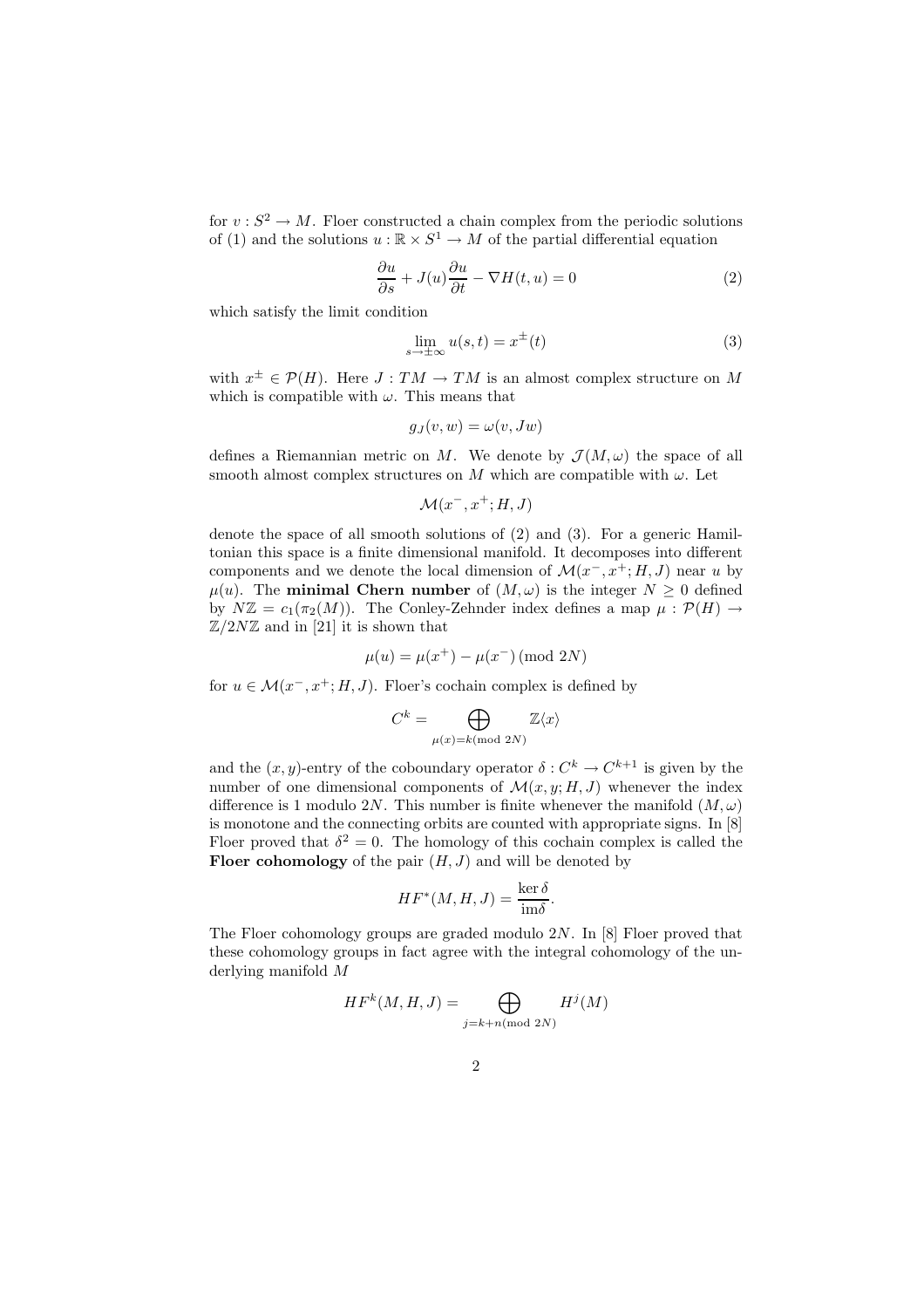for $v : S^2 \to M$. Floer constructed a chain complex from the periodic solutions of (1) and the solutions $u : \mathbb{R} \times S^1 \to M$ of the partial differential equation

$$\frac{\partial u}{\partial s} + J(u)\frac{\partial u}{\partial t} - \nabla H(t, u) = 0 \tag{2}$$

which satisfy the limit condition

$$\lim_{s \to \pm\infty} u(s, t) = x^{\pm}(t) \tag{3}$$

with $x^{\pm} \in \mathcal{P}(H)$. Here $J : TM \to TM$ is an almost complex structure on $M$ which is compatible with $\omega$. This means that

$$g_J(v, w) = \omega(v, Jw)$$

defines a Riemannian metric on $M$. We denote by $\mathcal{J}(M, \omega)$ the space of all smooth almost complex structures on $M$ which are compatible with $\omega$. Let

$$\mathcal{M}(x^-, x^+; H, J)$$

denote the space of all smooth solutions of (2) and (3). For a generic Hamiltonian this space is a finite dimensional manifold. It decomposes into different components and we denote the local dimension of $\mathcal{M}(x^-, x^+; H, J)$ near $u$ by $\mu(u)$. The **minimal Chern number** of $(M, \omega)$ is the integer $N \geq 0$ defined by $N\mathbb{Z} = c_1(\pi_2(M))$. The Conley-Zehnder index defines a map $\mu : \mathcal{P}(H) \to \mathbb{Z}/2N\mathbb{Z}$ and in [21] it is shown that

$$\mu(u) = \mu(x^+) - \mu(x^-) \; (\text{mod } 2N)$$

for $u \in \mathcal{M}(x^-, x^+; H, J)$. Floer's cochain complex is defined by

$$C^k = \bigoplus_{\mu(x) = k (\text{mod } 2N)} \mathbb{Z}\langle x \rangle$$

and the $(x, y)$-entry of the coboundary operator $\delta : C^k \to C^{k+1}$ is given by the number of one dimensional components of $\mathcal{M}(x, y; H, J)$ whenever the index difference is 1 modulo $2N$. This number is finite whenever the manifold $(M, \omega)$ is monotone and the connecting orbits are counted with appropriate signs. In [8] Floer proved that $\delta^2 = 0$. The homology of this cochain complex is called the **Floer cohomology** of the pair $(H, J)$ and will be denoted by

$$HF^*(M, H, J) = \frac{\ker \delta}{\text{im} \delta}.$$

The Floer cohomology groups are graded modulo $2N$. In [8] Floer proved that these cohomology groups in fact agree with the integral cohomology of the underlying manifold $M$

$$HF^k(M, H, J) = \bigoplus_{j = k + n (\text{mod } 2N)} H^j(M)$$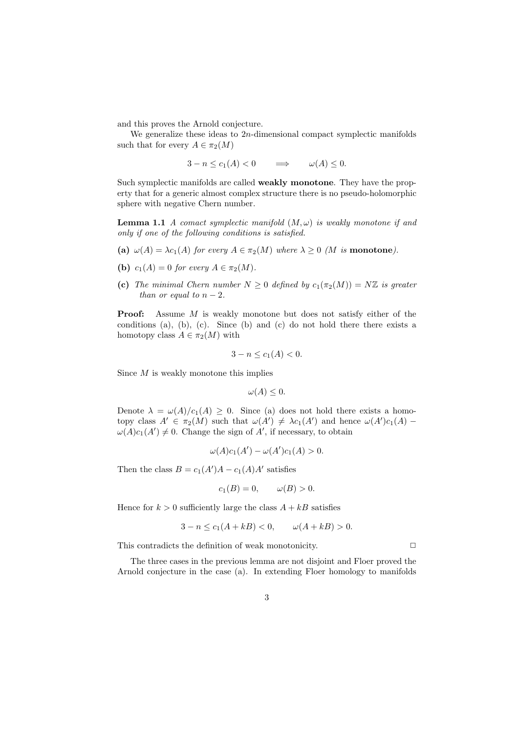and this proves the Arnold conjecture.

We generalize these ideas to $2n$-dimensional compact symplectic manifolds such that for every $A \in \pi_2(M)$

$$3 - n \leq c_1(A) < 0 \qquad \Longrightarrow \qquad \omega(A) \leq 0.$$

Such symplectic manifolds are called **weakly monotone**. They have the property that for a generic almost complex structure there is no pseudo-holomorphic sphere with negative Chern number.

**Lemma 1.1** *A comact symplectic manifold $(M, \omega)$ is weakly monotone if and only if one of the following conditions is satisfied.*

**(a)** *$\omega(A) = \lambda c_1(A)$ for every $A \in \pi_2(M)$ where $\lambda \geq 0$ ($M$ is* **monotone***).*

**(b)** *$c_1(A) = 0$ for every $A \in \pi_2(M)$.*

**(c)** *The minimal Chern number $N \geq 0$ defined by $c_1(\pi_2(M)) = N\mathbb{Z}$ is greater than or equal to $n - 2$.*

**Proof:** Assume $M$ is weakly monotone but does not satisfy either of the conditions (a), (b), (c). Since (b) and (c) do not hold there there exists a homotopy class $A \in \pi_2(M)$ with

$$3 - n \leq c_1(A) < 0.$$

Since $M$ is weakly monotone this implies

$$\omega(A) \leq 0.$$

Denote $\lambda = \omega(A)/c_1(A) \geq 0$. Since (a) does not hold there exists a homotopy class $A' \in \pi_2(M)$ such that $\omega(A') \neq \lambda c_1(A')$ and hence $\omega(A')c_1(A) - \omega(A)c_1(A') \neq 0$. Change the sign of $A'$, if necessary, to obtain

$$\omega(A)c_1(A') - \omega(A')c_1(A) > 0.$$

Then the class $B = c_1(A')A - c_1(A)A'$ satisfies

$$c_1(B) = 0, \qquad \omega(B) > 0.$$

Hence for $k > 0$ sufficiently large the class $A + kB$ satisfies

$$3 - n \leq c_1(A + kB) < 0, \qquad \omega(A + kB) > 0.$$

This contradicts the definition of weak monotonicity. □

The three cases in the previous lemma are not disjoint and Floer proved the Arnold conjecture in the case (a). In extending Floer homology to manifolds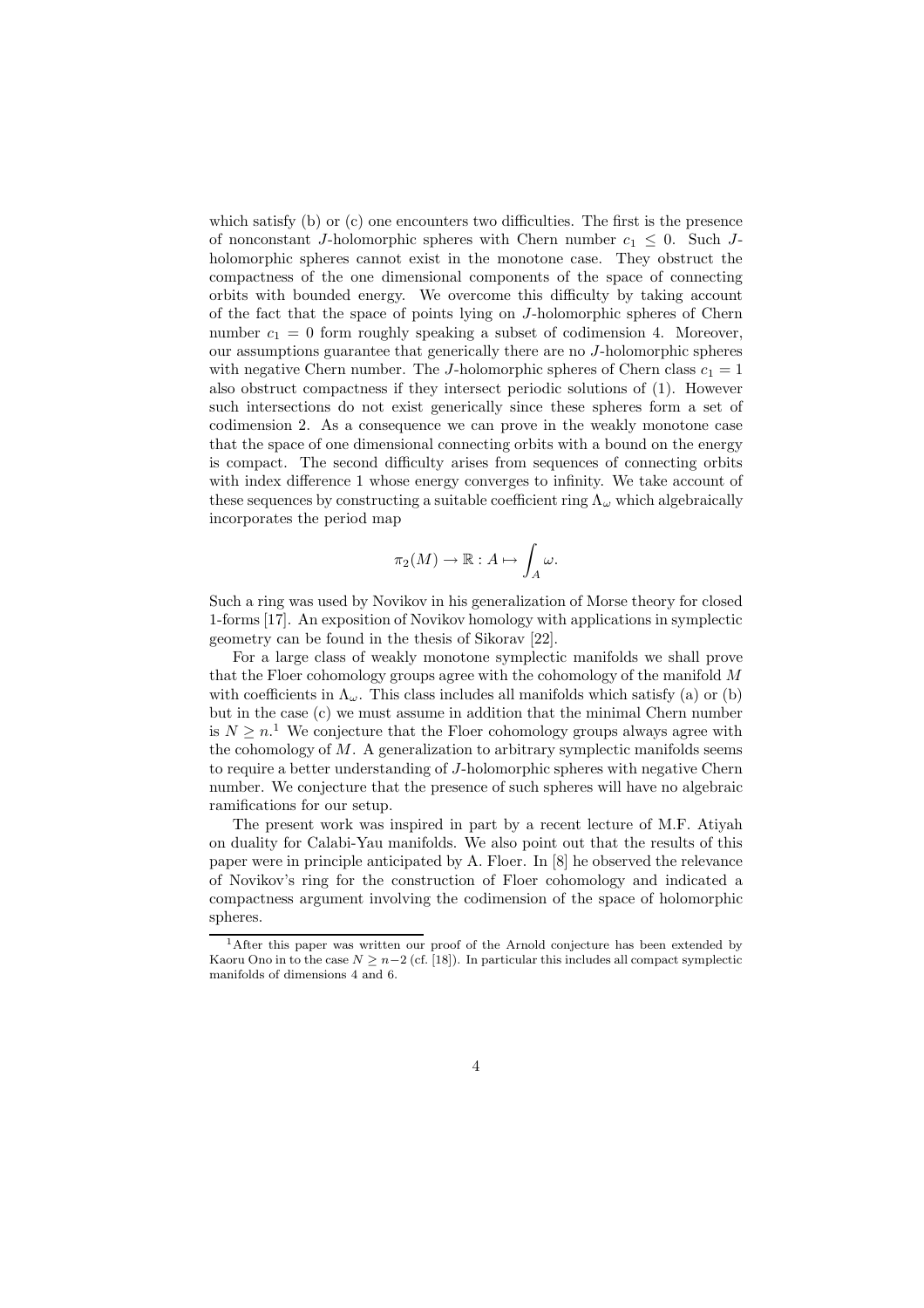which satisfy (b) or (c) one encounters two difficulties. The first is the presence of nonconstant $J$-holomorphic spheres with Chern number $c_1 \leq 0$. Such $J$-holomorphic spheres cannot exist in the monotone case. They obstruct the compactness of the one dimensional components of the space of connecting orbits with bounded energy. We overcome this difficulty by taking account of the fact that the space of points lying on $J$-holomorphic spheres of Chern number $c_1 = 0$ form roughly speaking a subset of codimension 4. Moreover, our assumptions guarantee that generically there are no $J$-holomorphic spheres with negative Chern number. The $J$-holomorphic spheres of Chern class $c_1 = 1$ also obstruct compactness if they intersect periodic solutions of (1). However such intersections do not exist generically since these spheres form a set of codimension 2. As a consequence we can prove in the weakly monotone case that the space of one dimensional connecting orbits with a bound on the energy is compact. The second difficulty arises from sequences of connecting orbits with index difference 1 whose energy converges to infinity. We take account of these sequences by constructing a suitable coefficient ring $\Lambda_\omega$ which algebraically incorporates the period map

$$\pi_2(M) \to \mathbb{R} : A \mapsto \int_A \omega.$$

Such a ring was used by Novikov in his generalization of Morse theory for closed 1-forms [17]. An exposition of Novikov homology with applications in symplectic geometry can be found in the thesis of Sikorav [22].

For a large class of weakly monotone symplectic manifolds we shall prove that the Floer cohomology groups agree with the cohomology of the manifold $M$ with coefficients in $\Lambda_\omega$. This class includes all manifolds which satisfy (a) or (b) but in the case (c) we must assume in addition that the minimal Chern number is $N \geq n$.[1] We conjecture that the Floer cohomology groups always agree with the cohomology of $M$. A generalization to arbitrary symplectic manifolds seems to require a better understanding of $J$-holomorphic spheres with negative Chern number. We conjecture that the presence of such spheres will have no algebraic ramifications for our setup.

The present work was inspired in part by a recent lecture of M.F. Atiyah on duality for Calabi-Yau manifolds. We also point out that the results of this paper were in principle anticipated by A. Floer. In [8] he observed the relevance of Novikov's ring for the construction of Floer cohomology and indicated a compactness argument involving the codimension of the space of holomorphic spheres.

[1] After this paper was written our proof of the Arnold conjecture has been extended by Kaoru Ono in to the case $N \geq n-2$ (cf. [18]). In particular this includes all compact symplectic manifolds of dimensions 4 and 6.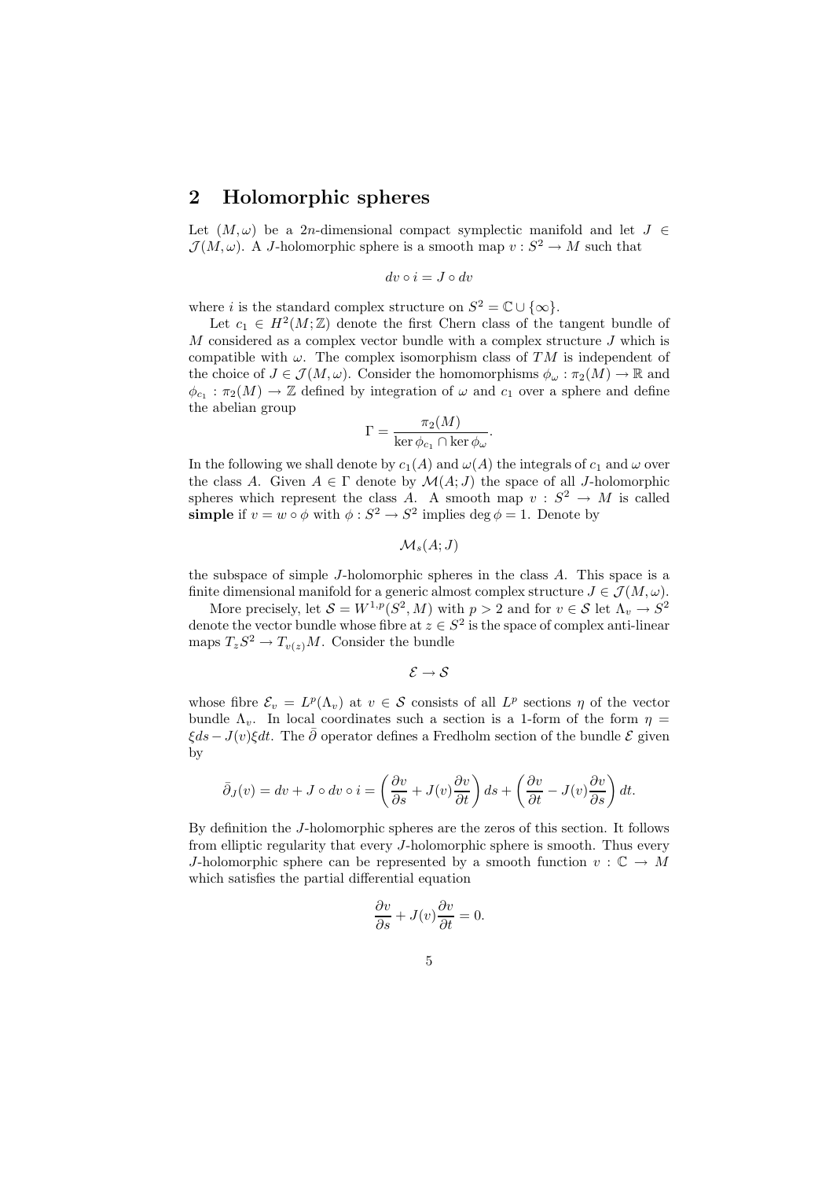## 2 Holomorphic spheres

Let $(M, \omega)$ be a $2n$-dimensional compact symplectic manifold and let $J \in \mathcal{J}(M, \omega)$. A $J$-holomorphic sphere is a smooth map $v : S^2 \to M$ such that

$$dv \circ i = J \circ dv$$

where $i$ is the standard complex structure on $S^2 = \mathbb{C} \cup \{\infty\}$.

Let $c_1 \in H^2(M; \mathbb{Z})$ denote the first Chern class of the tangent bundle of $M$ considered as a complex vector bundle with a complex structure $J$ which is compatible with $\omega$. The complex isomorphism class of $TM$ is independent of the choice of $J \in \mathcal{J}(M, \omega)$. Consider the homomorphisms $\phi_\omega : \pi_2(M) \to \mathbb{R}$ and $\phi_{c_1} : \pi_2(M) \to \mathbb{Z}$ defined by integration of $\omega$ and $c_1$ over a sphere and define the abelian group

$$\Gamma = \frac{\pi_2(M)}{\ker \phi_{c_1} \cap \ker \phi_\omega}.$$

In the following we shall denote by $c_1(A)$ and $\omega(A)$ the integrals of $c_1$ and $\omega$ over the class $A$. Given $A \in \Gamma$ denote by $\mathcal{M}(A; J)$ the space of all $J$-holomorphic spheres which represent the class $A$. A smooth map $v : S^2 \to M$ is called **simple** if $v = w \circ \phi$ with $\phi : S^2 \to S^2$ implies $\deg \phi = 1$. Denote by

$$\mathcal{M}_s(A; J)$$

the subspace of simple $J$-holomorphic spheres in the class $A$. This space is a finite dimensional manifold for a generic almost complex structure $J \in \mathcal{J}(M, \omega)$.

More precisely, let $\mathcal{S} = W^{1,p}(S^2, M)$ with $p > 2$ and for $v \in \mathcal{S}$ let $\Lambda_v \to S^2$ denote the vector bundle whose fibre at $z \in S^2$ is the space of complex anti-linear maps $T_z S^2 \to T_{v(z)} M$. Consider the bundle

$$\mathcal{E} \to \mathcal{S}$$

whose fibre $\mathcal{E}_v = L^p(\Lambda_v)$ at $v \in \mathcal{S}$ consists of all $L^p$ sections $\eta$ of the vector bundle $\Lambda_v$. In local coordinates such a section is a 1-form of the form $\eta = \xi ds - J(v)\xi dt$. The $\bar{\partial}$ operator defines a Fredholm section of the bundle $\mathcal{E}$ given by

$$\bar{\partial}_J(v) = dv + J \circ dv \circ i = \left( \frac{\partial v}{\partial s} + J(v) \frac{\partial v}{\partial t} \right) ds + \left( \frac{\partial v}{\partial t} - J(v) \frac{\partial v}{\partial s} \right) dt.$$

By definition the $J$-holomorphic spheres are the zeros of this section. It follows from elliptic regularity that every $J$-holomorphic sphere is smooth. Thus every $J$-holomorphic sphere can be represented by a smooth function $v : \mathbb{C} \to M$ which satisfies the partial differential equation

$$\frac{\partial v}{\partial s} + J(v) \frac{\partial v}{\partial t} = 0.$$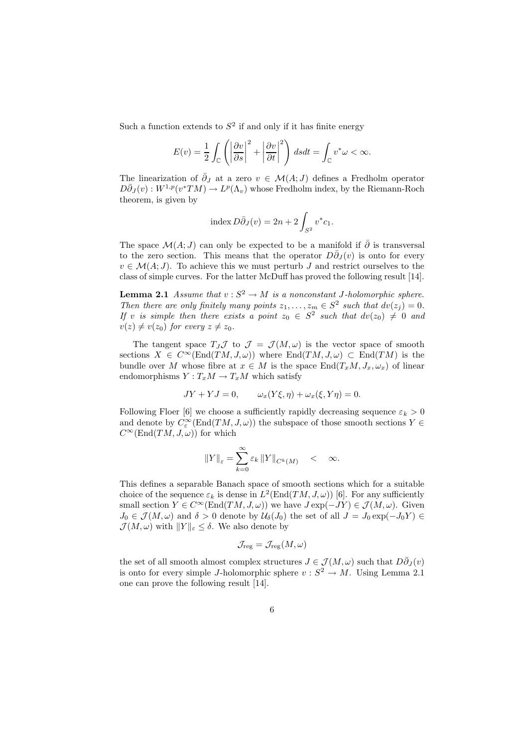Such a function extends to $S^2$ if and only if it has finite energy

$$E(v) = \frac{1}{2} \int_{\mathbb{C}} \left( \left| \frac{\partial v}{\partial s} \right|^2 + \left| \frac{\partial v}{\partial t} \right|^2 \right) dsdt = \int_{\mathbb{C}} v^* \omega < \infty.$$

The linearization of $\bar{\partial}_J$ at a zero $v \in \mathcal{M}(A; J)$ defines a Fredholm operator $D\bar{\partial}_J(v) : W^{1,p}(v^*TM) \to L^p(\Lambda_v)$ whose Fredholm index, by the Riemann-Roch theorem, is given by

$$\operatorname{index} D\bar{\partial}_J(v) = 2n + 2 \int_{S^2} v^* c_1.$$

The space $\mathcal{M}(A; J)$ can only be expected to be a manifold if $\bar{\partial}$ is transversal to the zero section. This means that the operator $D\bar{\partial}_J(v)$ is onto for every $v \in \mathcal{M}(A; J)$. To achieve this we must perturb $J$ and restrict ourselves to the class of simple curves. For the latter McDuff has proved the following result [14].

**Lemma 2.1** *Assume that $v : S^2 \to M$ is a nonconstant $J$-holomorphic sphere. Then there are only finitely many points $z_1, \ldots, z_m \in S^2$ such that $dv(z_j) = 0$. If $v$ is simple then there exists a point $z_0 \in S^2$ such that $dv(z_0) \neq 0$ and $v(z) \neq v(z_0)$ for every $z \neq z_0$.*

The tangent space $T_J\mathcal{J}$ to $\mathcal{J} = \mathcal{J}(M, \omega)$ is the vector space of smooth sections $X \in C^\infty(\operatorname{End}(TM, J, \omega))$ where $\operatorname{End}(TM, J, \omega) \subset \operatorname{End}(TM)$ is the bundle over $M$ whose fibre at $x \in M$ is the space $\operatorname{End}(T_xM, J_x, \omega_x)$ of linear endomorphisms $Y : T_xM \to T_xM$ which satisfy

$$JY + YJ = 0, \qquad \omega_x(Y\xi, \eta) + \omega_x(\xi, Y\eta) = 0.$$

Following Floer [6] we choose a sufficiently rapidly decreasing sequence $\varepsilon_k > 0$ and denote by $C^\infty_\varepsilon(\operatorname{End}(TM, J, \omega))$ the subspace of those smooth sections $Y \in C^\infty(\operatorname{End}(TM, J, \omega))$ for which

$$\|Y\|_\varepsilon = \sum_{k=0}^{\infty} \varepsilon_k \|Y\|_{C^k(M)} \quad < \quad \infty.$$

This defines a separable Banach space of smooth sections which for a suitable choice of the sequence $\varepsilon_k$ is dense in $L^2(\operatorname{End}(TM, J, \omega))$ [6]. For any sufficiently small section $Y \in C^\infty(\operatorname{End}(TM, J, \omega))$ we have $J \exp(-JY) \in \mathcal{J}(M, \omega)$. Given $J_0 \in \mathcal{J}(M, \omega)$ and $\delta > 0$ denote by $\mathcal{U}_\delta(J_0)$ the set of all $J = J_0 \exp(-J_0 Y) \in \mathcal{J}(M, \omega)$ with $\|Y\|_\varepsilon \leq \delta$. We also denote by

$$\mathcal{J}_{\text{reg}} = \mathcal{J}_{\text{reg}}(M, \omega)$$

the set of all smooth almost complex structures $J \in \mathcal{J}(M, \omega)$ such that $D\bar{\partial}_J(v)$ is onto for every simple $J$-holomorphic sphere $v : S^2 \to M$. Using Lemma 2.1 one can prove the following result [14].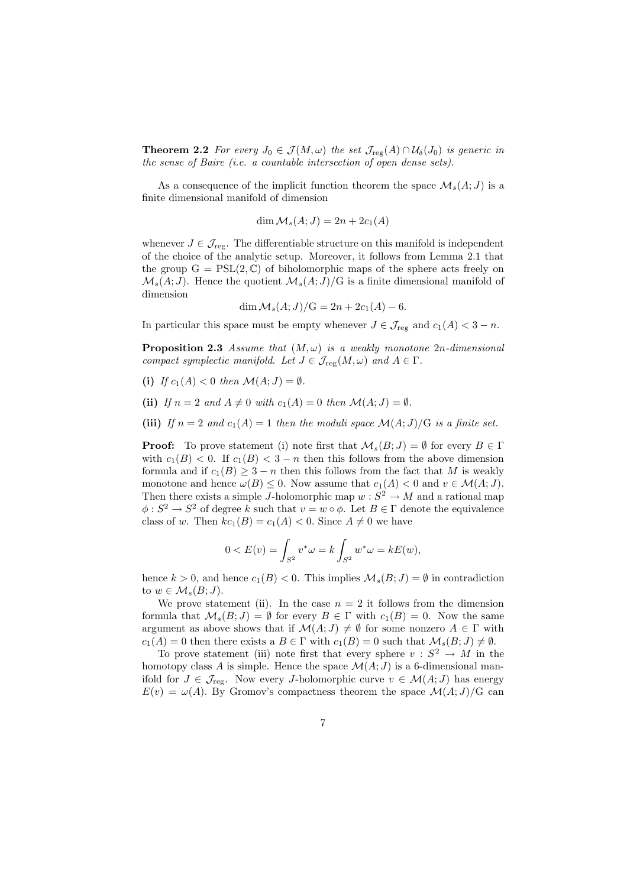**Theorem 2.2** *For every $J_0 \in \mathcal{J}(M,\omega)$ the set $\mathcal{J}_{\rm reg}(A) \cap \mathcal{U}_\delta(J_0)$ is generic in the sense of Baire (i.e. a countable intersection of open dense sets).*

As a consequence of the implicit function theorem the space $\mathcal{M}_s(A;J)$ is a finite dimensional manifold of dimension

$$\dim \mathcal{M}_s(A;J) = 2n + 2c_1(A)$$

whenever $J \in \mathcal{J}_{\rm reg}$. The differentiable structure on this manifold is independent of the choice of the analytic setup. Moreover, it follows from Lemma 2.1 that the group $\mathrm{G} = \mathrm{PSL}(2,\mathbb{C})$ of biholomorphic maps of the sphere acts freely on $\mathcal{M}_s(A;J)$. Hence the quotient $\mathcal{M}_s(A;J)/\mathrm{G}$ is a finite dimensional manifold of dimension

$$\dim \mathcal{M}_s(A;J)/\mathrm{G} = 2n + 2c_1(A) - 6.$$

In particular this space must be empty whenever $J \in \mathcal{J}_{\rm reg}$ and $c_1(A) < 3 - n$.

**Proposition 2.3** *Assume that $(M,\omega)$ is a weakly monotone $2n$-dimensional compact symplectic manifold. Let $J \in \mathcal{J}_{\rm reg}(M,\omega)$ and $A \in \Gamma$.*

**(i)** *If $c_1(A) < 0$ then $\mathcal{M}(A;J) = \emptyset$.*

**(ii)** *If $n = 2$ and $A \neq 0$ with $c_1(A) = 0$ then $\mathcal{M}(A;J) = \emptyset$.*

**(iii)** *If $n = 2$ and $c_1(A) = 1$ then the moduli space $\mathcal{M}(A;J)/\mathrm{G}$ is a finite set.*

**Proof:** To prove statement (i) note first that $\mathcal{M}_s(B;J) = \emptyset$ for every $B \in \Gamma$ with $c_1(B) < 0$. If $c_1(B) < 3 - n$ then this follows from the above dimension formula and if $c_1(B) \geq 3 - n$ then this follows from the fact that $M$ is weakly monotone and hence $\omega(B) \leq 0$. Now assume that $c_1(A) < 0$ and $v \in \mathcal{M}(A;J)$. Then there exists a simple $J$-holomorphic map $w : S^2 \to M$ and a rational map $\phi : S^2 \to S^2$ of degree $k$ such that $v = w \circ \phi$. Let $B \in \Gamma$ denote the equivalence class of $w$. Then $kc_1(B) = c_1(A) < 0$. Since $A \neq 0$ we have

$$0 < E(v) = \int_{S^2} v^*\omega = k \int_{S^2} w^*\omega = kE(w),$$

hence $k > 0$, and hence $c_1(B) < 0$. This implies $\mathcal{M}_s(B;J) = \emptyset$ in contradiction to $w \in \mathcal{M}_s(B;J)$.

We prove statement (ii). In the case $n = 2$ it follows from the dimension formula that $\mathcal{M}_s(B;J) = \emptyset$ for every $B \in \Gamma$ with $c_1(B) = 0$. Now the same argument as above shows that if $\mathcal{M}(A;J) \neq \emptyset$ for some nonzero $A \in \Gamma$ with $c_1(A) = 0$ then there exists a $B \in \Gamma$ with $c_1(B) = 0$ such that $\mathcal{M}_s(B;J) \neq \emptyset$.

To prove statement (iii) note first that every sphere $v : S^2 \to M$ in the homotopy class $A$ is simple. Hence the space $\mathcal{M}(A;J)$ is a 6-dimensional manifold for $J \in \mathcal{J}_{\rm reg}$. Now every $J$-holomorphic curve $v \in \mathcal{M}(A;J)$ has energy $E(v) = \omega(A)$. By Gromov's compactness theorem the space $\mathcal{M}(A;J)/\mathrm{G}$ can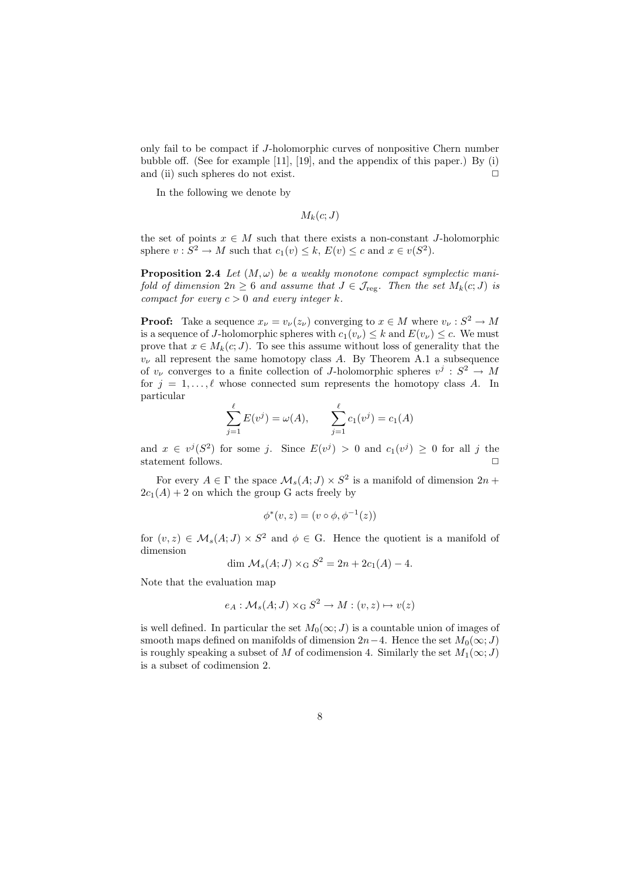only fail to be compact if $J$-holomorphic curves of nonpositive Chern number bubble off. (See for example [11], [19], and the appendix of this paper.) By (i) and (ii) such spheres do not exist. $\Box$

In the following we denote by

$$M_k(c; J)$$

the set of points $x \in M$ such that there exists a non-constant $J$-holomorphic sphere $v : S^2 \to M$ such that $c_1(v) \leq k$, $E(v) \leq c$ and $x \in v(S^2)$.

**Proposition 2.4** *Let $(M, \omega)$ be a weakly monotone compact symplectic manifold of dimension $2n \geq 6$ and assume that $J \in \mathcal{J}_{\mathrm{reg}}$. Then the set $M_k(c; J)$ is compact for every $c > 0$ and every integer $k$.*

**Proof:** Take a sequence $x_\nu = v_\nu(z_\nu)$ converging to $x \in M$ where $v_\nu : S^2 \to M$ is a sequence of $J$-holomorphic spheres with $c_1(v_\nu) \leq k$ and $E(v_\nu) \leq c$. We must prove that $x \in M_k(c; J)$. To see this assume without loss of generality that the $v_\nu$ all represent the same homotopy class $A$. By Theorem A.1 a subsequence of $v_\nu$ converges to a finite collection of $J$-holomorphic spheres $v^j : S^2 \to M$ for $j = 1, \ldots, \ell$ whose connected sum represents the homotopy class $A$. In particular

$$\sum_{j=1}^{\ell} E(v^j) = \omega(A), \qquad \sum_{j=1}^{\ell} c_1(v^j) = c_1(A)$$

and $x \in v^j(S^2)$ for some $j$. Since $E(v^j) > 0$ and $c_1(v^j) \geq 0$ for all $j$ the statement follows. $\Box$

For every $A \in \Gamma$ the space $\mathcal{M}_s(A; J) \times S^2$ is a manifold of dimension $2n + 2c_1(A) + 2$ on which the group G acts freely by

$$\phi^*(v, z) = (v \circ \phi, \phi^{-1}(z))$$

for $(v, z) \in \mathcal{M}_s(A; J) \times S^2$ and $\phi \in \mathrm{G}$. Hence the quotient is a manifold of dimension

$$\dim \mathcal{M}_s(A; J) \times_{\mathrm{G}} S^2 = 2n + 2c_1(A) - 4.$$

Note that the evaluation map

$$e_A : \mathcal{M}_s(A; J) \times_{\mathrm{G}} S^2 \to M : (v, z) \mapsto v(z)$$

is well defined. In particular the set $M_0(\infty; J)$ is a countable union of images of smooth maps defined on manifolds of dimension $2n-4$. Hence the set $M_0(\infty; J)$ is roughly speaking a subset of $M$ of codimension 4. Similarly the set $M_1(\infty; J)$ is a subset of codimension 2.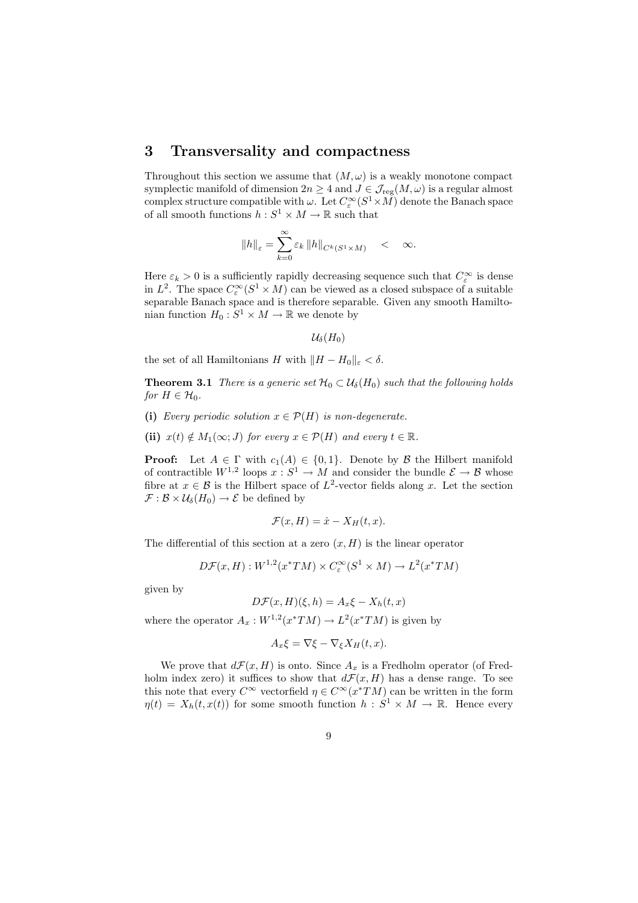## 3 Transversality and compactness

Throughout this section we assume that $(M, \omega)$ is a weakly monotone compact symplectic manifold of dimension $2n \geq 4$ and $J \in \mathcal{J}_{\mathrm{reg}}(M, \omega)$ is a regular almost complex structure compatible with $\omega$. Let $C^\infty_\varepsilon(S^1 \times M)$ denote the Banach space of all smooth functions $h : S^1 \times M \to \mathbb{R}$ such that

$$\|h\|_\varepsilon = \sum_{k=0}^{\infty} \varepsilon_k \, \|h\|_{C^k(S^1 \times M)} \quad < \quad \infty.$$

Here $\varepsilon_k > 0$ is a sufficiently rapidly decreasing sequence such that $C^\infty_\varepsilon$ is dense in $L^2$. The space $C^\infty_\varepsilon(S^1 \times M)$ can be viewed as a closed subspace of a suitable separable Banach space and is therefore separable. Given any smooth Hamiltonian function $H_0 : S^1 \times M \to \mathbb{R}$ we denote by

$$\mathcal{U}_\delta(H_0)$$

the set of all Hamiltonians $H$ with $\|H - H_0\|_\varepsilon < \delta$.

**Theorem 3.1** *There is a generic set $\mathcal{H}_0 \subset \mathcal{U}_\delta(H_0)$ such that the following holds for $H \in \mathcal{H}_0$.*

**(i)** *Every periodic solution $x \in \mathcal{P}(H)$ is non-degenerate.*

**(ii)** *$x(t) \notin M_1(\infty; J)$ for every $x \in \mathcal{P}(H)$ and every $t \in \mathbb{R}$.*

**Proof:** Let $A \in \Gamma$ with $c_1(A) \in \{0, 1\}$. Denote by $\mathcal{B}$ the Hilbert manifold of contractible $W^{1,2}$ loops $x : S^1 \to M$ and consider the bundle $\mathcal{E} \to \mathcal{B}$ whose fibre at $x \in \mathcal{B}$ is the Hilbert space of $L^2$-vector fields along $x$. Let the section $\mathcal{F} : \mathcal{B} \times \mathcal{U}_\delta(H_0) \to \mathcal{E}$ be defined by

$$\mathcal{F}(x, H) = \dot{x} - X_H(t, x).$$

The differential of this section at a zero $(x, H)$ is the linear operator

$$D\mathcal{F}(x, H) : W^{1,2}(x^*TM) \times C^\infty_\varepsilon(S^1 \times M) \to L^2(x^*TM)$$

given by

$$D\mathcal{F}(x, H)(\xi, h) = A_x \xi - X_h(t, x)$$

where the operator $A_x : W^{1,2}(x^*TM) \to L^2(x^*TM)$ is given by

$$A_x \xi = \nabla \xi - \nabla_\xi X_H(t, x).$$

We prove that $d\mathcal{F}(x, H)$ is onto. Since $A_x$ is a Fredholm operator (of Fredholm index zero) it suffices to show that $d\mathcal{F}(x, H)$ has a dense range. To see this note that every $C^\infty$ vectorfield $\eta \in C^\infty(x^*TM)$ can be written in the form $\eta(t) = X_h(t, x(t))$ for some smooth function $h : S^1 \times M \to \mathbb{R}$. Hence every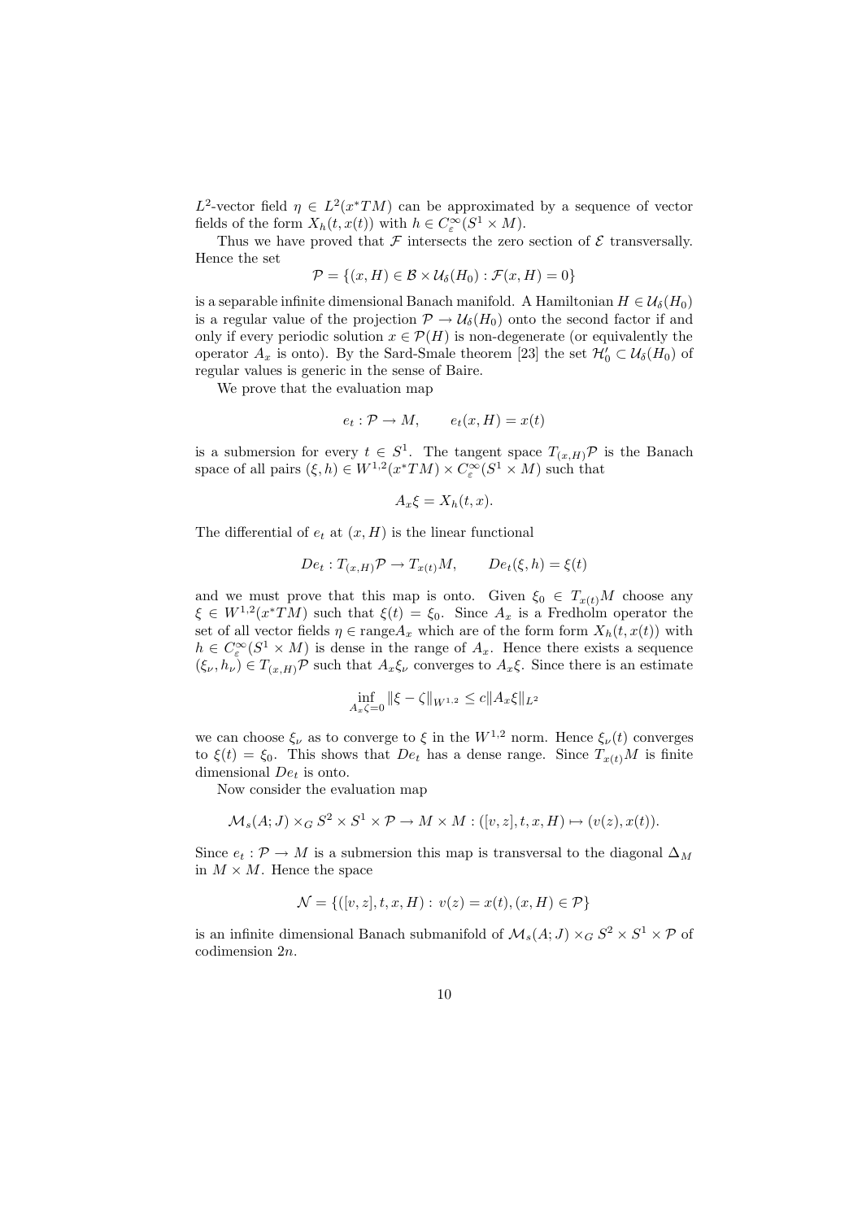$L^2$-vector field $\eta \in L^2(x^*TM)$ can be approximated by a sequence of vector fields of the form $X_h(t, x(t))$ with $h \in C^\infty_\varepsilon(S^1 \times M)$.

Thus we have proved that $\mathcal{F}$ intersects the zero section of $\mathcal{E}$ transversally. Hence the set

$$\mathcal{P} = \{(x, H) \in \mathcal{B} \times \mathcal{U}_\delta(H_0) : \mathcal{F}(x, H) = 0\}$$

is a separable infinite dimensional Banach manifold. A Hamiltonian $H \in \mathcal{U}_\delta(H_0)$ is a regular value of the projection $\mathcal{P} \to \mathcal{U}_\delta(H_0)$ onto the second factor if and only if every periodic solution $x \in \mathcal{P}(H)$ is non-degenerate (or equivalently the operator $A_x$ is onto). By the Sard-Smale theorem [23] the set $\mathcal{H}'_0 \subset \mathcal{U}_\delta(H_0)$ of regular values is generic in the sense of Baire.

We prove that the evaluation map

$$e_t : \mathcal{P} \to M, \qquad e_t(x, H) = x(t)$$

is a submersion for every $t \in S^1$. The tangent space $T_{(x,H)}\mathcal{P}$ is the Banach space of all pairs $(\xi, h) \in W^{1,2}(x^*TM) \times C^\infty_\varepsilon(S^1 \times M)$ such that

$$A_x \xi = X_h(t, x).$$

The differential of $e_t$ at $(x, H)$ is the linear functional

$$De_t : T_{(x,H)}\mathcal{P} \to T_{x(t)}M, \qquad De_t(\xi, h) = \xi(t)$$

and we must prove that this map is onto. Given $\xi_0 \in T_{x(t)}M$ choose any $\xi \in W^{1,2}(x^*TM)$ such that $\xi(t) = \xi_0$. Since $A_x$ is a Fredholm operator the set of all vector fields $\eta \in \mathrm{range} A_x$ which are of the form form $X_h(t, x(t))$ with $h \in C^\infty_\varepsilon(S^1 \times M)$ is dense in the range of $A_x$. Hence there exists a sequence $(\xi_\nu, h_\nu) \in T_{(x,H)}\mathcal{P}$ such that $A_x \xi_\nu$ converges to $A_x \xi$. Since there is an estimate

$$\inf_{A_x \zeta = 0} \|\xi - \zeta\|_{W^{1,2}} \le c \|A_x \xi\|_{L^2}$$

we can choose $\xi_\nu$ as to converge to $\xi$ in the $W^{1,2}$ norm. Hence $\xi_\nu(t)$ converges to $\xi(t) = \xi_0$. This shows that $De_t$ has a dense range. Since $T_{x(t)}M$ is finite dimensional $De_t$ is onto.

Now consider the evaluation map

$$\mathcal{M}_s(A; J) \times_G S^2 \times S^1 \times \mathcal{P} \to M \times M : ([v, z], t, x, H) \mapsto (v(z), x(t)).$$

Since $e_t : \mathcal{P} \to M$ is a submersion this map is transversal to the diagonal $\Delta_M$ in $M \times M$. Hence the space

$$\mathcal{N} = \{([v, z], t, x, H) : \, v(z) = x(t), (x, H) \in \mathcal{P}\}$$

is an infinite dimensional Banach submanifold of $\mathcal{M}_s(A; J) \times_G S^2 \times S^1 \times \mathcal{P}$ of codimension $2n$.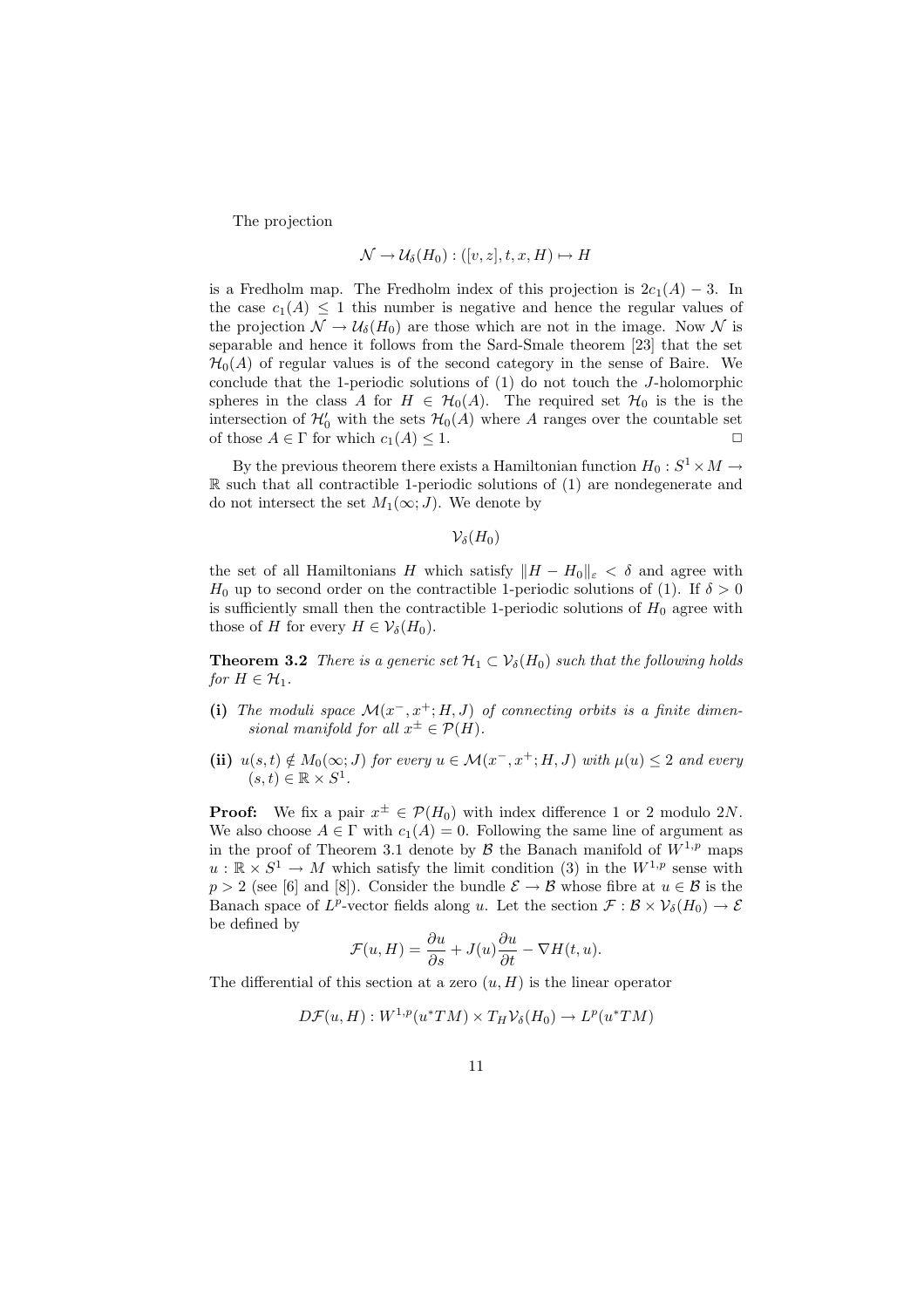The projection

$$\mathcal{N} \to \mathcal{U}_\delta(H_0) : ([v,z],t,x,H) \mapsto H$$

is a Fredholm map. The Fredholm index of this projection is $2c_1(A) - 3$. In the case $c_1(A) \leq 1$ this number is negative and hence the regular values of the projection $\mathcal{N} \to \mathcal{U}_\delta(H_0)$ are those which are not in the image. Now $\mathcal{N}$ is separable and hence it follows from the Sard-Smale theorem [23] that the set $\mathcal{H}_0(A)$ of regular values is of the second category in the sense of Baire. We conclude that the 1-periodic solutions of (1) do not touch the $J$-holomorphic spheres in the class $A$ for $H \in \mathcal{H}_0(A)$. The required set $\mathcal{H}_0$ is the is the intersection of $\mathcal{H}_0'$ with the sets $\mathcal{H}_0(A)$ where $A$ ranges over the countable set of those $A \in \Gamma$ for which $c_1(A) \leq 1$. □

By the previous theorem there exists a Hamiltonian function $H_0 : S^1 \times M \to \mathbb{R}$ such that all contractible 1-periodic solutions of (1) are nondegenerate and do not intersect the set $M_1(\infty; J)$. We denote by

$$\mathcal{V}_\delta(H_0)$$

the set of all Hamiltonians $H$ which satisfy $\|H - H_0\|_\varepsilon < \delta$ and agree with $H_0$ up to second order on the contractible 1-periodic solutions of (1). If $\delta > 0$ is sufficiently small then the contractible 1-periodic solutions of $H_0$ agree with those of $H$ for every $H \in \mathcal{V}_\delta(H_0)$.

**Theorem 3.2** *There is a generic set $\mathcal{H}_1 \subset \mathcal{V}_\delta(H_0)$ such that the following holds for $H \in \mathcal{H}_1$.*

**(i)** *The moduli space $\mathcal{M}(x^-, x^+; H, J)$ of connecting orbits is a finite dimensional manifold for all $x^\pm \in \mathcal{P}(H)$.*

**(ii)** *$u(s,t) \notin M_0(\infty; J)$ for every $u \in \mathcal{M}(x^-, x^+; H, J)$ with $\mu(u) \leq 2$ and every $(s,t) \in \mathbb{R} \times S^1$.*

**Proof:** We fix a pair $x^\pm \in \mathcal{P}(H_0)$ with index difference 1 or 2 modulo $2N$. We also choose $A \in \Gamma$ with $c_1(A) = 0$. Following the same line of argument as in the proof of Theorem 3.1 denote by $\mathcal{B}$ the Banach manifold of $W^{1,p}$ maps $u : \mathbb{R} \times S^1 \to M$ which satisfy the limit condition (3) in the $W^{1,p}$ sense with $p > 2$ (see [6] and [8]). Consider the bundle $\mathcal{E} \to \mathcal{B}$ whose fibre at $u \in \mathcal{B}$ is the Banach space of $L^p$-vector fields along $u$. Let the section $\mathcal{F} : \mathcal{B} \times \mathcal{V}_\delta(H_0) \to \mathcal{E}$ be defined by

$$\mathcal{F}(u,H) = \frac{\partial u}{\partial s} + J(u)\frac{\partial u}{\partial t} - \nabla H(t,u).$$

The differential of this section at a zero $(u,H)$ is the linear operator

$$D\mathcal{F}(u,H) : W^{1,p}(u^*TM) \times T_H\mathcal{V}_\delta(H_0) \to L^p(u^*TM)$$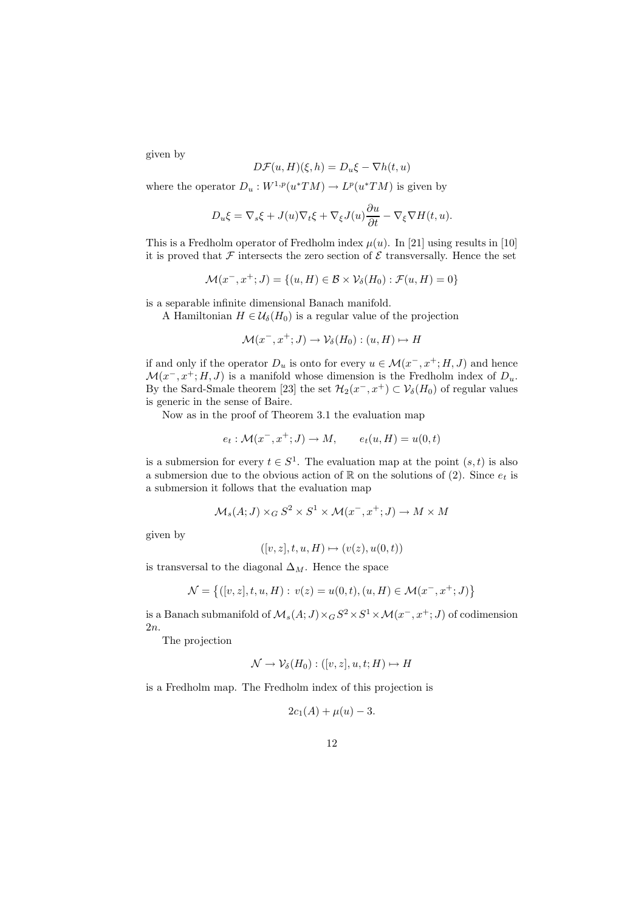given by

$$D\mathcal{F}(u,H)(\xi,h) = D_u\xi - \nabla h(t,u)$$

where the operator $D_u : W^{1,p}(u^*TM) \to L^p(u^*TM)$ is given by

$$D_u\xi = \nabla_s\xi + J(u)\nabla_t\xi + \nabla_\xi J(u)\frac{\partial u}{\partial t} - \nabla_\xi \nabla H(t,u).$$

This is a Fredholm operator of Fredholm index $\mu(u)$. In [21] using results in [10] it is proved that $\mathcal{F}$ intersects the zero section of $\mathcal{E}$ transversally. Hence the set

$$\mathcal{M}(x^-,x^+;J) = \{(u,H) \in \mathcal{B} \times \mathcal{V}_\delta(H_0) : \mathcal{F}(u,H) = 0\}$$

is a separable infinite dimensional Banach manifold.

A Hamiltonian $H \in \mathcal{U}_\delta(H_0)$ is a regular value of the projection

$$\mathcal{M}(x^-,x^+;J) \to \mathcal{V}_\delta(H_0) : (u,H) \mapsto H$$

if and only if the operator $D_u$ is onto for every $u \in \mathcal{M}(x^-,x^+;H,J)$ and hence $\mathcal{M}(x^-,x^+;H,J)$ is a manifold whose dimension is the Fredholm index of $D_u$. By the Sard-Smale theorem [23] the set $\mathcal{H}_2(x^-,x^+) \subset \mathcal{V}_\delta(H_0)$ of regular values is generic in the sense of Baire.

Now as in the proof of Theorem 3.1 the evaluation map

$$e_t : \mathcal{M}(x^-,x^+;J) \to M, \qquad e_t(u,H) = u(0,t)$$

is a submersion for every $t \in S^1$. The evaluation map at the point $(s,t)$ is also a submersion due to the obvious action of $\mathbb{R}$ on the solutions of (2). Since $e_t$ is a submersion it follows that the evaluation map

$$\mathcal{M}_s(A;J) \times_G S^2 \times S^1 \times \mathcal{M}(x^-,x^+;J) \to M \times M$$

given by

$$([v,z],t,u,H) \mapsto (v(z),u(0,t))$$

is transversal to the diagonal $\Delta_M$. Hence the space

$$\mathcal{N} = \left\{([v,z],t,u,H) :\ v(z) = u(0,t), (u,H) \in \mathcal{M}(x^-,x^+;J)\right\}$$

is a Banach submanifold of $\mathcal{M}_s(A;J) \times_G S^2 \times S^1 \times \mathcal{M}(x^-,x^+;J)$ of codimension $2n$.

The projection

$$\mathcal{N} \to \mathcal{V}_\delta(H_0) : ([v,z],u,t;H) \mapsto H$$

is a Fredholm map. The Fredholm index of this projection is

$$2c_1(A) + \mu(u) - 3.$$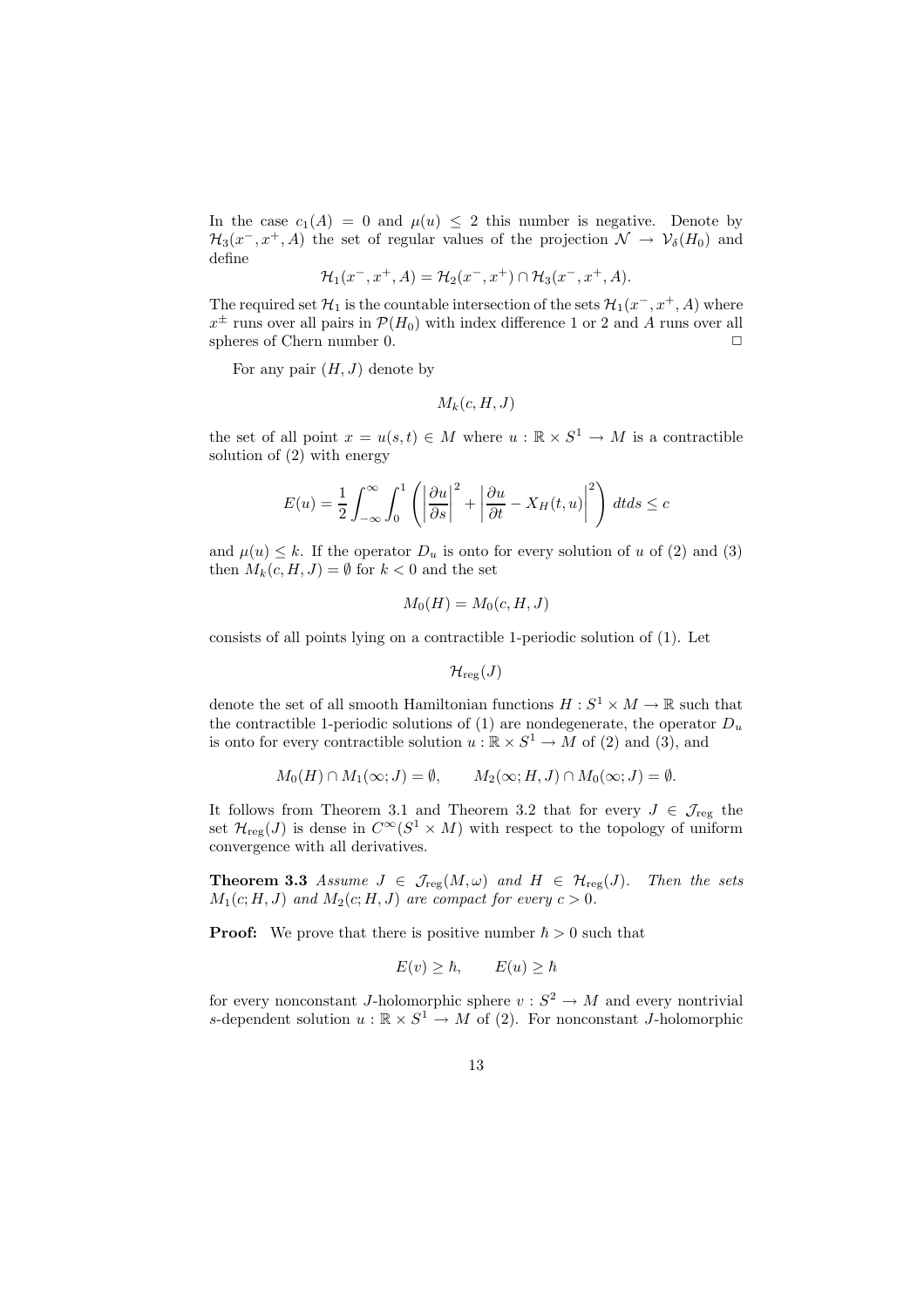In the case $c_1(A) = 0$ and $\mu(u) \leq 2$ this number is negative. Denote by $\mathcal{H}_3(x^-, x^+, A)$ the set of regular values of the projection $\mathcal{N} \to \mathcal{V}_\delta(H_0)$ and define

$$\mathcal{H}_1(x^-, x^+, A) = \mathcal{H}_2(x^-, x^+) \cap \mathcal{H}_3(x^-, x^+, A).$$

The required set $\mathcal{H}_1$ is the countable intersection of the sets $\mathcal{H}_1(x^-, x^+, A)$ where $x^\pm$ runs over all pairs in $\mathcal{P}(H_0)$ with index difference 1 or 2 and $A$ runs over all spheres of Chern number 0. $\Box$

For any pair $(H, J)$ denote by

$$M_k(c, H, J)$$

the set of all point $x = u(s, t) \in M$ where $u : \mathbb{R} \times S^1 \to M$ is a contractible solution of (2) with energy

$$E(u) = \frac{1}{2} \int_{-\infty}^{\infty} \int_0^1 \left( \left| \frac{\partial u}{\partial s} \right|^2 + \left| \frac{\partial u}{\partial t} - X_H(t, u) \right|^2 \right) dt ds \leq c$$

and $\mu(u) \leq k$. If the operator $D_u$ is onto for every solution of $u$ of (2) and (3) then $M_k(c, H, J) = \emptyset$ for $k < 0$ and the set

$$M_0(H) = M_0(c, H, J)$$

consists of all points lying on a contractible 1-periodic solution of (1). Let

$$\mathcal{H}_{\mathrm{reg}}(J)$$

denote the set of all smooth Hamiltonian functions $H : S^1 \times M \to \mathbb{R}$ such that the contractible 1-periodic solutions of (1) are nondegenerate, the operator $D_u$ is onto for every contractible solution $u : \mathbb{R} \times S^1 \to M$ of (2) and (3), and

$$M_0(H) \cap M_1(\infty; J) = \emptyset, \qquad M_2(\infty; H, J) \cap M_0(\infty; J) = \emptyset.$$

It follows from Theorem 3.1 and Theorem 3.2 that for every $J \in \mathcal{J}_{\mathrm{reg}}$ the set $\mathcal{H}_{\mathrm{reg}}(J)$ is dense in $C^\infty(S^1 \times M)$ with respect to the topology of uniform convergence with all derivatives.

**Theorem 3.3** *Assume $J \in \mathcal{J}_{\mathrm{reg}}(M, \omega)$ and $H \in \mathcal{H}_{\mathrm{reg}}(J)$. Then the sets $M_1(c; H, J)$ and $M_2(c; H, J)$ are compact for every $c > 0$.*

**Proof:** We prove that there is positive number $\hbar > 0$ such that

$$E(v) \geq \hbar, \qquad E(u) \geq \hbar$$

for every nonconstant $J$-holomorphic sphere $v : S^2 \to M$ and every nontrivial $s$-dependent solution $u : \mathbb{R} \times S^1 \to M$ of (2). For nonconstant $J$-holomorphic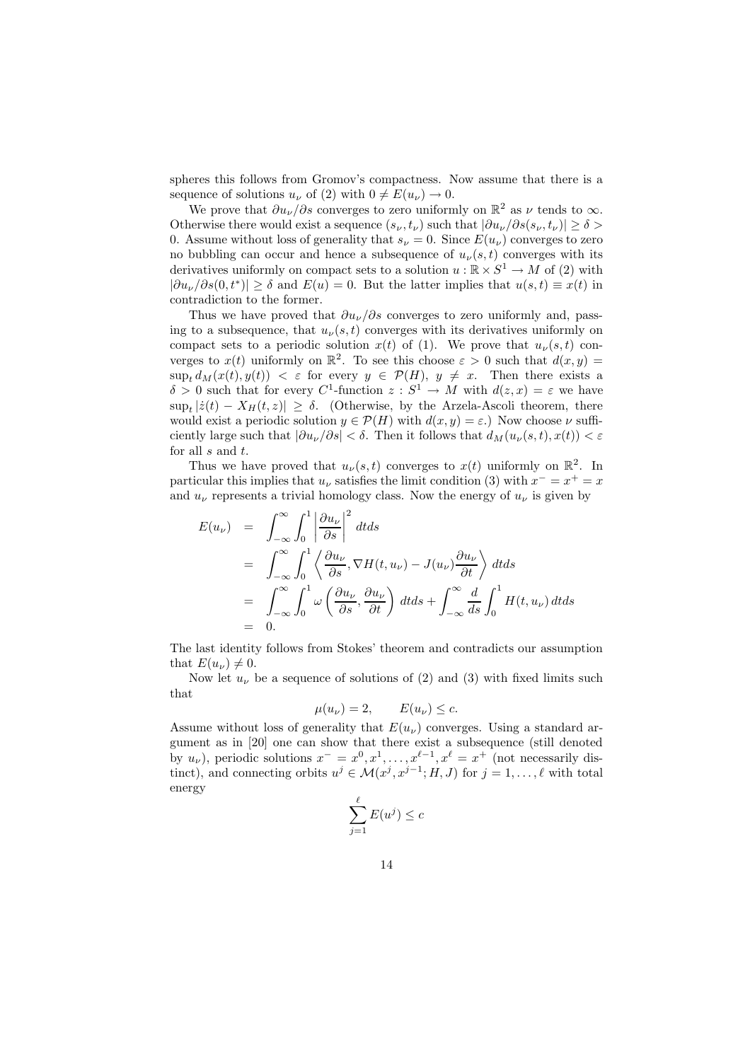spheres this follows from Gromov's compactness. Now assume that there is a sequence of solutions $u_\nu$ of (2) with $0 \neq E(u_\nu) \to 0$.

We prove that $\partial u_\nu/\partial s$ converges to zero uniformly on $\mathbb{R}^2$ as $\nu$ tends to $\infty$. Otherwise there would exist a sequence $(s_\nu, t_\nu)$ such that $|\partial u_\nu/\partial s(s_\nu, t_\nu)| \geq \delta > 0$. Assume without loss of generality that $s_\nu = 0$. Since $E(u_\nu)$ converges to zero no bubbling can occur and hence a subsequence of $u_\nu(s,t)$ converges with its derivatives uniformly on compact sets to a solution $u : \mathbb{R} \times S^1 \to M$ of (2) with $|\partial u_\nu/\partial s(0, t^*)| \geq \delta$ and $E(u) = 0$. But the latter implies that $u(s,t) \equiv x(t)$ in contradiction to the former.

Thus we have proved that $\partial u_\nu/\partial s$ converges to zero uniformly and, passing to a subsequence, that $u_\nu(s,t)$ converges with its derivatives uniformly on compact sets to a periodic solution $x(t)$ of (1). We prove that $u_\nu(s,t)$ converges to $x(t)$ uniformly on $\mathbb{R}^2$. To see this choose $\varepsilon > 0$ such that $d(x,y) = \sup_t d_M(x(t), y(t)) < \varepsilon$ for every $y \in \mathcal{P}(H)$, $y \neq x$. Then there exists a $\delta > 0$ such that for every $C^1$-function $z : S^1 \to M$ with $d(z,x) = \varepsilon$ we have $\sup_t |\dot{z}(t) - X_H(t,z)| \geq \delta$. (Otherwise, by the Arzela-Ascoli theorem, there would exist a periodic solution $y \in \mathcal{P}(H)$ with $d(x,y) = \varepsilon$.) Now choose $\nu$ sufficiently large such that $|\partial u_\nu/\partial s| < \delta$. Then it follows that $d_M(u_\nu(s,t), x(t)) < \varepsilon$ for all $s$ and $t$.

Thus we have proved that $u_\nu(s,t)$ converges to $x(t)$ uniformly on $\mathbb{R}^2$. In particular this implies that $u_\nu$ satisfies the limit condition (3) with $x^- = x^+ = x$ and $u_\nu$ represents a trivial homology class. Now the energy of $u_\nu$ is given by

$$
\begin{aligned}
E(u_\nu) &= \int_{-\infty}^{\infty} \int_0^1 \left| \frac{\partial u_\nu}{\partial s} \right|^2 dt ds \\
&= \int_{-\infty}^{\infty} \int_0^1 \left\langle \frac{\partial u_\nu}{\partial s}, \nabla H(t, u_\nu) - J(u_\nu) \frac{\partial u_\nu}{\partial t} \right\rangle dt ds \\
&= \int_{-\infty}^{\infty} \int_0^1 \omega\left( \frac{\partial u_\nu}{\partial s}, \frac{\partial u_\nu}{\partial t} \right) dt ds + \int_{-\infty}^{\infty} \frac{d}{ds} \int_0^1 H(t, u_\nu)\, dt ds \\
&= 0.
\end{aligned}
$$

The last identity follows from Stokes' theorem and contradicts our assumption that $E(u_\nu) \neq 0$.

Now let $u_\nu$ be a sequence of solutions of (2) and (3) with fixed limits such that

$$
\mu(u_\nu) = 2, \qquad E(u_\nu) \leq c.
$$

Assume without loss of generality that $E(u_\nu)$ converges. Using a standard argument as in [20] one can show that there exist a subsequence (still denoted by $u_\nu$), periodic solutions $x^- = x^0, x^1, \ldots, x^{\ell-1}, x^\ell = x^+$ (not necessarily distinct), and connecting orbits $u^j \in \mathcal{M}(x^j, x^{j-1}; H, J)$ for $j = 1, \ldots, \ell$ with total energy

$$
\sum_{j=1}^{\ell} E(u^j) \leq c
$$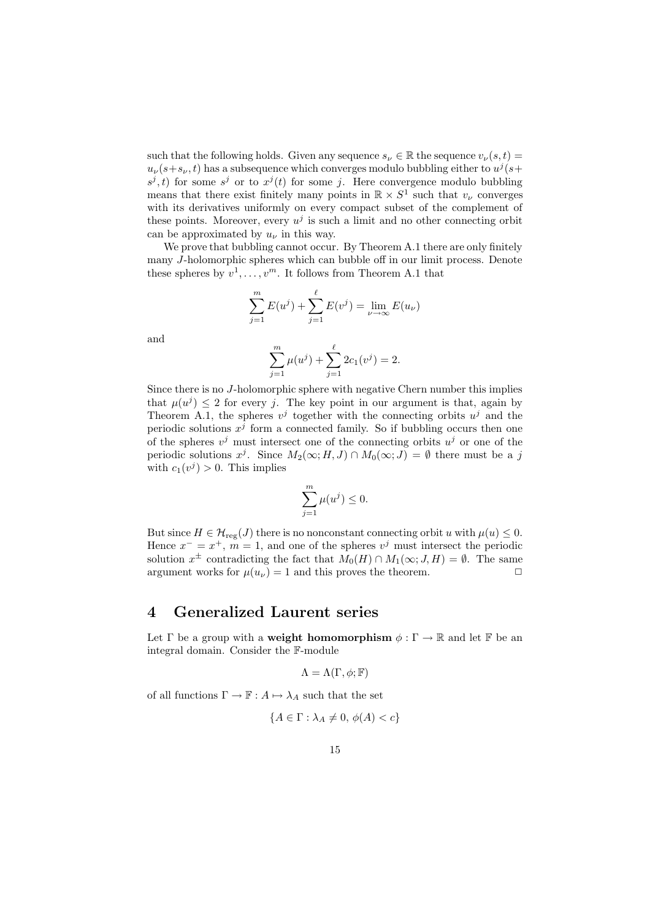such that the following holds. Given any sequence $s_\nu \in \mathbb{R}$ the sequence $v_\nu(s,t) = u_\nu(s+s_\nu,t)$ has a subsequence which converges modulo bubbling either to $u^j(s+s^j,t)$ for some $s^j$ or to $x^j(t)$ for some $j$. Here convergence modulo bubbling means that there exist finitely many points in $\mathbb{R}\times S^1$ such that $v_\nu$ converges with its derivatives uniformly on every compact subset of the complement of these points. Moreover, every $u^j$ is such a limit and no other connecting orbit can be approximated by $u_\nu$ in this way.

We prove that bubbling cannot occur. By Theorem A.1 there are only finitely many $J$-holomorphic spheres which can bubble off in our limit process. Denote these spheres by $v^1,\ldots,v^m$. It follows from Theorem A.1 that

$$\sum_{j=1}^{m} E(u^j) + \sum_{j=1}^{\ell} E(v^j) = \lim_{\nu\to\infty} E(u_\nu)$$

and

$$\sum_{j=1}^{m} \mu(u^j) + \sum_{j=1}^{\ell} 2c_1(v^j) = 2.$$

Since there is no $J$-holomorphic sphere with negative Chern number this implies that $\mu(u^j) \le 2$ for every $j$. The key point in our argument is that, again by Theorem A.1, the spheres $v^j$ together with the connecting orbits $u^j$ and the periodic solutions $x^j$ form a connected family. So if bubbling occurs then one of the spheres $v^j$ must intersect one of the connecting orbits $u^j$ or one of the periodic solutions $x^j$. Since $M_2(\infty;H,J)\cap M_0(\infty;J) = \emptyset$ there must be a $j$ with $c_1(v^j) > 0$. This implies

$$\sum_{j=1}^{m} \mu(u^j) \le 0.$$

But since $H \in \mathcal{H}_{\mathrm{reg}}(J)$ there is no nonconstant connecting orbit $u$ with $\mu(u) \le 0$. Hence $x^- = x^+$, $m=1$, and one of the spheres $v^j$ must intersect the periodic solution $x^\pm$ contradicting the fact that $M_0(H)\cap M_1(\infty;J,H) = \emptyset$. The same argument works for $\mu(u_\nu) = 1$ and this proves the theorem. □

# 4 Generalized Laurent series

Let $\Gamma$ be a group with a **weight homomorphism** $\phi : \Gamma \to \mathbb{R}$ and let $\mathbb{F}$ be an integral domain. Consider the $\mathbb{F}$-module

$$\Lambda = \Lambda(\Gamma,\phi;\mathbb{F})$$

of all functions $\Gamma \to \mathbb{F} : A \mapsto \lambda_A$ such that the set

$$\{A \in \Gamma : \lambda_A \ne 0,\ \phi(A) < c\}$$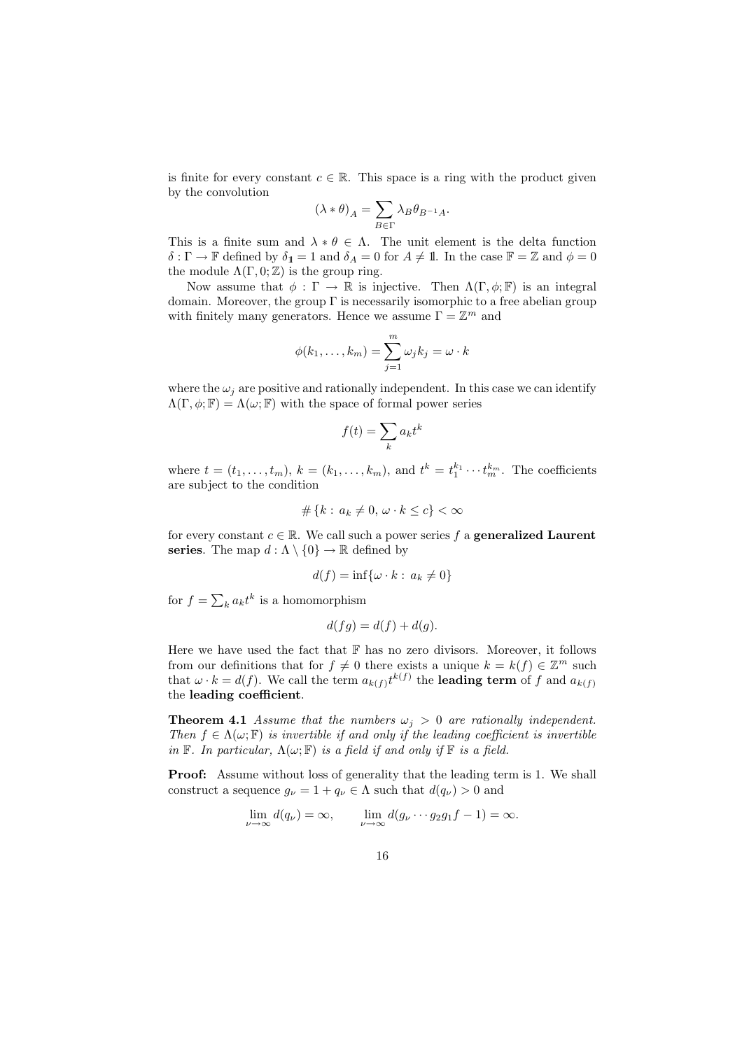is finite for every constant $c \in \mathbb{R}$. This space is a ring with the product given by the convolution

$$(\lambda * \theta)_A = \sum_{B \in \Gamma} \lambda_B \theta_{B^{-1}A}.$$

This is a finite sum and $\lambda * \theta \in \Lambda$. The unit element is the delta function $\delta : \Gamma \to \mathbb{F}$ defined by $\delta_{\mathbb{1}} = 1$ and $\delta_A = 0$ for $A \neq \mathbb{1}$. In the case $\mathbb{F} = \mathbb{Z}$ and $\phi = 0$ the module $\Lambda(\Gamma, 0; \mathbb{Z})$ is the group ring.

Now assume that $\phi : \Gamma \to \mathbb{R}$ is injective. Then $\Lambda(\Gamma, \phi; \mathbb{F})$ is an integral domain. Moreover, the group $\Gamma$ is necessarily isomorphic to a free abelian group with finitely many generators. Hence we assume $\Gamma = \mathbb{Z}^m$ and

$$\phi(k_1, \ldots, k_m) = \sum_{j=1}^{m} \omega_j k_j = \omega \cdot k$$

where the $\omega_j$ are positive and rationally independent. In this case we can identify $\Lambda(\Gamma, \phi; \mathbb{F}) = \Lambda(\omega; \mathbb{F})$ with the space of formal power series

$$f(t) = \sum_k a_k t^k$$

where $t = (t_1, \ldots, t_m)$, $k = (k_1, \ldots, k_m)$, and $t^k = t_1^{k_1} \cdots t_m^{k_m}$. The coefficients are subject to the condition

$$\# \{k : a_k \neq 0, \, \omega \cdot k \leq c\} < \infty$$

for every constant $c \in \mathbb{R}$. We call such a power series $f$ a **generalized Laurent series**. The map $d : \Lambda \setminus \{0\} \to \mathbb{R}$ defined by

$$d(f) = \inf\{\omega \cdot k : \, a_k \neq 0\}$$

for $f = \sum_k a_k t^k$ is a homomorphism

$$d(fg) = d(f) + d(g).$$

Here we have used the fact that $\mathbb{F}$ has no zero divisors. Moreover, it follows from our definitions that for $f \neq 0$ there exists a unique $k = k(f) \in \mathbb{Z}^m$ such that $\omega \cdot k = d(f)$. We call the term $a_{k(f)} t^{k(f)}$ the **leading term** of $f$ and $a_{k(f)}$ the **leading coefficient**.

**Theorem 4.1** *Assume that the numbers $\omega_j > 0$ are rationally independent. Then $f \in \Lambda(\omega; \mathbb{F})$ is invertible if and only if the leading coefficient is invertible in $\mathbb{F}$. In particular, $\Lambda(\omega; \mathbb{F})$ is a field if and only if $\mathbb{F}$ is a field.*

**Proof:** Assume without loss of generality that the leading term is 1. We shall construct a sequence $g_\nu = 1 + q_\nu \in \Lambda$ such that $d(q_\nu) > 0$ and

$$\lim_{\nu \to \infty} d(q_\nu) = \infty, \qquad \lim_{\nu \to \infty} d(g_\nu \cdots g_2 g_1 f - 1) = \infty.$$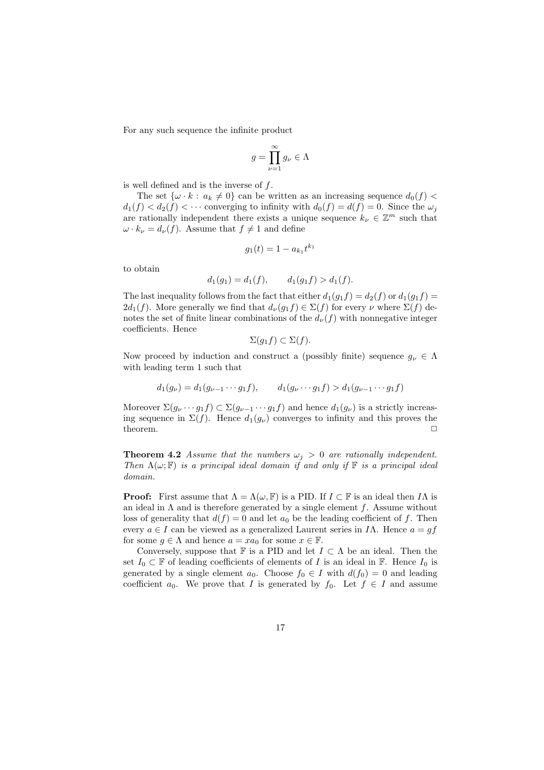For any such sequence the infinite product

$$g = \prod_{\nu=1}^{\infty} g_\nu \in \Lambda$$

is well defined and is the inverse of $f$.

The set $\{\omega \cdot k : a_k \neq 0\}$ can be written as an increasing sequence $d_0(f) < d_1(f) < d_2(f) < \cdots$ converging to infinity with $d_0(f) = d(f) = 0$. Since the $\omega_j$ are rationally independent there exists a unique sequence $k_\nu \in \mathbb{Z}^m$ such that $\omega \cdot k_\nu = d_\nu(f)$. Assume that $f \neq 1$ and define

$$g_1(t) = 1 - a_{k_1} t^{k_1}$$

to obtain

$$d_1(g_1) = d_1(f), \qquad d_1(g_1 f) > d_1(f).$$

The last inequality follows from the fact that either $d_1(g_1 f) = d_2(f)$ or $d_1(g_1 f) = 2d_1(f)$. More generally we find that $d_\nu(g_1 f) \in \Sigma(f)$ for every $\nu$ where $\Sigma(f)$ denotes the set of finite linear combinations of the $d_\nu(f)$ with nonnegative integer coefficients. Hence

$$\Sigma(g_1 f) \subset \Sigma(f).$$

Now proceed by induction and construct a (possibly finite) sequence $g_\nu \in \Lambda$ with leading term 1 such that

$$d_1(g_\nu) = d_1(g_{\nu-1} \cdots g_1 f), \qquad d_1(g_\nu \cdots g_1 f) > d_1(g_{\nu-1} \cdots g_1 f)$$

Moreover $\Sigma(g_\nu \cdots g_1 f) \subset \Sigma(g_{\nu-1} \cdots g_1 f)$ and hence $d_1(g_\nu)$ is a strictly increasing sequence in $\Sigma(f)$. Hence $d_1(g_\nu)$ converges to infinity and this proves the theorem. □

**Theorem 4.2** *Assume that the numbers $\omega_j > 0$ are rationally independent. Then $\Lambda(\omega; \mathbb{F})$ is a principal ideal domain if and only if $\mathbb{F}$ is a principal ideal domain.*

**Proof:** First assume that $\Lambda = \Lambda(\omega, \mathbb{F})$ is a PID. If $I \subset \mathbb{F}$ is an ideal then $I\Lambda$ is an ideal in $\Lambda$ and is therefore generated by a single element $f$. Assume without loss of generality that $d(f) = 0$ and let $a_0$ be the leading coefficient of $f$. Then every $a \in I$ can be viewed as a generalized Laurent series in $I\Lambda$. Hence $a = gf$ for some $g \in \Lambda$ and hence $a = xa_0$ for some $x \in \mathbb{F}$.

Conversely, suppose that $\mathbb{F}$ is a PID and let $I \subset \Lambda$ be an ideal. Then the set $I_0 \subset \mathbb{F}$ of leading coefficients of elements of $I$ is an ideal in $\mathbb{F}$. Hence $I_0$ is generated by a single element $a_0$. Choose $f_0 \in I$ with $d(f_0) = 0$ and leading coefficient $a_0$. We prove that $I$ is generated by $f_0$. Let $f \in I$ and assume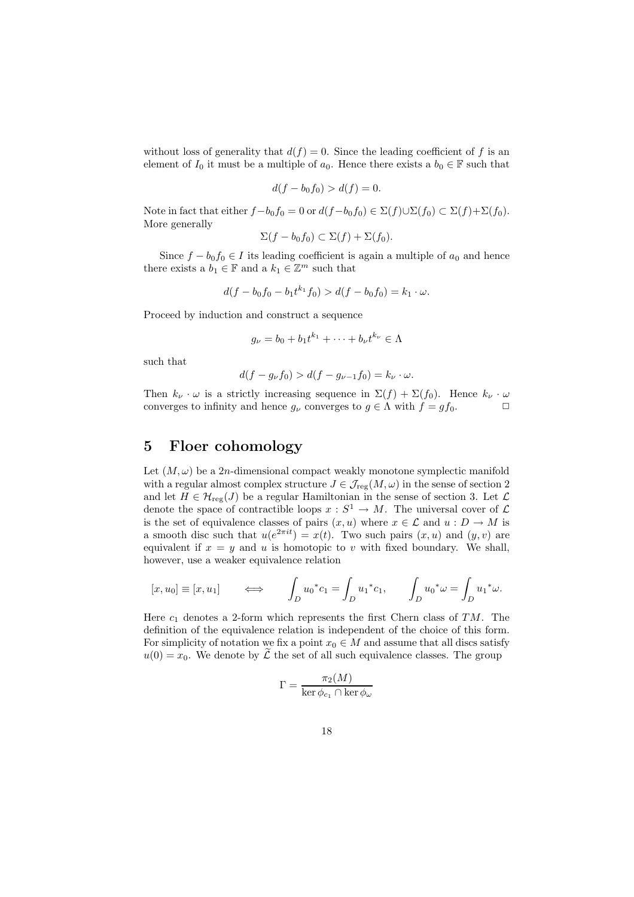without loss of generality that $d(f) = 0$. Since the leading coefficient of $f$ is an element of $I_0$ it must be a multiple of $a_0$. Hence there exists a $b_0 \in \mathbb{F}$ such that

$$d(f - b_0 f_0) > d(f) = 0.$$

Note in fact that either $f - b_0 f_0 = 0$ or $d(f - b_0 f_0) \in \Sigma(f) \cup \Sigma(f_0) \subset \Sigma(f) + \Sigma(f_0)$. More generally

$$\Sigma(f - b_0 f_0) \subset \Sigma(f) + \Sigma(f_0).$$

Since $f - b_0 f_0 \in I$ its leading coefficient is again a multiple of $a_0$ and hence there exists a $b_1 \in \mathbb{F}$ and a $k_1 \in \mathbb{Z}^m$ such that

$$d(f - b_0 f_0 - b_1 t^{k_1} f_0) > d(f - b_0 f_0) = k_1 \cdot \omega.$$

Proceed by induction and construct a sequence

$$g_\nu = b_0 + b_1 t^{k_1} + \cdots + b_\nu t^{k_\nu} \in \Lambda$$

such that

$$d(f - g_\nu f_0) > d(f - g_{\nu-1} f_0) = k_\nu \cdot \omega.$$

Then $k_\nu \cdot \omega$ is a strictly increasing sequence in $\Sigma(f) + \Sigma(f_0)$. Hence $k_\nu \cdot \omega$ converges to infinity and hence $g_\nu$ converges to $g \in \Lambda$ with $f = g f_0$. $\Box$

## 5 Floer cohomology

Let $(M, \omega)$ be a $2n$-dimensional compact weakly monotone symplectic manifold with a regular almost complex structure $J \in \mathcal{J}_{\mathrm{reg}}(M, \omega)$ in the sense of section 2 and let $H \in \mathcal{H}_{\mathrm{reg}}(J)$ be a regular Hamiltonian in the sense of section 3. Let $\mathcal{L}$ denote the space of contractible loops $x : S^1 \to M$. The universal cover of $\mathcal{L}$ is the set of equivalence classes of pairs $(x, u)$ where $x \in \mathcal{L}$ and $u : D \to M$ is a smooth disc such that $u(e^{2\pi i t}) = x(t)$. Two such pairs $(x, u)$ and $(y, v)$ are equivalent if $x = y$ and $u$ is homotopic to $v$ with fixed boundary. We shall, however, use a weaker equivalence relation

$$[x, u_0] \equiv [x, u_1] \qquad \Longleftrightarrow \qquad \int_D {u_0}^* c_1 = \int_D {u_1}^* c_1, \qquad \int_D {u_0}^* \omega = \int_D {u_1}^* \omega.$$

Here $c_1$ denotes a 2-form which represents the first Chern class of $TM$. The definition of the equivalence relation is independent of the choice of this form. For simplicity of notation we fix a point $x_0 \in M$ and assume that all discs satisfy $u(0) = x_0$. We denote by $\widetilde{\mathcal{L}}$ the set of all such equivalence classes. The group

$$\Gamma = \frac{\pi_2(M)}{\ker \phi_{c_1} \cap \ker \phi_\omega}$$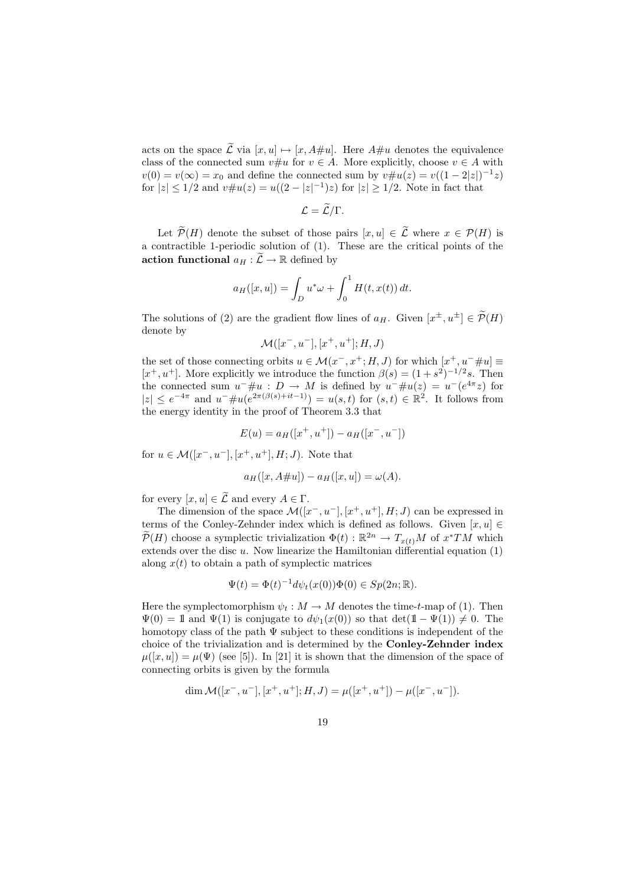acts on the space $\widetilde{\mathcal{L}}$ via $[x, u] \mapsto [x, A\#u]$. Here $A\#u$ denotes the equivalence class of the connected sum $v\#u$ for $v \in A$. More explicitly, choose $v \in A$ with $v(0) = v(\infty) = x_0$ and define the connected sum by $v\#u(z) = v((1 - 2|z|)^{-1}z)$ for $|z| \leq 1/2$ and $v\#u(z) = u((2 - |z|^{-1})z)$ for $|z| \geq 1/2$. Note in fact that

$$\mathcal{L} = \widetilde{\mathcal{L}}/\Gamma.$$

Let $\widetilde{\mathcal{P}}(H)$ denote the subset of those pairs $[x, u] \in \widetilde{\mathcal{L}}$ where $x \in \mathcal{P}(H)$ is a contractible 1-periodic solution of (1). These are the critical points of the **action functional** $a_H : \widetilde{\mathcal{L}} \to \mathbb{R}$ defined by

$$a_H([x, u]) = \int_D u^*\omega + \int_0^1 H(t, x(t))\, dt.$$

The solutions of (2) are the gradient flow lines of $a_H$. Given $[x^\pm, u^\pm] \in \widetilde{\mathcal{P}}(H)$ denote by

$$\mathcal{M}([x^-, u^-], [x^+, u^+]; H, J)$$

the set of those connecting orbits $u \in \mathcal{M}(x^-, x^+; H, J)$ for which $[x^+, u^-\#u] \equiv [x^+, u^+]$. More explicitly we introduce the function $\beta(s) = (1 + s^2)^{-1/2}s$. Then the connected sum $u^-\#u : D \to M$ is defined by $u^-\#u(z) = u^-(e^{4\pi}z)$ for $|z| \leq e^{-4\pi}$ and $u^-\#u(e^{2\pi(\beta(s)+it-1)}) = u(s, t)$ for $(s, t) \in \mathbb{R}^2$. It follows from the energy identity in the proof of Theorem 3.3 that

$$E(u) = a_H([x^+, u^+]) - a_H([x^-, u^-])$$

for $u \in \mathcal{M}([x^-, u^-], [x^+, u^+], H; J)$. Note that

$$a_H([x, A\#u]) - a_H([x, u]) = \omega(A).$$

for every $[x, u] \in \widetilde{\mathcal{L}}$ and every $A \in \Gamma$.

The dimension of the space $\mathcal{M}([x^-, u^-], [x^+, u^+], H; J)$ can be expressed in terms of the Conley-Zehnder index which is defined as follows. Given $[x, u] \in \widetilde{\mathcal{P}}(H)$ choose a symplectic trivialization $\Phi(t) : \mathbb{R}^{2n} \to T_{x(t)}M$ of $x^*TM$ which extends over the disc $u$. Now linearize the Hamiltonian differential equation (1) along $x(t)$ to obtain a path of symplectic matrices

$$\Psi(t) = \Phi(t)^{-1} d\psi_t(x(0))\Phi(0) \in Sp(2n; \mathbb{R}).$$

Here the symplectomorphism $\psi_t : M \to M$ denotes the time-$t$-map of (1). Then $\Psi(0) = 1\!\!1$ and $\Psi(1)$ is conjugate to $d\psi_1(x(0))$ so that $\det(1\!\!1 - \Psi(1)) \neq 0$. The homotopy class of the path $\Psi$ subject to these conditions is independent of the choice of the trivialization and is determined by the **Conley-Zehnder index** $\mu([x, u]) = \mu(\Psi)$ (see [5]). In [21] it is shown that the dimension of the space of connecting orbits is given by the formula

$$\dim \mathcal{M}([x^-, u^-], [x^+, u^+]; H, J) = \mu([x^+, u^+]) - \mu([x^-, u^-]).$$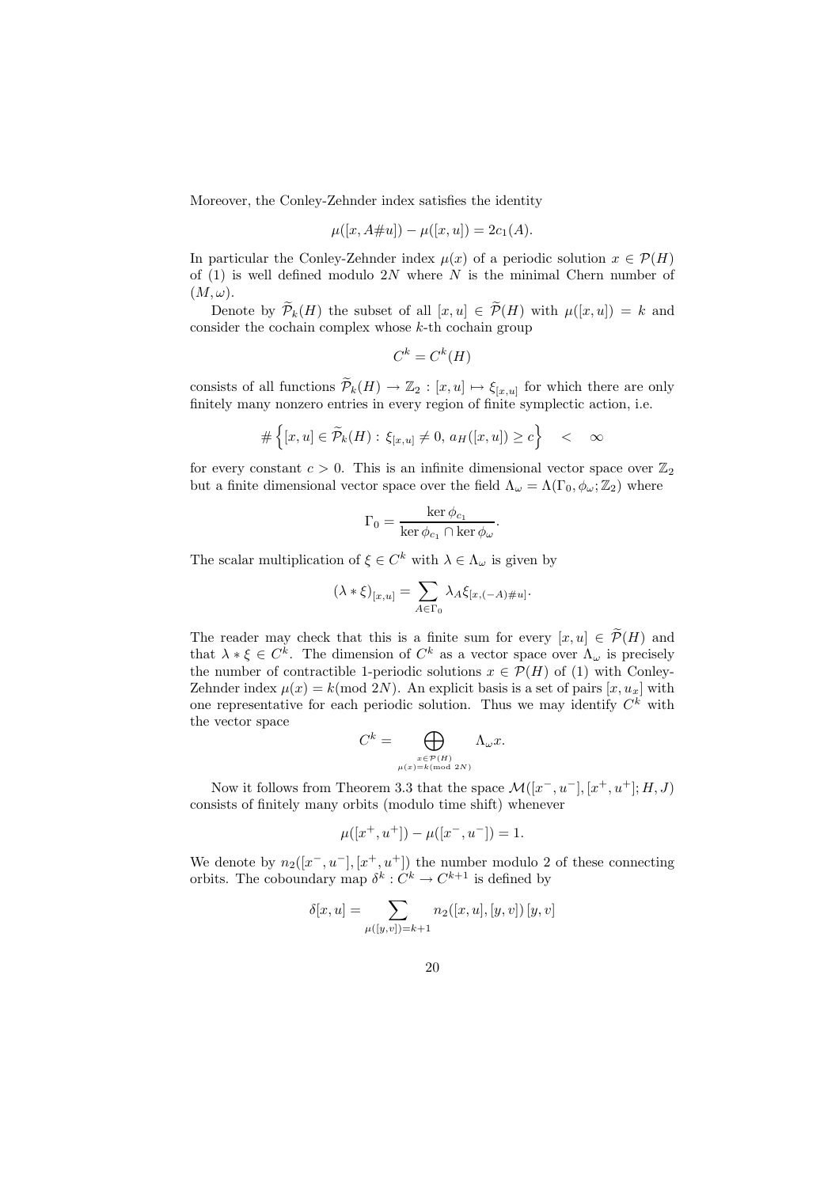Moreover, the Conley-Zehnder index satisfies the identity

$$\mu([x, A\#u]) - \mu([x, u]) = 2c_1(A).$$

In particular the Conley-Zehnder index $\mu(x)$ of a periodic solution $x \in \mathcal{P}(H)$ of (1) is well defined modulo $2N$ where $N$ is the minimal Chern number of $(M, \omega)$.

Denote by $\widetilde{\mathcal{P}}_k(H)$ the subset of all $[x, u] \in \widetilde{\mathcal{P}}(H)$ with $\mu([x, u]) = k$ and consider the cochain complex whose $k$-th cochain group

$$C^k = C^k(H)$$

consists of all functions $\widetilde{\mathcal{P}}_k(H) \to \mathbb{Z}_2 : [x, u] \mapsto \xi_{[x,u]}$ for which there are only finitely many nonzero entries in every region of finite symplectic action, i.e.

$$\# \left\{ [x, u] \in \widetilde{\mathcal{P}}_k(H) : \xi_{[x,u]} \neq 0, \, a_H([x, u]) \geq c \right\} \quad < \quad \infty$$

for every constant $c > 0$. This is an infinite dimensional vector space over $\mathbb{Z}_2$ but a finite dimensional vector space over the field $\Lambda_\omega = \Lambda(\Gamma_0, \phi_\omega; \mathbb{Z}_2)$ where

$$\Gamma_0 = \frac{\ker \phi_{c_1}}{\ker \phi_{c_1} \cap \ker \phi_\omega}.$$

The scalar multiplication of $\xi \in C^k$ with $\lambda \in \Lambda_\omega$ is given by

$$(\lambda * \xi)_{[x,u]} = \sum_{A \in \Gamma_0} \lambda_A \xi_{[x,(-A)\#u]}.$$

The reader may check that this is a finite sum for every $[x, u] \in \widetilde{\mathcal{P}}(H)$ and that $\lambda * \xi \in C^k$. The dimension of $C^k$ as a vector space over $\Lambda_\omega$ is precisely the number of contractible 1-periodic solutions $x \in \mathcal{P}(H)$ of (1) with Conley-Zehnder index $\mu(x) = k (\text{mod } 2N)$. An explicit basis is a set of pairs $[x, u_x]$ with one representative for each periodic solution. Thus we may identify $C^k$ with the vector space

$$C^k = \bigoplus_{\substack{x \in \mathcal{P}(H) \\ \mu(x) = k (\text{mod } 2N)}} \Lambda_\omega x.$$

Now it follows from Theorem 3.3 that the space $\mathcal{M}([x^-, u^-], [x^+, u^+]; H, J)$ consists of finitely many orbits (modulo time shift) whenever

$$\mu([x^+, u^+]) - \mu([x^-, u^-]) = 1.$$

We denote by $n_2([x^-, u^-], [x^+, u^+])$ the number modulo 2 of these connecting orbits. The coboundary map $\delta^k : C^k \to C^{k+1}$ is defined by

$$\delta[x, u] = \sum_{\mu([y,v]) = k+1} n_2([x, u], [y, v]) \, [y, v]$$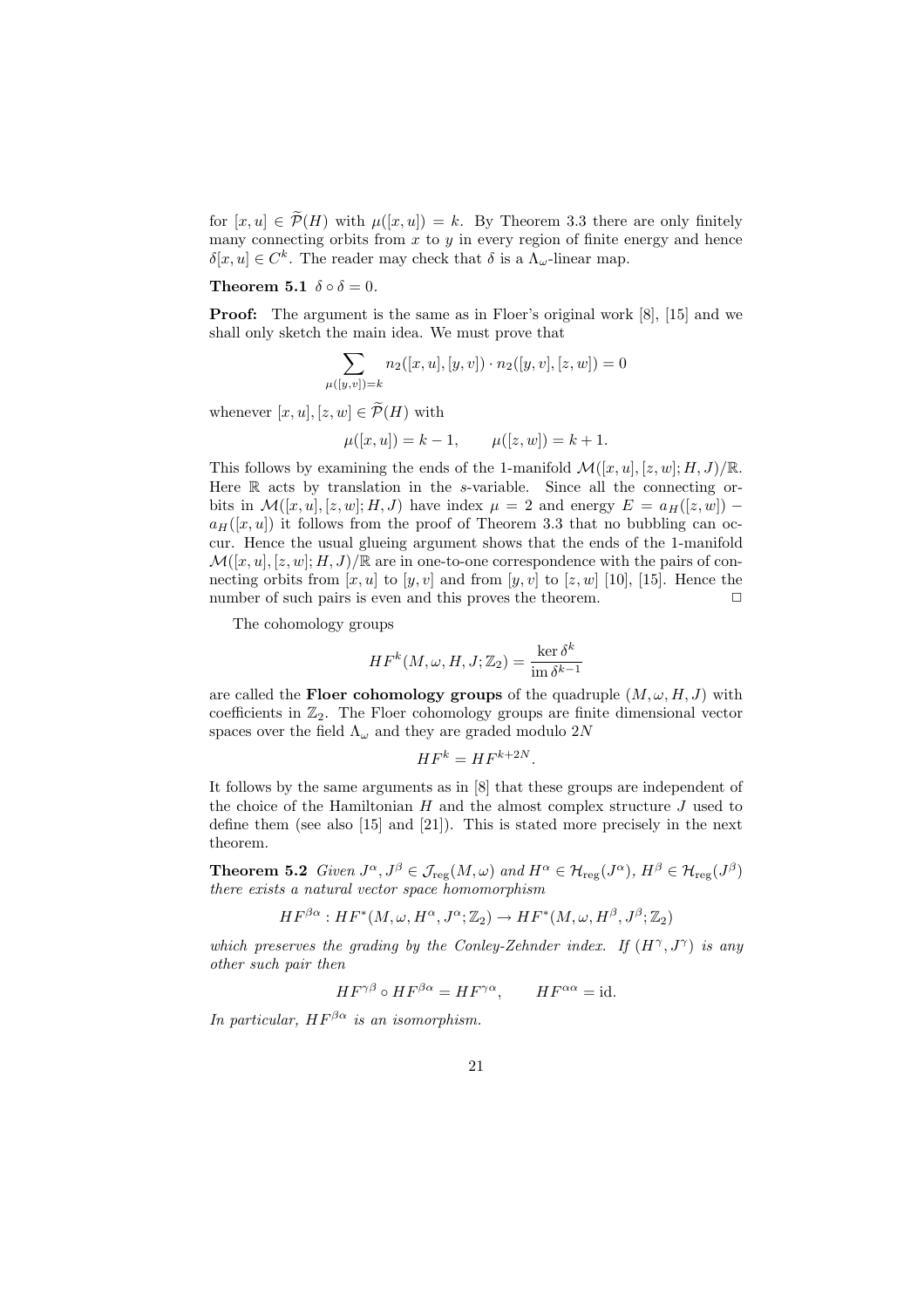for $[x, u] \in \widetilde{\mathcal{P}}(H)$ with $\mu([x, u]) = k$. By Theorem 3.3 there are only finitely many connecting orbits from $x$ to $y$ in every region of finite energy and hence $\delta[x, u] \in C^k$. The reader may check that $\delta$ is a $\Lambda_\omega$-linear map.

**Theorem 5.1** $\delta \circ \delta = 0$.

**Proof:** The argument is the same as in Floer's original work [8], [15] and we shall only sketch the main idea. We must prove that

$$\sum_{\mu([y,v])=k} n_2([x, u], [y, v]) \cdot n_2([y, v], [z, w]) = 0$$

whenever $[x, u], [z, w] \in \widetilde{\mathcal{P}}(H)$ with

$$\mu([x, u]) = k - 1, \qquad \mu([z, w]) = k + 1.$$

This follows by examining the ends of the 1-manifold $\mathcal{M}([x, u], [z, w]; H, J)/\mathbb{R}$. Here $\mathbb{R}$ acts by translation in the $s$-variable. Since all the connecting orbits in $\mathcal{M}([x, u], [z, w]; H, J)$ have index $\mu = 2$ and energy $E = a_H([z, w]) - a_H([x, u])$ it follows from the proof of Theorem 3.3 that no bubbling can occur. Hence the usual glueing argument shows that the ends of the 1-manifold $\mathcal{M}([x, u], [z, w]; H, J)/\mathbb{R}$ are in one-to-one correspondence with the pairs of connecting orbits from $[x, u]$ to $[y, v]$ and from $[y, v]$ to $[z, w]$ [10], [15]. Hence the number of such pairs is even and this proves the theorem. $\square$

The cohomology groups

$$HF^k(M, \omega, H, J; \mathbb{Z}_2) = \frac{\ker \delta^k}{\operatorname{im} \delta^{k-1}}$$

are called the **Floer cohomology groups** of the quadruple $(M, \omega, H, J)$ with coefficients in $\mathbb{Z}_2$. The Floer cohomology groups are finite dimensional vector spaces over the field $\Lambda_\omega$ and they are graded modulo $2N$

$$HF^k = HF^{k+2N}.$$

It follows by the same arguments as in [8] that these groups are independent of the choice of the Hamiltonian $H$ and the almost complex structure $J$ used to define them (see also [15] and [21]). This is stated more precisely in the next theorem.

**Theorem 5.2** *Given $J^\alpha, J^\beta \in \mathcal{J}_{\mathrm{reg}}(M, \omega)$ and $H^\alpha \in \mathcal{H}_{\mathrm{reg}}(J^\alpha)$, $H^\beta \in \mathcal{H}_{\mathrm{reg}}(J^\beta)$ there exists a natural vector space homomorphism*

$$HF^{\beta\alpha} : HF^*(M, \omega, H^\alpha, J^\alpha; \mathbb{Z}_2) \to HF^*(M, \omega, H^\beta, J^\beta; \mathbb{Z}_2)$$

*which preserves the grading by the Conley-Zehnder index. If $(H^\gamma, J^\gamma)$ is any other such pair then*

$$HF^{\gamma\beta} \circ HF^{\beta\alpha} = HF^{\gamma\alpha}, \qquad HF^{\alpha\alpha} = \mathrm{id}.$$

*In particular, $HF^{\beta\alpha}$ is an isomorphism.*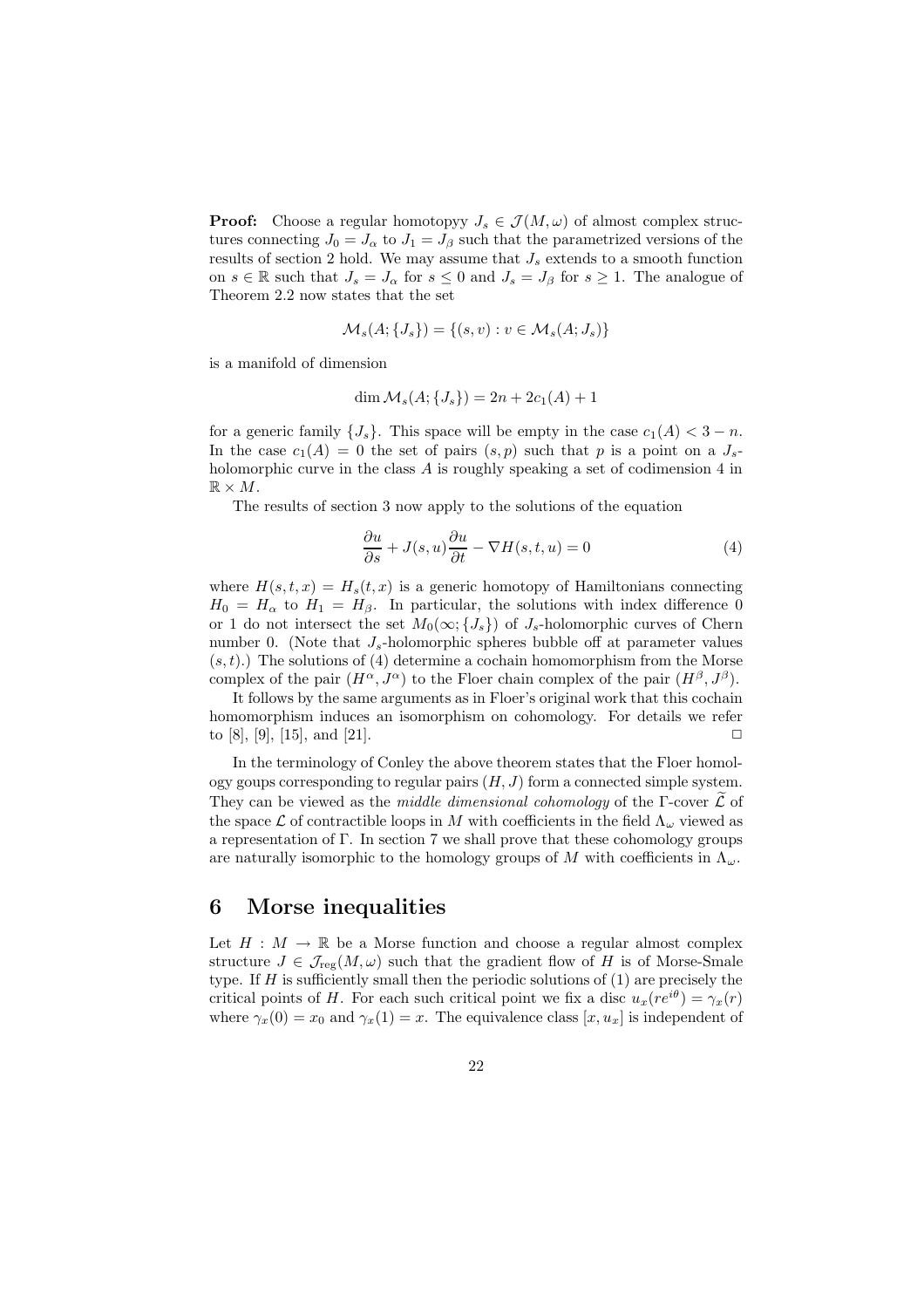**Proof:** Choose a regular homotopyy $J_s \in \mathcal{J}(M,\omega)$ of almost complex structures connecting $J_0 = J_\alpha$ to $J_1 = J_\beta$ such that the parametrized versions of the results of section 2 hold. We may assume that $J_s$ extends to a smooth function on $s \in \mathbb{R}$ such that $J_s = J_\alpha$ for $s \le 0$ and $J_s = J_\beta$ for $s \ge 1$. The analogue of Theorem 2.2 now states that the set

$$\mathcal{M}_s(A;\{J_s\}) = \{(s,v) : v \in \mathcal{M}_s(A;J_s)\}$$

is a manifold of dimension

$$\dim \mathcal{M}_s(A;\{J_s\}) = 2n + 2c_1(A) + 1$$

for a generic family $\{J_s\}$. This space will be empty in the case $c_1(A) < 3 - n$. In the case $c_1(A) = 0$ the set of pairs $(s,p)$ such that $p$ is a point on a $J_s$-holomorphic curve in the class $A$ is roughly speaking a set of codimension 4 in $\mathbb{R} \times M$.

The results of section 3 now apply to the solutions of the equation

$$\frac{\partial u}{\partial s} + J(s,u)\frac{\partial u}{\partial t} - \nabla H(s,t,u) = 0 \tag{4}$$

where $H(s,t,x) = H_s(t,x)$ is a generic homotopy of Hamiltonians connecting $H_0 = H_\alpha$ to $H_1 = H_\beta$. In particular, the solutions with index difference 0 or 1 do not intersect the set $M_0(\infty;\{J_s\})$ of $J_s$-holomorphic curves of Chern number 0. (Note that $J_s$-holomorphic spheres bubble off at parameter values $(s,t)$.) The solutions of (4) determine a cochain homomorphism from the Morse complex of the pair $(H^\alpha, J^\alpha)$ to the Floer chain complex of the pair $(H^\beta, J^\beta)$.

It follows by the same arguments as in Floer's original work that this cochain homomorphism induces an isomorphism on cohomology. For details we refer to [8], [9], [15], and [21]. □

In the terminology of Conley the above theorem states that the Floer homology goups corresponding to regular pairs $(H,J)$ form a connected simple system. They can be viewed as the *middle dimensional cohomology* of the $\Gamma$-cover $\widetilde{\mathcal{L}}$ of the space $\mathcal{L}$ of contractible loops in $M$ with coefficients in the field $\Lambda_\omega$ viewed as a representation of $\Gamma$. In section 7 we shall prove that these cohomology groups are naturally isomorphic to the homology groups of $M$ with coefficients in $\Lambda_\omega$.

# 6 Morse inequalities

Let $H : M \to \mathbb{R}$ be a Morse function and choose a regular almost complex structure $J \in \mathcal{J}_{\mathrm{reg}}(M,\omega)$ such that the gradient flow of $H$ is of Morse-Smale type. If $H$ is sufficiently small then the periodic solutions of (1) are precisely the critical points of $H$. For each such critical point we fix a disc $u_x(re^{i\theta}) = \gamma_x(r)$ where $\gamma_x(0) = x_0$ and $\gamma_x(1) = x$. The equivalence class $[x, u_x]$ is independent of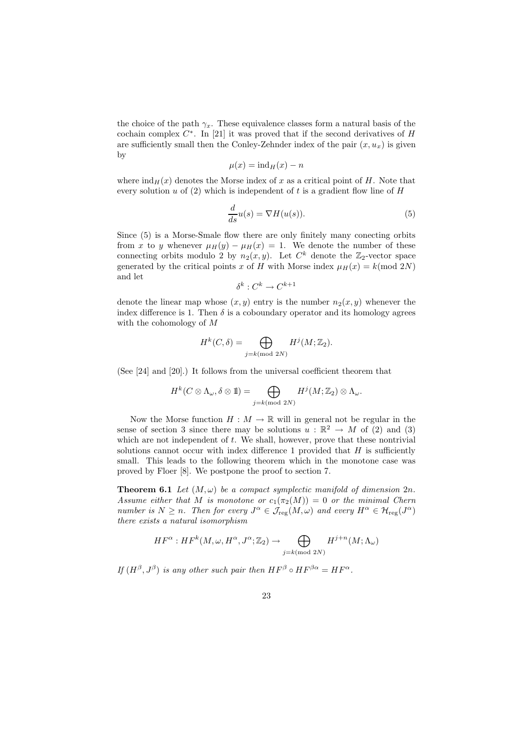the choice of the path $\gamma_x$. These equivalence classes form a natural basis of the cochain complex $C^*$. In [21] it was proved that if the second derivatives of $H$ are sufficiently small then the Conley-Zehnder index of the pair $(x, u_x)$ is given by

$$\mu(x) = \mathrm{ind}_H(x) - n$$

where $\mathrm{ind}_H(x)$ denotes the Morse index of $x$ as a critical point of $H$. Note that every solution $u$ of (2) which is independent of $t$ is a gradient flow line of $H$

$$\frac{d}{ds}u(s) = \nabla H(u(s)). \tag{5}$$

Since (5) is a Morse-Smale flow there are only finitely many conecting orbits from $x$ to $y$ whenever $\mu_H(y) - \mu_H(x) = 1$. We denote the number of these connecting orbits modulo 2 by $n_2(x, y)$. Let $C^k$ denote the $\mathbb{Z}_2$-vector space generated by the critical points $x$ of $H$ with Morse index $\mu_H(x) = k (\mathrm{mod}\ 2N)$ and let

$$\delta^k : C^k \to C^{k+1}$$

denote the linear map whose $(x, y)$ entry is the number $n_2(x, y)$ whenever the index difference is 1. Then $\delta$ is a coboundary operator and its homology agrees with the cohomology of $M$

$$H^k(C, \delta) = \bigoplus_{j=k(\mathrm{mod}\ 2N)} H^j(M; \mathbb{Z}_2).$$

(See [24] and [20].) It follows from the universal coefficient theorem that

$$H^k(C \otimes \Lambda_\omega, \delta \otimes \mathbb{1}) = \bigoplus_{j=k(\mathrm{mod}\ 2N)} H^j(M; \mathbb{Z}_2) \otimes \Lambda_\omega.$$

Now the Morse function $H : M \to \mathbb{R}$ will in general not be regular in the sense of section 3 since there may be solutions $u : \mathbb{R}^2 \to M$ of (2) and (3) which are not independent of $t$. We shall, however, prove that these nontrivial solutions cannot occur with index difference 1 provided that $H$ is sufficiently small. This leads to the following theorem which in the monotone case was proved by Floer [8]. We postpone the proof to section 7.

**Theorem 6.1** *Let $(M, \omega)$ be a compact symplectic manifold of dimension $2n$. Assume either that $M$ is monotone or $c_1(\pi_2(M)) = 0$ or the minimal Chern number is $N \geq n$. Then for every $J^\alpha \in \mathcal{J}_{\mathrm{reg}}(M, \omega)$ and every $H^\alpha \in \mathcal{H}_{\mathrm{reg}}(J^\alpha)$ there exists a natural isomorphism*

$$HF^\alpha : HF^k(M, \omega, H^\alpha, J^\alpha; \mathbb{Z}_2) \to \bigoplus_{j=k(\mathrm{mod}\ 2N)} H^{j+n}(M; \Lambda_\omega)$$

*If $(H^\beta, J^\beta)$ is any other such pair then $HF^\beta \circ HF^{\beta\alpha} = HF^\alpha$.*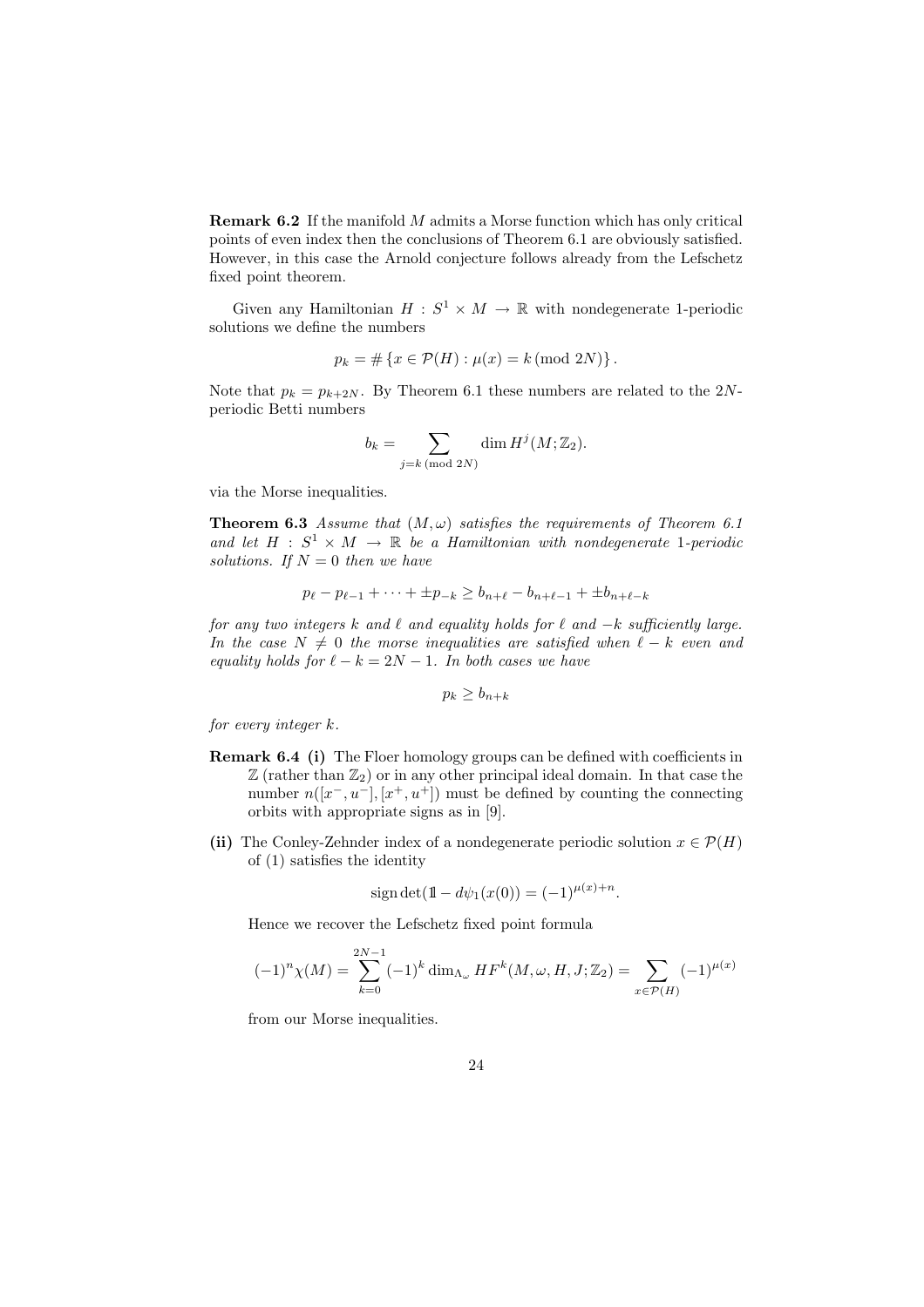**Remark 6.2** If the manifold $M$ admits a Morse function which has only critical points of even index then the conclusions of Theorem 6.1 are obviously satisfied. However, in this case the Arnold conjecture follows already from the Lefschetz fixed point theorem.

Given any Hamiltonian $H : S^1 \times M \to \mathbb{R}$ with nondegenerate 1-periodic solutions we define the numbers

$$p_k = \# \{x \in \mathcal{P}(H) : \mu(x) = k \, (\text{mod } 2N)\} .$$

Note that $p_k = p_{k+2N}$. By Theorem 6.1 these numbers are related to the $2N$-periodic Betti numbers

$$b_k = \sum_{j=k \, (\text{mod } 2N)} \dim H^j(M; \mathbb{Z}_2).$$

via the Morse inequalities.

**Theorem 6.3** *Assume that $(M, \omega)$ satisfies the requirements of Theorem 6.1 and let $H : S^1 \times M \to \mathbb{R}$ be a Hamiltonian with nondegenerate 1-periodic solutions. If $N = 0$ then we have*

$$p_\ell - p_{\ell-1} + \cdots + \pm p_{-k} \geq b_{n+\ell} - b_{n+\ell-1} + \pm b_{n+\ell-k}$$

*for any two integers $k$ and $\ell$ and equality holds for $\ell$ and $-k$ sufficiently large. In the case $N \neq 0$ the morse inequalities are satisfied when $\ell - k$ even and equality holds for $\ell - k = 2N - 1$. In both cases we have*

$$p_k \geq b_{n+k}$$

*for every integer $k$.*

**Remark 6.4** **(i)** The Floer homology groups can be defined with coefficients in $\mathbb{Z}$ (rather than $\mathbb{Z}_2$) or in any other principal ideal domain. In that case the number $n([x^-, u^-], [x^+, u^+])$ must be defined by counting the connecting orbits with appropriate signs as in [9].

**(ii)** The Conley-Zehnder index of a nondegenerate periodic solution $x \in \mathcal{P}(H)$ of (1) satisfies the identity

$$\operatorname{sign} \det(\mathbb{1} - d\psi_1(x(0)) = (-1)^{\mu(x)+n}.$$

Hence we recover the Lefschetz fixed point formula

$$(-1)^n \chi(M) = \sum_{k=0}^{2N-1} (-1)^k \dim_{\Lambda_\omega} HF^k(M, \omega, H, J; \mathbb{Z}_2) = \sum_{x \in \mathcal{P}(H)} (-1)^{\mu(x)}$$

from our Morse inequalities.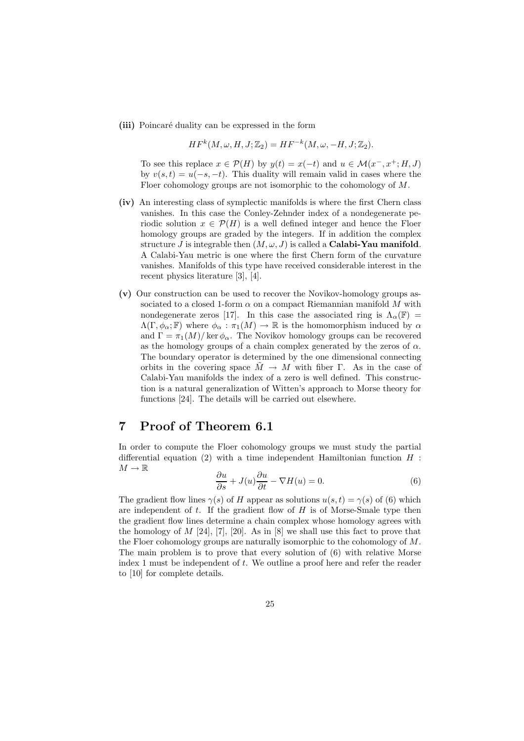**(iii)** Poincaré duality can be expressed in the form

$$HF^k(M, \omega, H, J; \mathbb{Z}_2) = HF^{-k}(M, \omega, -H, J; \mathbb{Z}_2).$$

To see this replace $x \in \mathcal{P}(H)$ by $y(t) = x(-t)$ and $u \in \mathcal{M}(x^-, x^+; H, J)$ by $v(s,t) = u(-s,-t)$. This duality will remain valid in cases where the Floer cohomology groups are not isomorphic to the cohomology of $M$.

**(iv)** An interesting class of symplectic manifolds is where the first Chern class vanishes. In this case the Conley-Zehnder index of a nondegenerate periodic solution $x \in \mathcal{P}(H)$ is a well defined integer and hence the Floer homology groups are graded by the integers. If in addition the complex structure $J$ is integrable then $(M, \omega, J)$ is called a **Calabi-Yau manifold**. A Calabi-Yau metric is one where the first Chern form of the curvature vanishes. Manifolds of this type have received considerable interest in the recent physics literature [3], [4].

**(v)** Our construction can be used to recover the Novikov-homology groups associated to a closed 1-form $\alpha$ on a compact Riemannian manifold $M$ with nondegenerate zeros [17]. In this case the associated ring is $\Lambda_\alpha(\mathbb{F}) = \Lambda(\Gamma, \phi_\alpha; \mathbb{F})$ where $\phi_\alpha : \pi_1(M) \to \mathbb{R}$ is the homomorphism induced by $\alpha$ and $\Gamma = \pi_1(M)/\ker \phi_\alpha$. The Novikov homology groups can be recovered as the homology groups of a chain complex generated by the zeros of $\alpha$. The boundary operator is determined by the one dimensional connecting orbits in the covering space $\tilde{M} \to M$ with fiber $\Gamma$. As in the case of Calabi-Yau manifolds the index of a zero is well defined. This construction is a natural generalization of Witten's approach to Morse theory for functions [24]. The details will be carried out elsewhere.

# 7 Proof of Theorem 6.1

In order to compute the Floer cohomology groups we must study the partial differential equation (2) with a time independent Hamiltonian function $H : M \to \mathbb{R}$

$$\frac{\partial u}{\partial s} + J(u)\frac{\partial u}{\partial t} - \nabla H(u) = 0. \tag{6}$$

The gradient flow lines $\gamma(s)$ of $H$ appear as solutions $u(s,t) = \gamma(s)$ of (6) which are independent of $t$. If the gradient flow of $H$ is of Morse-Smale type then the gradient flow lines determine a chain complex whose homology agrees with the homology of $M$ [24], [7], [20]. As in [8] we shall use this fact to prove that the Floer cohomology groups are naturally isomorphic to the cohomology of $M$. The main problem is to prove that every solution of (6) with relative Morse index 1 must be independent of $t$. We outline a proof here and refer the reader to [10] for complete details.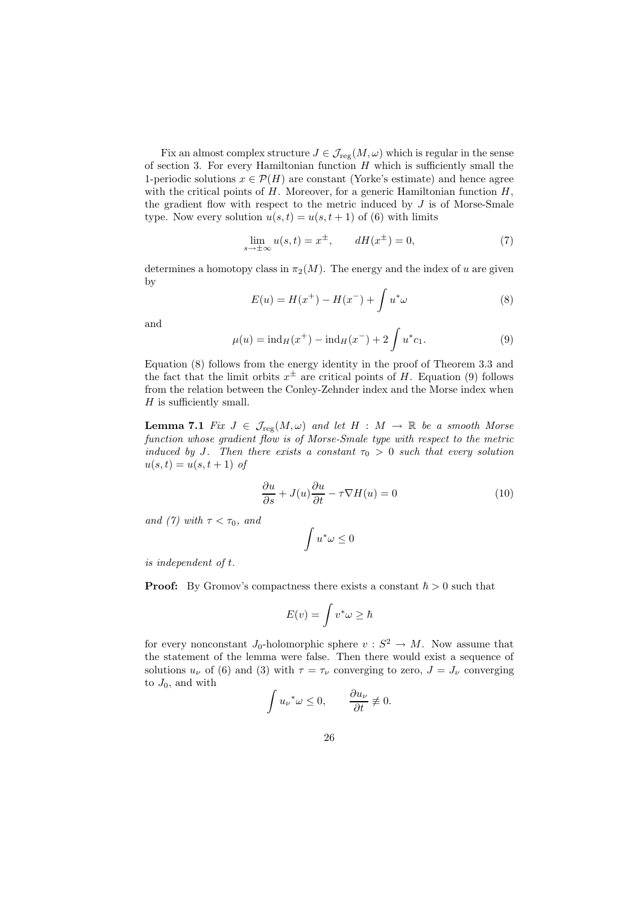Fix an almost complex structure $J \in \mathcal{J}_{\rm reg}(M, \omega)$ which is regular in the sense of section 3. For every Hamiltonian function $H$ which is sufficiently small the 1-periodic solutions $x \in \mathcal{P}(H)$ are constant (Yorke's estimate) and hence agree with the critical points of $H$. Moreover, for a generic Hamiltonian function $H$, the gradient flow with respect to the metric induced by $J$ is of Morse-Smale type. Now every solution $u(s, t) = u(s, t + 1)$ of (6) with limits

$$\lim_{s \to \pm\infty} u(s, t) = x^{\pm}, \qquad dH(x^{\pm}) = 0, \tag{7}$$

determines a homotopy class in $\pi_2(M)$. The energy and the index of $u$ are given by

$$E(u) = H(x^+) - H(x^-) + \int u^*\omega \tag{8}$$

and

$$\mu(u) = \mathrm{ind}_H(x^+) - \mathrm{ind}_H(x^-) + 2\int u^*c_1. \tag{9}$$

Equation (8) follows from the energy identity in the proof of Theorem 3.3 and the fact that the limit orbits $x^{\pm}$ are critical points of $H$. Equation (9) follows from the relation between the Conley-Zehnder index and the Morse index when $H$ is sufficiently small.

**Lemma 7.1** *Fix $J \in \mathcal{J}_{\rm reg}(M, \omega)$ and let $H : M \to \mathbb{R}$ be a smooth Morse function whose gradient flow is of Morse-Smale type with respect to the metric induced by $J$. Then there exists a constant $\tau_0 > 0$ such that every solution $u(s, t) = u(s, t + 1)$ of*

$$\frac{\partial u}{\partial s} + J(u)\frac{\partial u}{\partial t} - \tau \nabla H(u) = 0 \tag{10}$$

*and (7) with $\tau < \tau_0$, and*

$$\int u^*\omega \le 0$$

*is independent of $t$.*

**Proof:** By Gromov's compactness there exists a constant $\hbar > 0$ such that

$$E(v) = \int v^*\omega \ge \hbar$$

for every nonconstant $J_0$-holomorphic sphere $v : S^2 \to M$. Now assume that the statement of the lemma were false. Then there would exist a sequence of solutions $u_\nu$ of (6) and (3) with $\tau = \tau_\nu$ converging to zero, $J = J_\nu$ converging to $J_0$, and with

$$\int {u_\nu}^*\omega \le 0, \qquad \frac{\partial u_\nu}{\partial t} \not\equiv 0.$$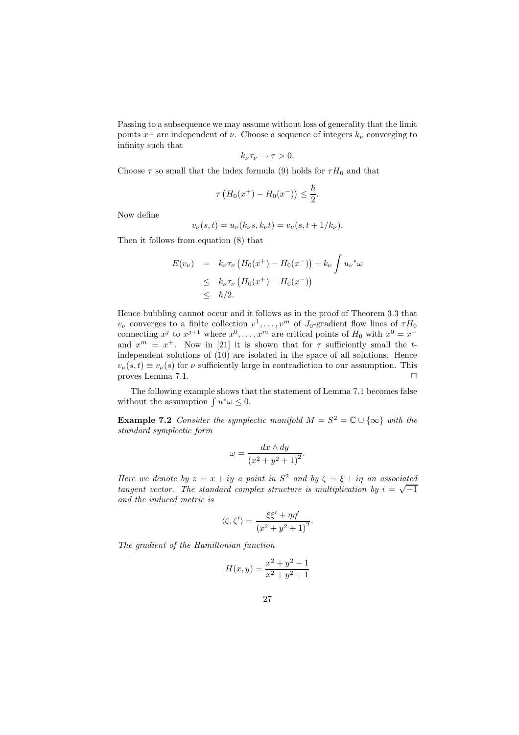Passing to a subsequence we may assume without loss of generality that the limit points $x^{\pm}$ are independent of $\nu$. Choose a sequence of integers $k_\nu$ converging to infinity such that

$$k_\nu \tau_\nu \to \tau > 0.$$

Choose $\tau$ so small that the index formula (9) holds for $\tau H_0$ and that

$$\tau \left( H_0(x^+) - H_0(x^-) \right) \leq \frac{\hbar}{2}.$$

Now define

$$v_\nu(s,t) = u_\nu(k_\nu s, k_\nu t) = v_\nu(s, t + 1/k_\nu).$$

Then it follows from equation (8) that

$$\begin{aligned} E(v_\nu) &= k_\nu \tau_\nu \left( H_0(x^+) - H_0(x^-) \right) + k_\nu \int {u_\nu}^* \omega \\ &\leq k_\nu \tau_\nu \left( H_0(x^+) - H_0(x^-) \right) \\ &\leq \hbar/2. \end{aligned}$$

Hence bubbling cannot occur and it follows as in the proof of Theorem 3.3 that $v_\nu$ converges to a finite collection $v^1, \ldots, v^m$ of $J_0$-gradient flow lines of $\tau H_0$ connecting $x^j$ to $x^{j+1}$ where $x^0, \ldots, x^m$ are critical points of $H_0$ with $x^0 = x^-$ and $x^m = x^+$. Now in [21] it is shown that for $\tau$ sufficiently small the $t$-independent solutions of (10) are isolated in the space of all solutions. Hence $v_\nu(s,t) \equiv v_\nu(s)$ for $\nu$ sufficiently large in contradiction to our assumption. This proves Lemma 7.1. □

The following example shows that the statement of Lemma 7.1 becomes false without the assumption $\int u^*\omega \leq 0$.

**Example 7.2** *Consider the symplectic manifold $M = S^2 = \mathbb{C} \cup \{\infty\}$ with the standard symplectic form*

$$\omega = \frac{dx \wedge dy}{\left(x^2 + y^2 + 1\right)^2}.$$

*Here we denote by $z = x + iy$ a point in $S^2$ and by $\zeta = \xi + i\eta$ an associated tangent vector. The standard complex structure is multiplication by $i = \sqrt{-1}$ and the induced metric is*

$$\langle \zeta, \zeta' \rangle = \frac{\xi\xi' + \eta\eta'}{\left(x^2 + y^2 + 1\right)^2}.$$

*The gradient of the Hamiltonian function*

$$H(x,y) = \frac{x^2 + y^2 - 1}{x^2 + y^2 + 1}$$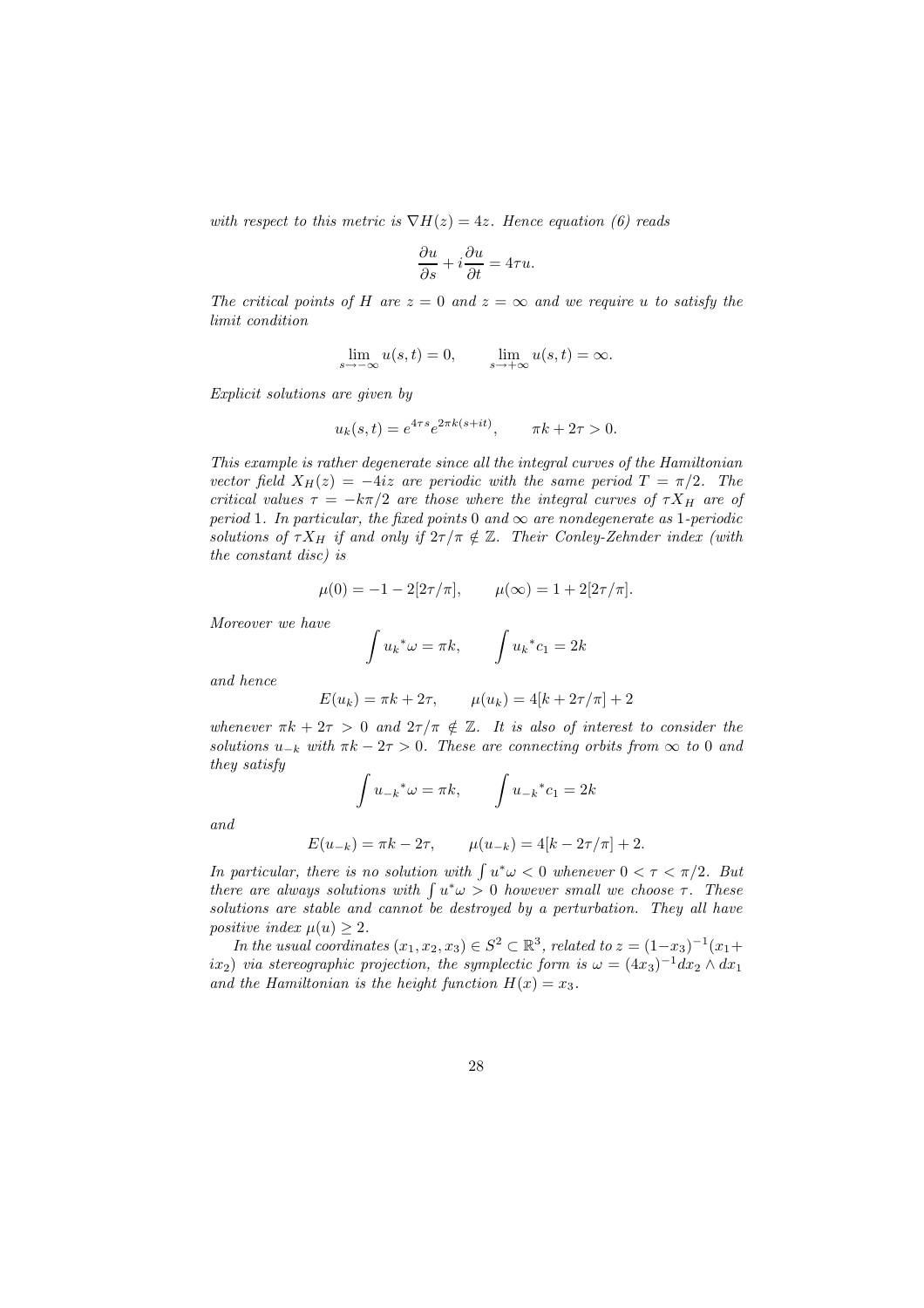*with respect to this metric is $\nabla H(z) = 4z$. Hence equation (6) reads*

$$\frac{\partial u}{\partial s} + i\frac{\partial u}{\partial t} = 4\tau u.$$

*The critical points of $H$ are $z = 0$ and $z = \infty$ and we require $u$ to satisfy the limit condition*

$$\lim_{s\to-\infty} u(s,t) = 0, \qquad \lim_{s\to+\infty} u(s,t) = \infty.$$

*Explicit solutions are given by*

$$u_k(s,t) = e^{4\tau s} e^{2\pi k(s+it)}, \qquad \pi k + 2\tau > 0.$$

*This example is rather degenerate since all the integral curves of the Hamiltonian vector field $X_H(z) = -4iz$ are periodic with the same period $T = \pi/2$. The critical values $\tau = -k\pi/2$ are those where the integral curves of $\tau X_H$ are of period 1. In particular, the fixed points 0 and $\infty$ are nondegenerate as 1-periodic solutions of $\tau X_H$ if and only if $2\tau/\pi \notin \mathbb{Z}$. Their Conley-Zehnder index (with the constant disc) is*

$$\mu(0) = -1 - 2[2\tau/\pi], \qquad \mu(\infty) = 1 + 2[2\tau/\pi].$$

*Moreover we have*

$$\int {u_k}^*\omega = \pi k, \qquad \int {u_k}^* c_1 = 2k$$

*and hence*

$$E(u_k) = \pi k + 2\tau, \qquad \mu(u_k) = 4[k + 2\tau/\pi] + 2$$

*whenever $\pi k + 2\tau > 0$ and $2\tau/\pi \notin \mathbb{Z}$. It is also of interest to consider the solutions $u_{-k}$ with $\pi k - 2\tau > 0$. These are connecting orbits from $\infty$ to 0 and they satisfy*

$$\int {u_{-k}}^*\omega = \pi k, \qquad \int {u_{-k}}^* c_1 = 2k$$

*and*

$$E(u_{-k}) = \pi k - 2\tau, \qquad \mu(u_{-k}) = 4[k - 2\tau/\pi] + 2.$$

*In particular, there is no solution with $\int u^*\omega < 0$ whenever $0 < \tau < \pi/2$. But there are always solutions with $\int u^*\omega > 0$ however small we choose $\tau$. These solutions are stable and cannot be destroyed by a perturbation. They all have positive index $\mu(u) \geq 2$.*

*In the usual coordinates $(x_1, x_2, x_3) \in S^2 \subset \mathbb{R}^3$, related to $z = (1-x_3)^{-1}(x_1 + ix_2)$ via stereographic projection, the symplectic form is $\omega = (4x_3)^{-1} dx_2 \wedge dx_1$ and the Hamiltonian is the height function $H(x) = x_3$.*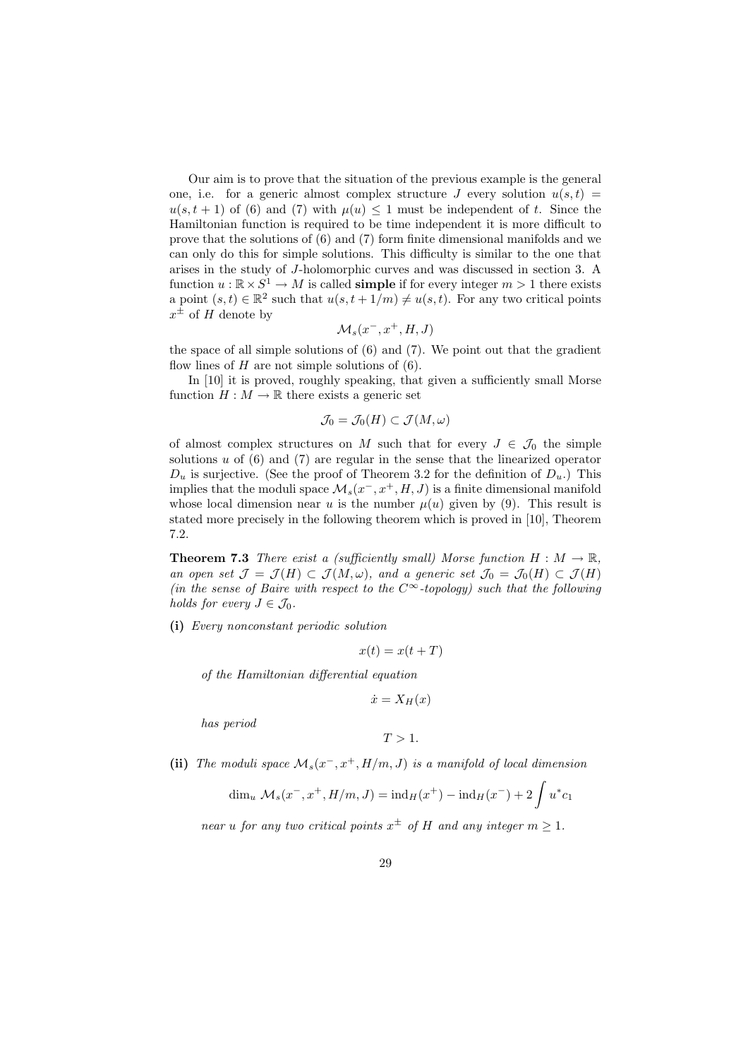Our aim is to prove that the situation of the previous example is the general one, i.e. for a generic almost complex structure $J$ every solution $u(s,t) = u(s,t+1)$ of (6) and (7) with $\mu(u) \leq 1$ must be independent of $t$. Since the Hamiltonian function is required to be time independent it is more difficult to prove that the solutions of (6) and (7) form finite dimensional manifolds and we can only do this for simple solutions. This difficulty is similar to the one that arises in the study of $J$-holomorphic curves and was discussed in section 3. A function $u : \mathbb{R} \times S^1 \to M$ is called **simple** if for every integer $m > 1$ there exists a point $(s,t) \in \mathbb{R}^2$ such that $u(s, t + 1/m) \neq u(s,t)$. For any two critical points $x^\pm$ of $H$ denote by

$$\mathcal{M}_s(x^-, x^+, H, J)$$

the space of all simple solutions of (6) and (7). We point out that the gradient flow lines of $H$ are not simple solutions of (6).

In [10] it is proved, roughly speaking, that given a sufficiently small Morse function $H : M \to \mathbb{R}$ there exists a generic set

$$\mathcal{J}_0 = \mathcal{J}_0(H) \subset \mathcal{J}(M, \omega)$$

of almost complex structures on $M$ such that for every $J \in \mathcal{J}_0$ the simple solutions $u$ of (6) and (7) are regular in the sense that the linearized operator $D_u$ is surjective. (See the proof of Theorem 3.2 for the definition of $D_u$.) This implies that the moduli space $\mathcal{M}_s(x^-, x^+, H, J)$ is a finite dimensional manifold whose local dimension near $u$ is the number $\mu(u)$ given by (9). This result is stated more precisely in the following theorem which is proved in [10], Theorem 7.2.

**Theorem 7.3** *There exist a (sufficiently small) Morse function $H : M \to \mathbb{R}$, an open set $\mathcal{J} = \mathcal{J}(H) \subset \mathcal{J}(M, \omega)$, and a generic set $\mathcal{J}_0 = \mathcal{J}_0(H) \subset \mathcal{J}(H)$ (in the sense of Baire with respect to the $C^\infty$-topology) such that the following holds for every $J \in \mathcal{J}_0$.*

**(i)** *Every nonconstant periodic solution*

$$x(t) = x(t+T)$$

*of the Hamiltonian differential equation*

$$\dot{x} = X_H(x)$$

*has period*

$$T > 1.$$

**(ii)** *The moduli space $\mathcal{M}_s(x^-, x^+, H/m, J)$ is a manifold of local dimension*

$$\dim_u \mathcal{M}_s(x^-, x^+, H/m, J) = \mathrm{ind}_H(x^+) - \mathrm{ind}_H(x^-) + 2 \int u^* c_1$$

*near $u$ for any two critical points $x^\pm$ of $H$ and any integer $m \geq 1$.*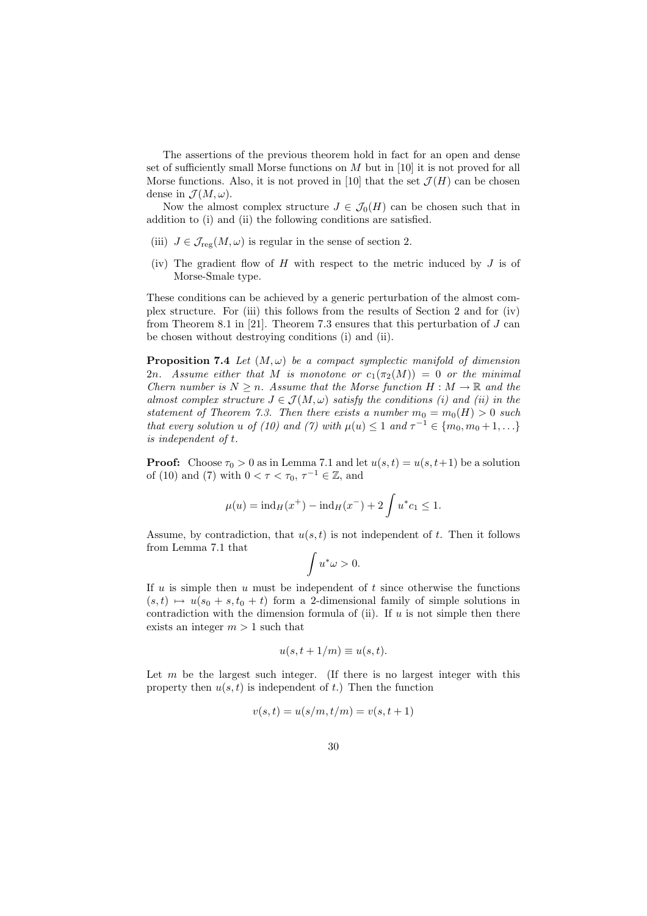The assertions of the previous theorem hold in fact for an open and dense set of sufficiently small Morse functions on $M$ but in [10] it is not proved for all Morse functions. Also, it is not proved in [10] that the set $\mathcal{J}(H)$ can be chosen dense in $\mathcal{J}(M, \omega)$.

Now the almost complex structure $J \in \mathcal{J}_0(H)$ can be chosen such that in addition to (i) and (ii) the following conditions are satisfied.

(iii) $J \in \mathcal{J}_{\rm reg}(M, \omega)$ is regular in the sense of section 2.

(iv) The gradient flow of $H$ with respect to the metric induced by $J$ is of Morse-Smale type.

These conditions can be achieved by a generic perturbation of the almost complex structure. For (iii) this follows from the results of Section 2 and for (iv) from Theorem 8.1 in [21]. Theorem 7.3 ensures that this perturbation of $J$ can be chosen without destroying conditions (i) and (ii).

**Proposition 7.4** *Let $(M, \omega)$ be a compact symplectic manifold of dimension $2n$. Assume either that $M$ is monotone or $c_1(\pi_2(M)) = 0$ or the minimal Chern number is $N \geq n$. Assume that the Morse function $H : M \to \mathbb{R}$ and the almost complex structure $J \in \mathcal{J}(M, \omega)$ satisfy the conditions (i) and (ii) in the statement of Theorem 7.3. Then there exists a number $m_0 = m_0(H) > 0$ such that every solution $u$ of (10) and (7) with $\mu(u) \leq 1$ and $\tau^{-1} \in \{m_0, m_0 + 1, \ldots\}$ is independent of $t$.*

**Proof:** Choose $\tau_0 > 0$ as in Lemma 7.1 and let $u(s,t) = u(s,t+1)$ be a solution of (10) and (7) with $0 < \tau < \tau_0$, $\tau^{-1} \in \mathbb{Z}$, and

$$\mu(u) = \mathrm{ind}_H(x^+) - \mathrm{ind}_H(x^-) + 2 \int u^* c_1 \leq 1.$$

Assume, by contradiction, that $u(s,t)$ is not independent of $t$. Then it follows from Lemma 7.1 that

$$\int u^* \omega > 0.$$

If $u$ is simple then $u$ must be independent of $t$ since otherwise the functions $(s,t) \mapsto u(s_0 + s, t_0 + t)$ form a 2-dimensional family of simple solutions in contradiction with the dimension formula of (ii). If $u$ is not simple then there exists an integer $m > 1$ such that

$$u(s, t + 1/m) \equiv u(s,t).$$

Let $m$ be the largest such integer. (If there is no largest integer with this property then $u(s,t)$ is independent of $t$.) Then the function

$$v(s,t) = u(s/m, t/m) = v(s, t+1)$$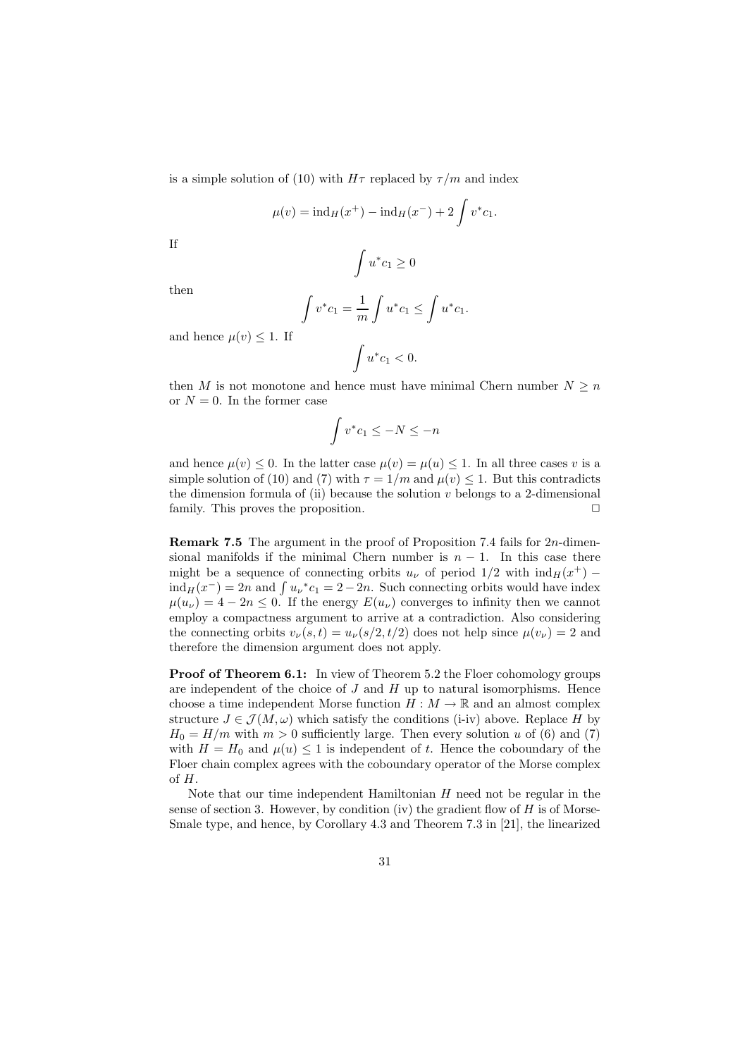is a simple solution of (10) with $H\tau$ replaced by $\tau/m$ and index

$$\mu(v) = \text{ind}_H(x^+) - \text{ind}_H(x^-) + 2\int v^*c_1.$$

If

$$\int u^*c_1 \geq 0$$

then

$$\int v^*c_1 = \frac{1}{m}\int u^*c_1 \leq \int u^*c_1.$$

and hence $\mu(v) \leq 1$. If

$$\int u^*c_1 < 0.$$

then $M$ is not monotone and hence must have minimal Chern number $N \geq n$ or $N = 0$. In the former case

$$\int v^*c_1 \leq -N \leq -n$$

and hence $\mu(v) \leq 0$. In the latter case $\mu(v) = \mu(u) \leq 1$. In all three cases $v$ is a simple solution of (10) and (7) with $\tau = 1/m$ and $\mu(v) \leq 1$. But this contradicts the dimension formula of (ii) because the solution $v$ belongs to a 2-dimensional family. This proves the proposition. □

**Remark 7.5** The argument in the proof of Proposition 7.4 fails for $2n$-dimensional manifolds if the minimal Chern number is $n-1$. In this case there might be a sequence of connecting orbits $u_\nu$ of period $1/2$ with $\text{ind}_H(x^+) - \text{ind}_H(x^-) = 2n$ and $\int {u_\nu}^*c_1 = 2-2n$. Such connecting orbits would have index $\mu(u_\nu) = 4-2n \leq 0$. If the energy $E(u_\nu)$ converges to infinity then we cannot employ a compactness argument to arrive at a contradiction. Also considering the connecting orbits $v_\nu(s,t) = u_\nu(s/2, t/2)$ does not help since $\mu(v_\nu) = 2$ and therefore the dimension argument does not apply.

**Proof of Theorem 6.1:** In view of Theorem 5.2 the Floer cohomology groups are independent of the choice of $J$ and $H$ up to natural isomorphisms. Hence choose a time independent Morse function $H : M \to \mathbb{R}$ and an almost complex structure $J \in \mathcal{J}(M, \omega)$ which satisfy the conditions (i-iv) above. Replace $H$ by $H_0 = H/m$ with $m > 0$ sufficiently large. Then every solution $u$ of (6) and (7) with $H = H_0$ and $\mu(u) \leq 1$ is independent of $t$. Hence the coboundary of the Floer chain complex agrees with the coboundary operator of the Morse complex of $H$.

Note that our time independent Hamiltonian $H$ need not be regular in the sense of section 3. However, by condition (iv) the gradient flow of $H$ is of Morse-Smale type, and hence, by Corollary 4.3 and Theorem 7.3 in [21], the linearized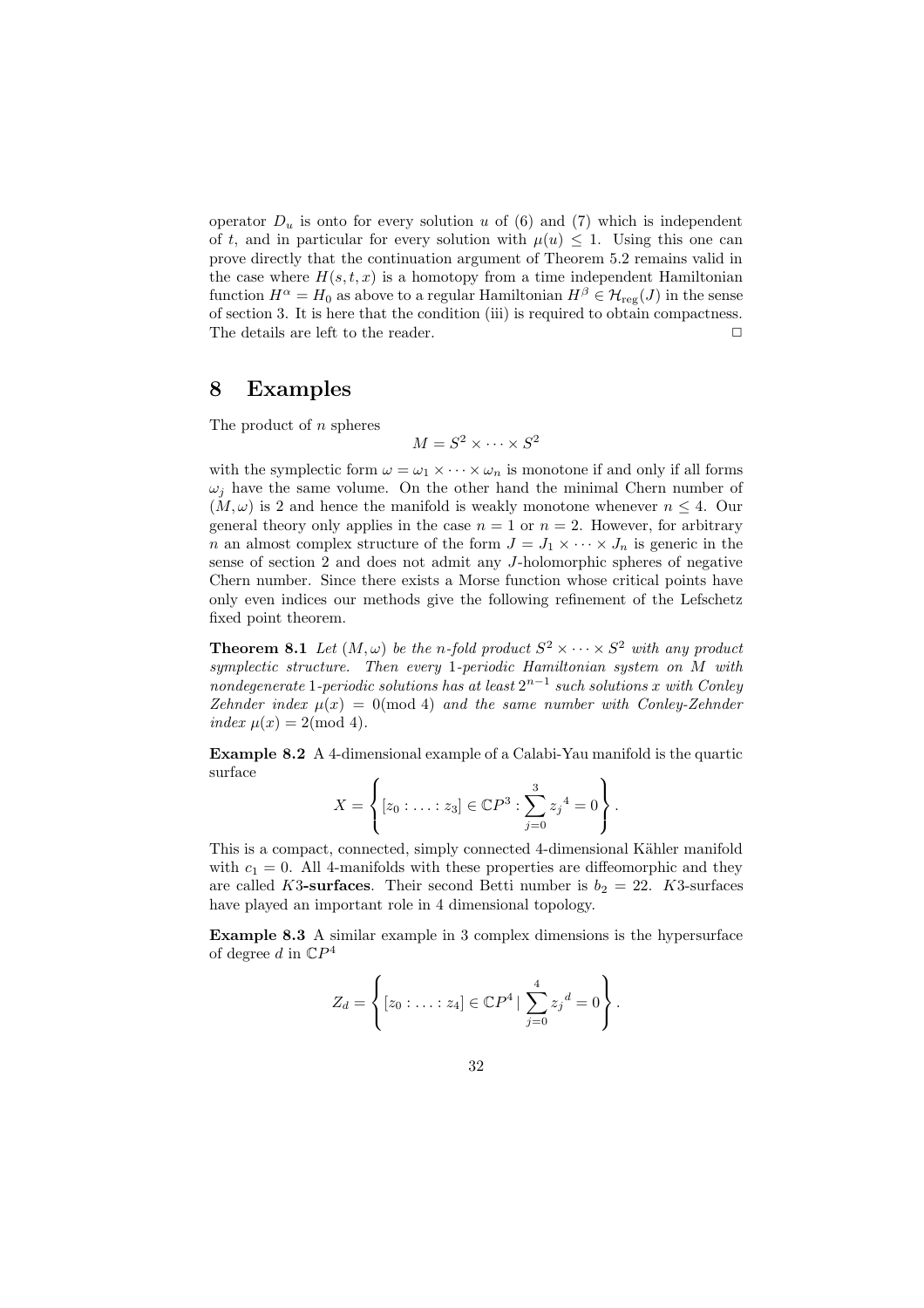operator $D_u$ is onto for every solution $u$ of (6) and (7) which is independent of $t$, and in particular for every solution with $\mu(u) \leq 1$. Using this one can prove directly that the continuation argument of Theorem 5.2 remains valid in the case where $H(s,t,x)$ is a homotopy from a time independent Hamiltonian function $H^\alpha = H_0$ as above to a regular Hamiltonian $H^\beta \in \mathcal{H}_{\rm reg}(J)$ in the sense of section 3. It is here that the condition (iii) is required to obtain compactness. The details are left to the reader. □

# 8 Examples

The product of $n$ spheres

$$M = S^2 \times \cdots \times S^2$$

with the symplectic form $\omega = \omega_1 \times \cdots \times \omega_n$ is monotone if and only if all forms $\omega_j$ have the same volume. On the other hand the minimal Chern number of $(M, \omega)$ is 2 and hence the manifold is weakly monotone whenever $n \leq 4$. Our general theory only applies in the case $n = 1$ or $n = 2$. However, for arbitrary $n$ an almost complex structure of the form $J = J_1 \times \cdots \times J_n$ is generic in the sense of section 2 and does not admit any $J$-holomorphic spheres of negative Chern number. Since there exists a Morse function whose critical points have only even indices our methods give the following refinement of the Lefschetz fixed point theorem.

**Theorem 8.1** *Let $(M, \omega)$ be the $n$-fold product $S^2 \times \cdots \times S^2$ with any product symplectic structure. Then every 1-periodic Hamiltonian system on $M$ with nondegenerate 1-periodic solutions has at least $2^{n-1}$ such solutions $x$ with Conley Zehnder index $\mu(x) = 0 (\mathrm{mod}\ 4)$ and the same number with Conley-Zehnder index $\mu(x) = 2 (\mathrm{mod}\ 4)$.*

**Example 8.2** A 4-dimensional example of a Calabi-Yau manifold is the quartic surface

$$X = \left\{ [z_0 : \ldots : z_3] \in \mathbb{C}P^3 : \sum_{j=0}^{3} {z_j}^4 = 0 \right\}.$$

This is a compact, connected, simply connected 4-dimensional Kähler manifold with $c_1 = 0$. All 4-manifolds with these properties are diffeomorphic and they are called **$K3$-surfaces**. Their second Betti number is $b_2 = 22$. $K3$-surfaces have played an important role in 4 dimensional topology.

**Example 8.3** A similar example in 3 complex dimensions is the hypersurface of degree $d$ in $\mathbb{C}P^4$

$$Z_d = \left\{ [z_0 : \ldots : z_4] \in \mathbb{C}P^4 \,|\, \sum_{j=0}^{4} {z_j}^d = 0 \right\}.$$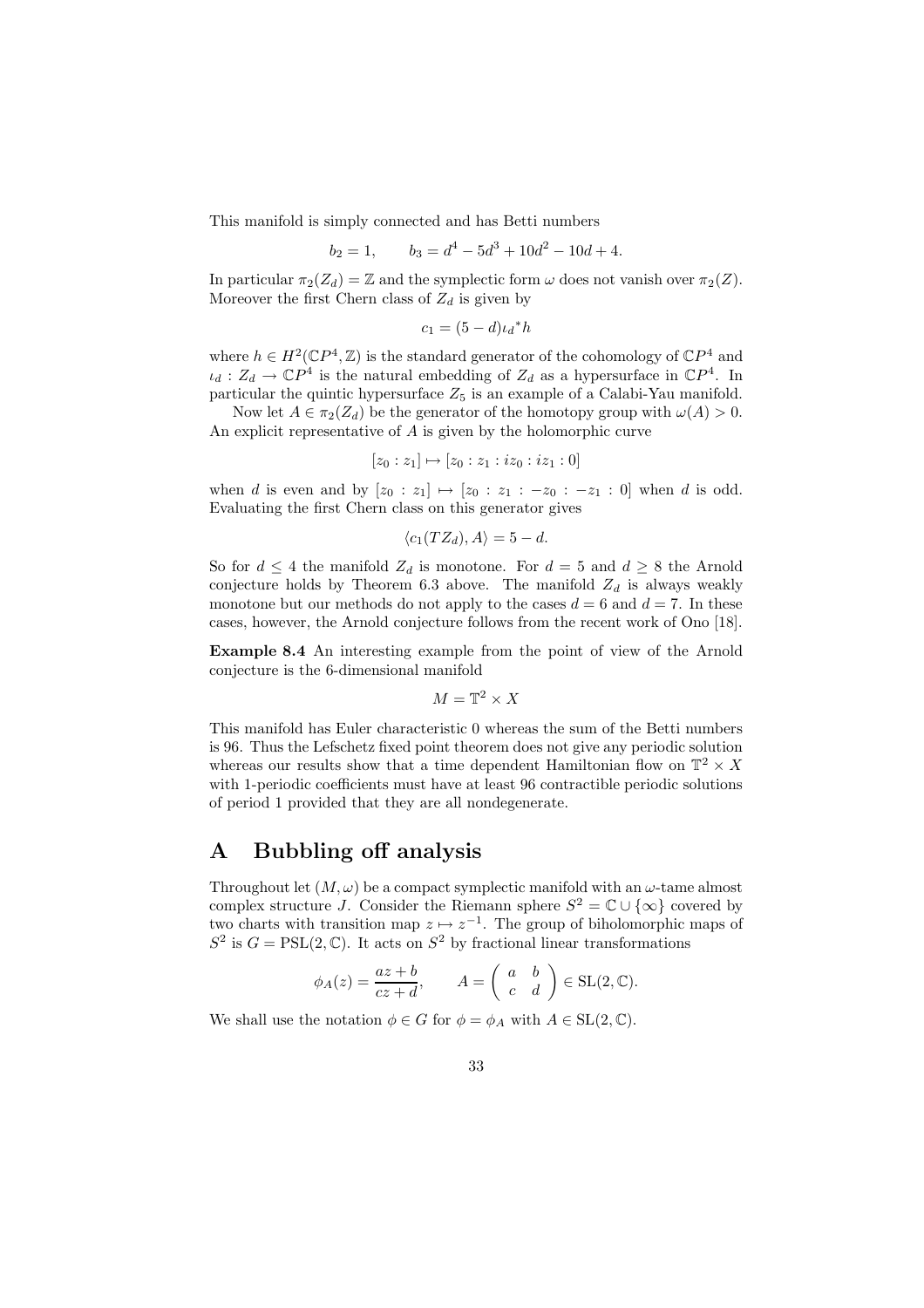This manifold is simply connected and has Betti numbers

$$b_2 = 1, \qquad b_3 = d^4 - 5d^3 + 10d^2 - 10d + 4.$$

In particular $\pi_2(Z_d) = \mathbb{Z}$ and the symplectic form $\omega$ does not vanish over $\pi_2(Z)$. Moreover the first Chern class of $Z_d$ is given by

$$c_1 = (5-d)\iota_d{}^*h$$

where $h \in H^2(\mathbb{C}P^4, \mathbb{Z})$ is the standard generator of the cohomology of $\mathbb{C}P^4$ and $\iota_d : Z_d \to \mathbb{C}P^4$ is the natural embedding of $Z_d$ as a hypersurface in $\mathbb{C}P^4$. In particular the quintic hypersurface $Z_5$ is an example of a Calabi-Yau manifold.

Now let $A \in \pi_2(Z_d)$ be the generator of the homotopy group with $\omega(A) > 0$. An explicit representative of $A$ is given by the holomorphic curve

$$[z_0 : z_1] \mapsto [z_0 : z_1 : iz_0 : iz_1 : 0]$$

when $d$ is even and by $[z_0 : z_1] \mapsto [z_0 : z_1 : -z_0 : -z_1 : 0]$ when $d$ is odd. Evaluating the first Chern class on this generator gives

$$\langle c_1(TZ_d), A \rangle = 5 - d.$$

So for $d \leq 4$ the manifold $Z_d$ is monotone. For $d = 5$ and $d \geq 8$ the Arnold conjecture holds by Theorem 6.3 above. The manifold $Z_d$ is always weakly monotone but our methods do not apply to the cases $d = 6$ and $d = 7$. In these cases, however, the Arnold conjecture follows from the recent work of Ono [18].

**Example 8.4** An interesting example from the point of view of the Arnold conjecture is the 6-dimensional manifold

$$M = \mathbb{T}^2 \times X$$

This manifold has Euler characteristic 0 whereas the sum of the Betti numbers is 96. Thus the Lefschetz fixed point theorem does not give any periodic solution whereas our results show that a time dependent Hamiltonian flow on $\mathbb{T}^2 \times X$ with 1-periodic coefficients must have at least 96 contractible periodic solutions of period 1 provided that they are all nondegenerate.

# A Bubbling off analysis

Throughout let $(M, \omega)$ be a compact symplectic manifold with an $\omega$-tame almost complex structure $J$. Consider the Riemann sphere $S^2 = \mathbb{C} \cup \{\infty\}$ covered by two charts with transition map $z \mapsto z^{-1}$. The group of biholomorphic maps of $S^2$ is $G = \mathrm{PSL}(2, \mathbb{C})$. It acts on $S^2$ by fractional linear transformations

$$\phi_A(z) = \frac{az + b}{cz + d}, \qquad A = \begin{pmatrix} a & b \\ c & d \end{pmatrix} \in \mathrm{SL}(2, \mathbb{C}).$$

We shall use the notation $\phi \in G$ for $\phi = \phi_A$ with $A \in \mathrm{SL}(2, \mathbb{C})$.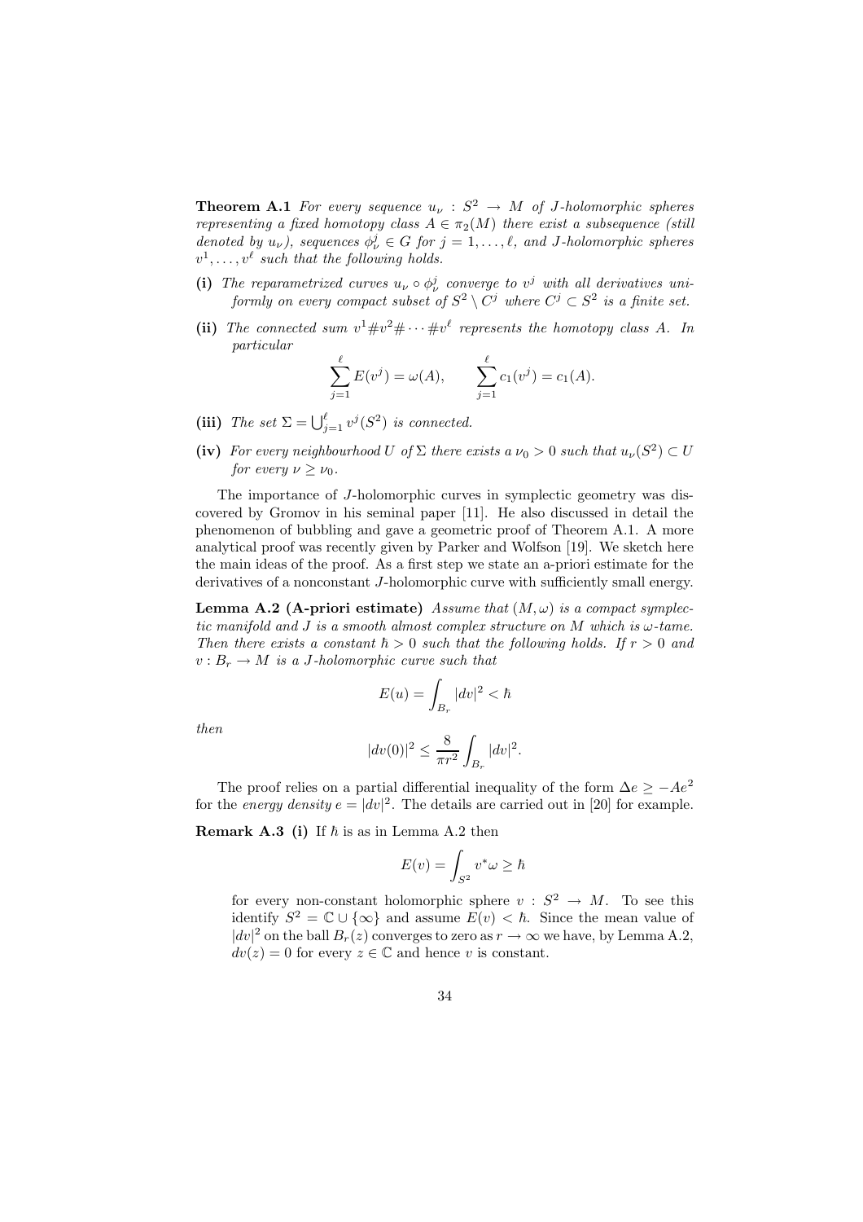**Theorem A.1** *For every sequence $u_\nu : S^2 \to M$ of $J$-holomorphic spheres representing a fixed homotopy class $A \in \pi_2(M)$ there exist a subsequence (still denoted by $u_\nu$), sequences $\phi_\nu^j \in G$ for $j = 1, \ldots, \ell$, and $J$-holomorphic spheres $v^1, \ldots, v^\ell$ such that the following holds.*

**(i)** *The reparametrized curves $u_\nu \circ \phi_\nu^j$ converge to $v^j$ with all derivatives uniformly on every compact subset of $S^2 \setminus C^j$ where $C^j \subset S^2$ is a finite set.*

**(ii)** *The connected sum $v^1 \# v^2 \# \cdots \# v^\ell$ represents the homotopy class $A$. In particular*

$$\sum_{j=1}^{\ell} E(v^j) = \omega(A), \qquad \sum_{j=1}^{\ell} c_1(v^j) = c_1(A).$$

**(iii)** *The set $\Sigma = \bigcup_{j=1}^{\ell} v^j(S^2)$ is connected.*

**(iv)** *For every neighbourhood $U$ of $\Sigma$ there exists a $\nu_0 > 0$ such that $u_\nu(S^2) \subset U$ for every $\nu \geq \nu_0$.*

The importance of $J$-holomorphic curves in symplectic geometry was discovered by Gromov in his seminal paper [11]. He also discussed in detail the phenomenon of bubbling and gave a geometric proof of Theorem A.1. A more analytical proof was recently given by Parker and Wolfson [19]. We sketch here the main ideas of the proof. As a first step we state an a-priori estimate for the derivatives of a nonconstant $J$-holomorphic curve with sufficiently small energy.

**Lemma A.2 (A-priori estimate)** *Assume that $(M, \omega)$ is a compact symplectic manifold and $J$ is a smooth almost complex structure on $M$ which is $\omega$-tame. Then there exists a constant $\hbar > 0$ such that the following holds. If $r > 0$ and $v : B_r \to M$ is a $J$-holomorphic curve such that*

$$E(u) = \int_{B_r} |dv|^2 < \hbar$$

*then*

$$|dv(0)|^2 \leq \frac{8}{\pi r^2} \int_{B_r} |dv|^2.$$

The proof relies on a partial differential inequality of the form $\Delta e \geq -Ae^2$ for the *energy density* $e = |dv|^2$. The details are carried out in [20] for example.

**Remark A.3 (i)** If $\hbar$ is as in Lemma A.2 then

$$E(v) = \int_{S^2} v^*\omega \geq \hbar$$

for every non-constant holomorphic sphere $v : S^2 \to M$. To see this identify $S^2 = \mathbb{C} \cup \{\infty\}$ and assume $E(v) < \hbar$. Since the mean value of $|dv|^2$ on the ball $B_r(z)$ converges to zero as $r \to \infty$ we have, by Lemma A.2, $dv(z) = 0$ for every $z \in \mathbb{C}$ and hence $v$ is constant.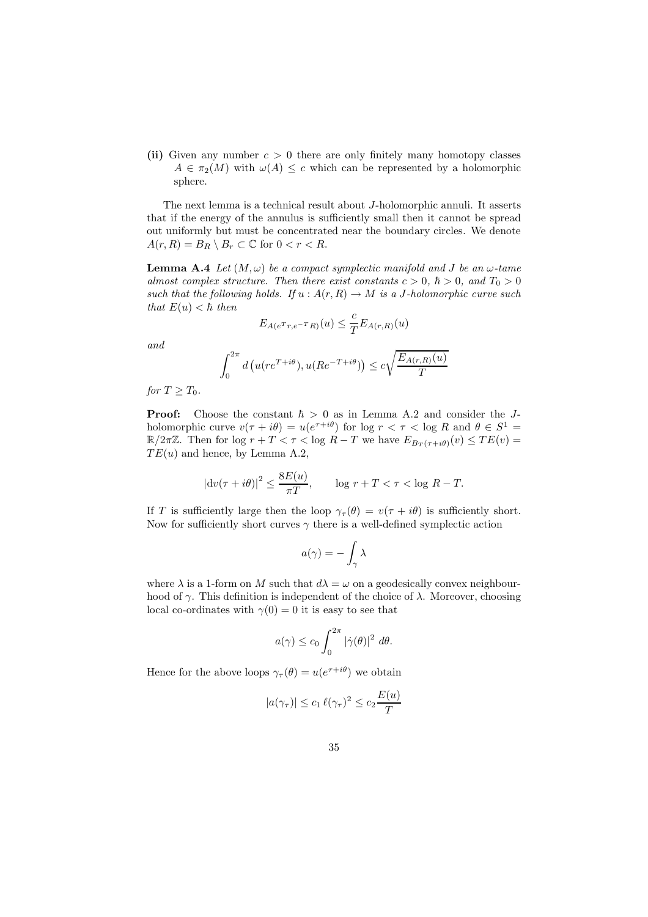**(ii)** Given any number $c > 0$ there are only finitely many homotopy classes $A \in \pi_2(M)$ with $\omega(A) \leq c$ which can be represented by a holomorphic sphere.

The next lemma is a technical result about $J$-holomorphic annuli. It asserts that if the energy of the annulus is sufficiently small then it cannot be spread out uniformly but must be concentrated near the boundary circles. We denote $A(r, R) = B_R \setminus B_r \subset \mathbb{C}$ for $0 < r < R$.

**Lemma A.4** *Let $(M, \omega)$ be a compact symplectic manifold and $J$ be an $\omega$-tame almost complex structure. Then there exist constants $c > 0$, $\hbar > 0$, and $T_0 > 0$ such that the following holds. If $u : A(r, R) \to M$ is a $J$-holomorphic curve such that $E(u) < \hbar$ then*

$$E_{A(e^T r, e^{-T} R)}(u) \leq \frac{c}{T} E_{A(r,R)}(u)$$

*and*

$$\int_0^{2\pi} d\left(u(re^{T+i\theta}), u(Re^{-T+i\theta})\right) \leq c\sqrt{\frac{E_{A(r,R)}(u)}{T}}$$

*for $T \geq T_0$.*

**Proof:** Choose the constant $\hbar > 0$ as in Lemma A.2 and consider the $J$-holomorphic curve $v(\tau + i\theta) = u(e^{\tau + i\theta})$ for $\log r < \tau < \log R$ and $\theta \in S^1 = \mathbb{R}/2\pi\mathbb{Z}$. Then for $\log r + T < \tau < \log R - T$ we have $E_{B_T(\tau + i\theta)}(v) \leq TE(v) = TE(u)$ and hence, by Lemma A.2,

$$|\mathrm{d}v(\tau + i\theta)|^2 \leq \frac{8E(u)}{\pi T}, \qquad \log r + T < \tau < \log R - T.$$

If $T$ is sufficiently large then the loop $\gamma_\tau(\theta) = v(\tau + i\theta)$ is sufficiently short. Now for sufficiently short curves $\gamma$ there is a well-defined symplectic action

$$a(\gamma) = -\int_\gamma \lambda$$

where $\lambda$ is a 1-form on $M$ such that $d\lambda = \omega$ on a geodesically convex neighbourhood of $\gamma$. This definition is independent of the choice of $\lambda$. Moreover, choosing local co-ordinates with $\gamma(0) = 0$ it is easy to see that

$$a(\gamma) \leq c_0 \int_0^{2\pi} |\dot{\gamma}(\theta)|^2 \, d\theta.$$

Hence for the above loops $\gamma_\tau(\theta) = u(e^{\tau + i\theta})$ we obtain

$$|a(\gamma_\tau)| \leq c_1 \, \ell(\gamma_\tau)^2 \leq c_2 \frac{E(u)}{T}$$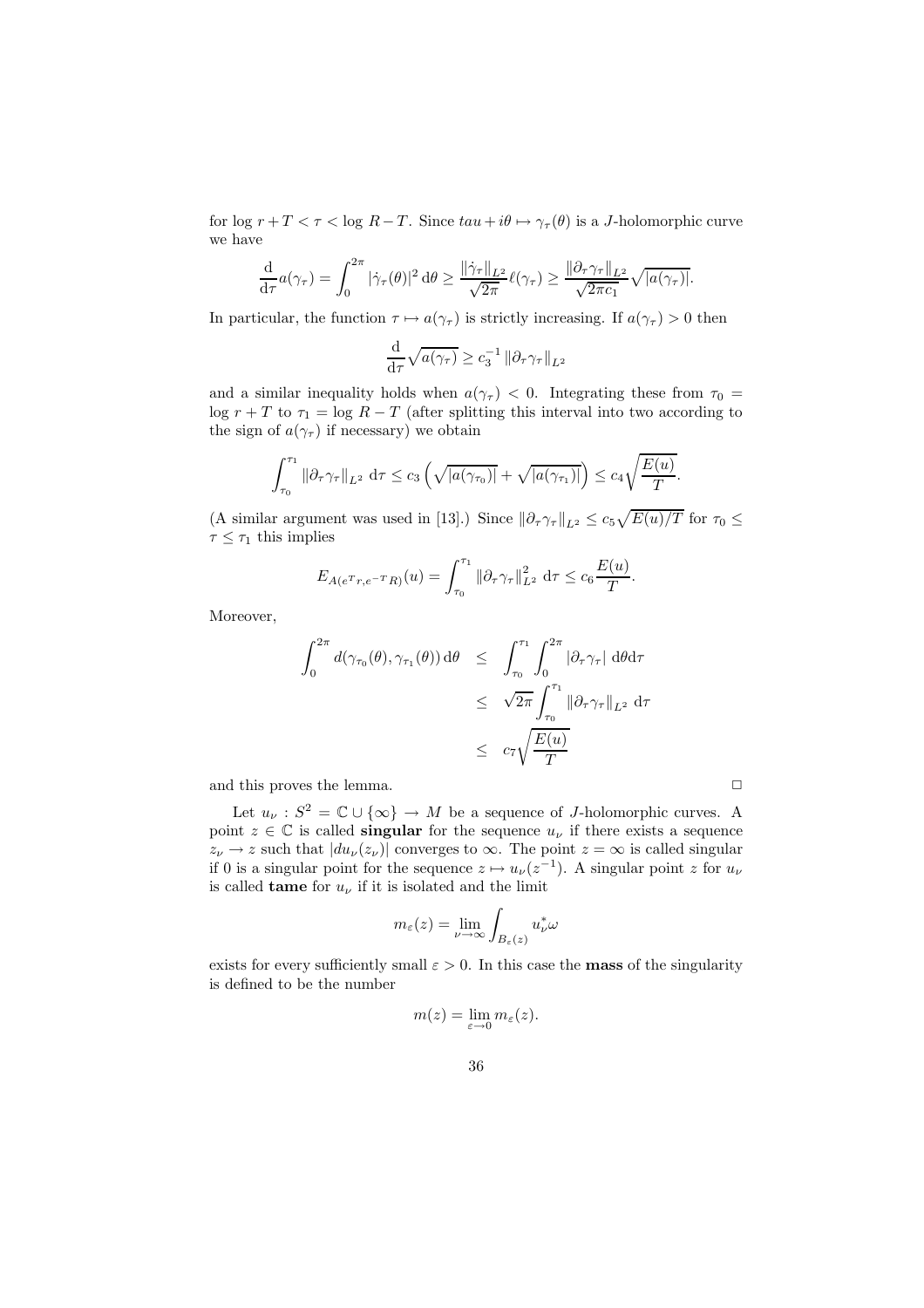for $\log r + T < \tau < \log R - T$. Since $tau + i\theta \mapsto \gamma_\tau(\theta)$ is a $J$-holomorphic curve we have

$$\frac{\mathrm{d}}{\mathrm{d}\tau} a(\gamma_\tau) = \int_0^{2\pi} |\dot\gamma_\tau(\theta)|^2 \,\mathrm{d}\theta \geq \frac{\|\dot\gamma_\tau\|_{L^2}}{\sqrt{2\pi}} \ell(\gamma_\tau) \geq \frac{\|\partial_\tau \gamma_\tau\|_{L^2}}{\sqrt{2\pi c_1}} \sqrt{|a(\gamma_\tau)|}.$$

In particular, the function $\tau \mapsto a(\gamma_\tau)$ is strictly increasing. If $a(\gamma_\tau) > 0$ then

$$\frac{\mathrm{d}}{\mathrm{d}\tau} \sqrt{a(\gamma_\tau)} \geq c_3^{-1} \|\partial_\tau \gamma_\tau\|_{L^2}$$

and a similar inequality holds when $a(\gamma_\tau) < 0$. Integrating these from $\tau_0 = \log r + T$ to $\tau_1 = \log R - T$ (after splitting this interval into two according to the sign of $a(\gamma_\tau)$ if necessary) we obtain

$$\int_{\tau_0}^{\tau_1} \|\partial_\tau \gamma_\tau\|_{L^2} \,\mathrm{d}\tau \leq c_3 \left( \sqrt{|a(\gamma_{\tau_0})|} + \sqrt{|a(\gamma_{\tau_1})|} \right) \leq c_4 \sqrt{\frac{E(u)}{T}}.$$

(A similar argument was used in [13].) Since $\|\partial_\tau \gamma_\tau\|_{L^2} \leq c_5 \sqrt{E(u)/T}$ for $\tau_0 \leq \tau \leq \tau_1$ this implies

$$E_{A(e^T r, e^{-T} R)}(u) = \int_{\tau_0}^{\tau_1} \|\partial_\tau \gamma_\tau\|_{L^2}^2 \,\mathrm{d}\tau \leq c_6 \frac{E(u)}{T}.$$

Moreover,

$$\begin{aligned}
\int_0^{2\pi} d(\gamma_{\tau_0}(\theta), \gamma_{\tau_1}(\theta)) \,\mathrm{d}\theta &\leq \int_{\tau_0}^{\tau_1} \int_0^{2\pi} |\partial_\tau \gamma_\tau| \,\mathrm{d}\theta \mathrm{d}\tau \\
&\leq \sqrt{2\pi} \int_{\tau_0}^{\tau_1} \|\partial_\tau \gamma_\tau\|_{L^2} \,\mathrm{d}\tau \\
&\leq c_7 \sqrt{\frac{E(u)}{T}}
\end{aligned}$$

and this proves the lemma. $\square$

Let $u_\nu : S^2 = \mathbb{C} \cup \{\infty\} \to M$ be a sequence of $J$-holomorphic curves. A point $z \in \mathbb{C}$ is called **singular** for the sequence $u_\nu$ if there exists a sequence $z_\nu \to z$ such that $|du_\nu(z_\nu)|$ converges to $\infty$. The point $z = \infty$ is called singular if 0 is a singular point for the sequence $z \mapsto u_\nu(z^{-1})$. A singular point $z$ for $u_\nu$ is called **tame** for $u_\nu$ if it is isolated and the limit

$$m_\varepsilon(z) = \lim_{\nu \to \infty} \int_{B_\varepsilon(z)} u_\nu^* \omega$$

exists for every sufficiently small $\varepsilon > 0$. In this case the **mass** of the singularity is defined to be the number

$$m(z) = \lim_{\varepsilon \to 0} m_\varepsilon(z).$$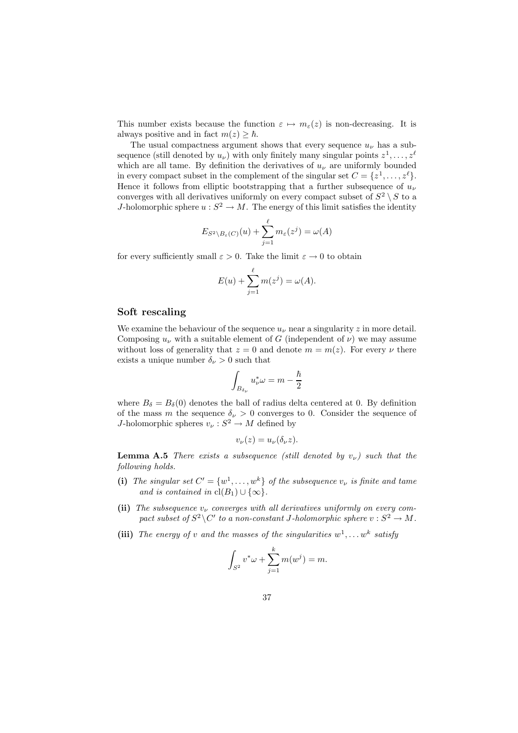This number exists because the function $\varepsilon \mapsto m_\varepsilon(z)$ is non-decreasing. It is always positive and in fact $m(z) \geq \hbar$.

The usual compactness argument shows that every sequence $u_\nu$ has a subsequence (still denoted by $u_\nu$) with only finitely many singular points $z^1, \ldots, z^\ell$ which are all tame. By definition the derivatives of $u_\nu$ are uniformly bounded in every compact subset in the complement of the singular set $C = \{z^1, \ldots, z^\ell\}$. Hence it follows from elliptic bootstrapping that a further subsequence of $u_\nu$ converges with all derivatives uniformly on every compact subset of $S^2 \setminus S$ to a $J$-holomorphic sphere $u : S^2 \to M$. The energy of this limit satisfies the identity

$$E_{S^2 \setminus B_\varepsilon(C)}(u) + \sum_{j=1}^{\ell} m_\varepsilon(z^j) = \omega(A)$$

for every sufficiently small $\varepsilon > 0$. Take the limit $\varepsilon \to 0$ to obtain

$$E(u) + \sum_{j=1}^{\ell} m(z^j) = \omega(A).$$

## Soft rescaling

We examine the behaviour of the sequence $u_\nu$ near a singularity $z$ in more detail. Composing $u_\nu$ with a suitable element of $G$ (independent of $\nu$) we may assume without loss of generality that $z = 0$ and denote $m = m(z)$. For every $\nu$ there exists a unique number $\delta_\nu > 0$ such that

$$\int_{B_{\delta_\nu}} u_\nu^* \omega = m - \frac{\hbar}{2}$$

where $B_\delta = B_\delta(0)$ denotes the ball of radius delta centered at 0. By definition of the mass $m$ the sequence $\delta_\nu > 0$ converges to 0. Consider the sequence of $J$-holomorphic spheres $v_\nu : S^2 \to M$ defined by

$$v_\nu(z) = u_\nu(\delta_\nu z).$$

**Lemma A.5** *There exists a subsequence (still denoted by $v_\nu$) such that the following holds.*

**(i)** *The singular set $C' = \{w^1, \ldots, w^k\}$ of the subsequence $v_\nu$ is finite and tame and is contained in $\mathrm{cl}(B_1) \cup \{\infty\}$.*

**(ii)** *The subsequence $v_\nu$ converges with all derivatives uniformly on every compact subset of $S^2 \setminus C'$ to a non-constant $J$-holomorphic sphere $v : S^2 \to M$.*

**(iii)** *The energy of $v$ and the masses of the singularities $w^1, \ldots w^k$ satisfy*

$$\int_{S^2} v^* \omega + \sum_{j=1}^{k} m(w^j) = m.$$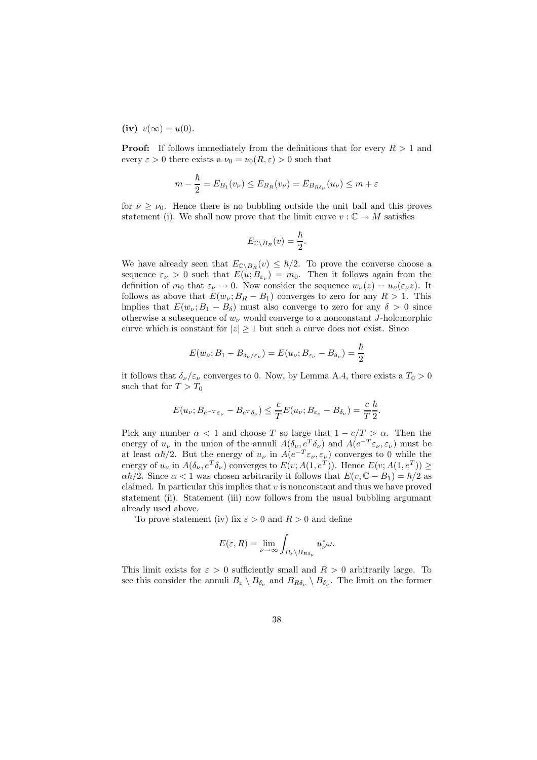**(iv)** $v(\infty) = u(0)$.

**Proof:** If follows immediately from the definitions that for every $R > 1$ and every $\varepsilon > 0$ there exists a $\nu_0 = \nu_0(R, \varepsilon) > 0$ such that

$$m - \frac{\hbar}{2} = E_{B_1}(v_\nu) \le E_{B_R}(v_\nu) = E_{B_{R\delta_\nu}}(u_\nu) \le m + \varepsilon$$

for $\nu \ge \nu_0$. Hence there is no bubbling outside the unit ball and this proves statement (i). We shall now prove that the limit curve $v : \mathbb{C} \to M$ satisfies

$$E_{\mathbb{C}\setminus B_R}(v) = \frac{\hbar}{2}.$$

We have already seen that $E_{\mathbb{C}\setminus B_R}(v) \le \hbar/2$. To prove the converse choose a sequence $\varepsilon_\nu > 0$ such that $E(u; B_{\varepsilon_\nu}) = m_0$. Then it follows again from the definition of $m_0$ that $\varepsilon_\nu \to 0$. Now consider the sequence $w_\nu(z) = u_\nu(\varepsilon_\nu z)$. It follows as above that $E(w_\nu; B_R - B_1)$ converges to zero for any $R > 1$. This implies that $E(w_\nu; B_1 - B_\delta)$ must also converge to zero for any $\delta > 0$ since otherwise a subsequence of $w_\nu$ would converge to a nonconstant $J$-holomorphic curve which is constant for $|z| \ge 1$ but such a curve does not exist. Since

$$E(w_\nu; B_1 - B_{\delta_\nu/\varepsilon_\nu}) = E(u_\nu; B_{\varepsilon_\nu} - B_{\delta_\nu}) = \frac{\hbar}{2}$$

it follows that $\delta_\nu/\varepsilon_\nu$ converges to 0. Now, by Lemma A.4, there exists a $T_0 > 0$ such that for $T > T_0$

$$E(u_\nu; B_{e^{-T}\varepsilon_\nu} - B_{e^T\delta_\nu}) \le \frac{c}{T} E(u_\nu; B_{\varepsilon_\nu} - B_{\delta_\nu}) = \frac{c}{T}\frac{\hbar}{2}.$$

Pick any number $\alpha < 1$ and choose $T$ so large that $1 - c/T > \alpha$. Then the energy of $u_\nu$ in the union of the annuli $A(\delta_\nu, e^T\delta_\nu)$ and $A(e^{-T}\varepsilon_\nu, \varepsilon_\nu)$ must be at least $\alpha\hbar/2$. But the energy of $u_\nu$ in $A(e^{-T}\varepsilon_\nu, \varepsilon_\nu)$ converges to 0 while the energy of $u_\nu$ in $A(\delta_\nu, e^T\delta_\nu)$ converges to $E(v; A(1, e^T))$. Hence $E(v; A(1, e^T)) \ge \alpha\hbar/2$. Since $\alpha < 1$ was chosen arbitrarily it follows that $E(v, \mathbb{C} - B_1) = \hbar/2$ as claimed. In particular this implies that $v$ is nonconstant and thus we have proved statement (ii). Statement (iii) now follows from the usual bubbling argumant already used above.

To prove statement (iv) fix $\varepsilon > 0$ and $R > 0$ and define

$$E(\varepsilon, R) = \lim_{\nu\to\infty} \int_{B_\varepsilon \setminus B_{R\delta_\nu}} u_\nu^*\omega.$$

This limit exists for $\varepsilon > 0$ sufficiently small and $R > 0$ arbitrarily large. To see this consider the annuli $B_\varepsilon \setminus B_{\delta_\nu}$ and $B_{R\delta_\nu} \setminus B_{\delta_\nu}$. The limit on the former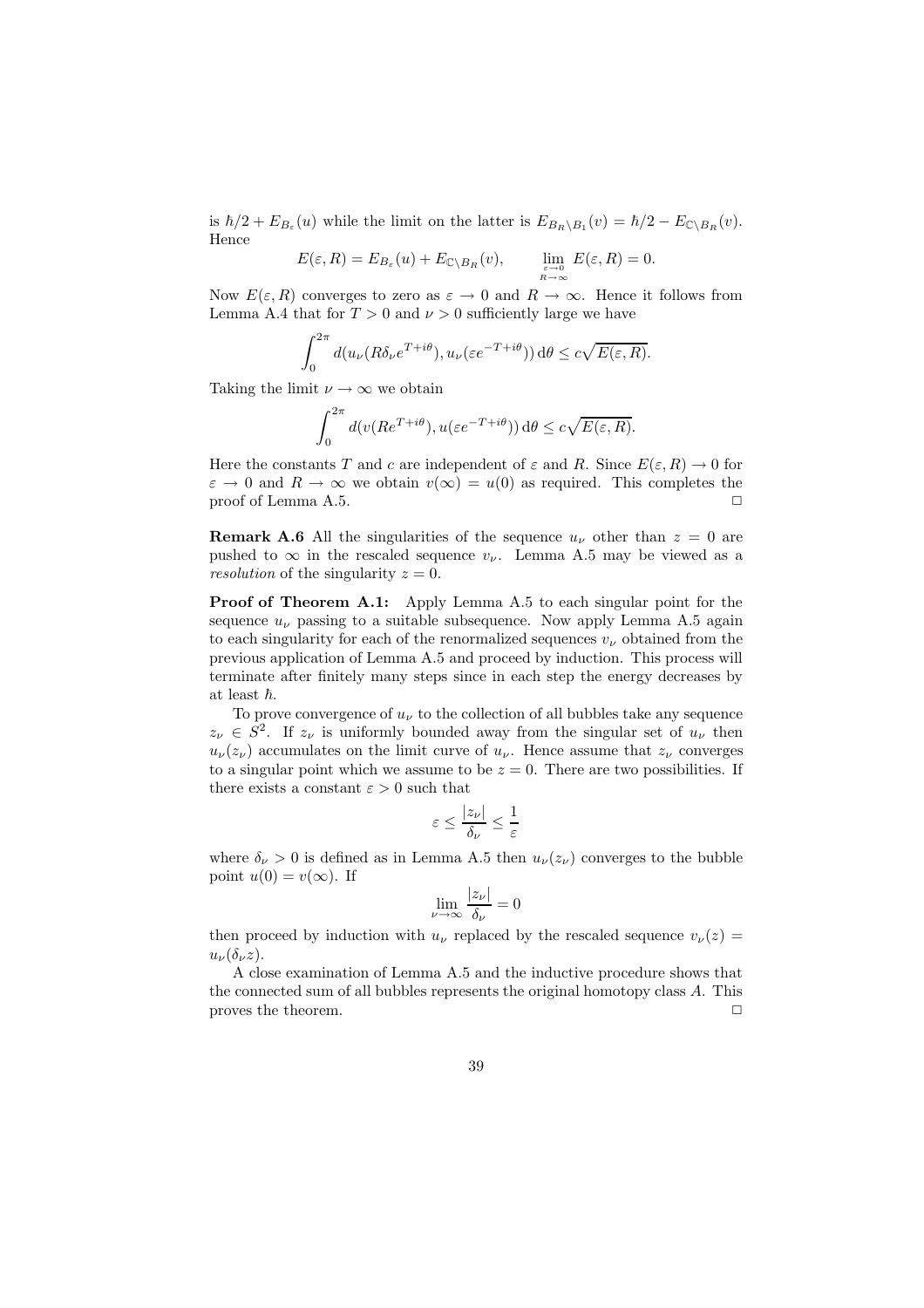is $\hbar/2 + E_{B_\varepsilon}(u)$ while the limit on the latter is $E_{B_R \setminus B_1}(v) = \hbar/2 - E_{\mathbb{C}\setminus B_R}(v)$. Hence

$$E(\varepsilon, R) = E_{B_\varepsilon}(u) + E_{\mathbb{C}\setminus B_R}(v), \qquad \lim_{\substack{\varepsilon\to 0\\ R\to\infty}} E(\varepsilon, R) = 0.$$

Now $E(\varepsilon, R)$ converges to zero as $\varepsilon \to 0$ and $R \to \infty$. Hence it follows from Lemma A.4 that for $T > 0$ and $\nu > 0$ sufficiently large we have

$$\int_0^{2\pi} d(u_\nu(R\delta_\nu e^{T+i\theta}), u_\nu(\varepsilon e^{-T+i\theta}))\, \mathrm{d}\theta \le c\sqrt{E(\varepsilon, R)}.$$

Taking the limit $\nu \to \infty$ we obtain

$$\int_0^{2\pi} d(v(Re^{T+i\theta}), u(\varepsilon e^{-T+i\theta}))\, \mathrm{d}\theta \le c\sqrt{E(\varepsilon, R)}.$$

Here the constants $T$ and $c$ are independent of $\varepsilon$ and $R$. Since $E(\varepsilon, R) \to 0$ for $\varepsilon \to 0$ and $R \to \infty$ we obtain $v(\infty) = u(0)$ as required. This completes the proof of Lemma A.5. □

**Remark A.6** All the singularities of the sequence $u_\nu$ other than $z = 0$ are pushed to $\infty$ in the rescaled sequence $v_\nu$. Lemma A.5 may be viewed as a *resolution* of the singularity $z = 0$.

**Proof of Theorem A.1:** Apply Lemma A.5 to each singular point for the sequence $u_\nu$ passing to a suitable subsequence. Now apply Lemma A.5 again to each singularity for each of the renormalized sequences $v_\nu$ obtained from the previous application of Lemma A.5 and proceed by induction. This process will terminate after finitely many steps since in each step the energy decreases by at least $\hbar$.

To prove convergence of $u_\nu$ to the collection of all bubbles take any sequence $z_\nu \in S^2$. If $z_\nu$ is uniformly bounded away from the singular set of $u_\nu$ then $u_\nu(z_\nu)$ accumulates on the limit curve of $u_\nu$. Hence assume that $z_\nu$ converges to a singular point which we assume to be $z = 0$. There are two possibilities. If there exists a constant $\varepsilon > 0$ such that

$$\varepsilon \le \frac{|z_\nu|}{\delta_\nu} \le \frac{1}{\varepsilon}$$

where $\delta_\nu > 0$ is defined as in Lemma A.5 then $u_\nu(z_\nu)$ converges to the bubble point $u(0) = v(\infty)$. If

$$\lim_{\nu\to\infty} \frac{|z_\nu|}{\delta_\nu} = 0$$

then proceed by induction with $u_\nu$ replaced by the rescaled sequence $v_\nu(z) = u_\nu(\delta_\nu z)$.

A close examination of Lemma A.5 and the inductive procedure shows that the connected sum of all bubbles represents the original homotopy class $A$. This proves the theorem. □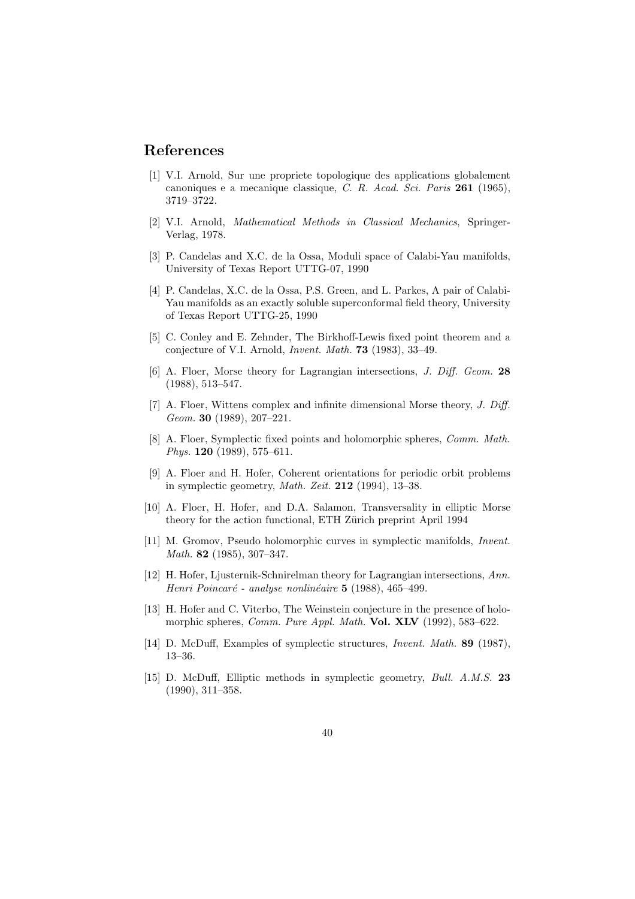## References

[1] V.I. Arnold, Sur une propriete topologique des applications globalement canoniques e a mecanique classique, *C. R. Acad. Sci. Paris* **261** (1965), 3719–3722.

[2] V.I. Arnold, *Mathematical Methods in Classical Mechanics*, Springer-Verlag, 1978.

[3] P. Candelas and X.C. de la Ossa, Moduli space of Calabi-Yau manifolds, University of Texas Report UTTG-07, 1990

[4] P. Candelas, X.C. de la Ossa, P.S. Green, and L. Parkes, A pair of Calabi-Yau manifolds as an exactly soluble superconformal field theory, University of Texas Report UTTG-25, 1990

[5] C. Conley and E. Zehnder, The Birkhoff-Lewis fixed point theorem and a conjecture of V.I. Arnold, *Invent. Math.* **73** (1983), 33–49.

[6] A. Floer, Morse theory for Lagrangian intersections, *J. Diff. Geom.* **28** (1988), 513–547.

[7] A. Floer, Wittens complex and infinite dimensional Morse theory, *J. Diff. Geom.* **30** (1989), 207–221.

[8] A. Floer, Symplectic fixed points and holomorphic spheres, *Comm. Math. Phys.* **120** (1989), 575–611.

[9] A. Floer and H. Hofer, Coherent orientations for periodic orbit problems in symplectic geometry, *Math. Zeit.* **212** (1994), 13–38.

[10] A. Floer, H. Hofer, and D.A. Salamon, Transversality in elliptic Morse theory for the action functional, ETH Zürich preprint April 1994

[11] M. Gromov, Pseudo holomorphic curves in symplectic manifolds, *Invent. Math.* **82** (1985), 307–347.

[12] H. Hofer, Ljusternik-Schnirelman theory for Lagrangian intersections, *Ann. Henri Poincaré - analyse nonlinéaire* **5** (1988), 465–499.

[13] H. Hofer and C. Viterbo, The Weinstein conjecture in the presence of holomorphic spheres, *Comm. Pure Appl. Math.* **Vol. XLV** (1992), 583–622.

[14] D. McDuff, Examples of symplectic structures, *Invent. Math.* **89** (1987), 13–36.

[15] D. McDuff, Elliptic methods in symplectic geometry, *Bull. A.M.S.* **23** (1990), 311–358.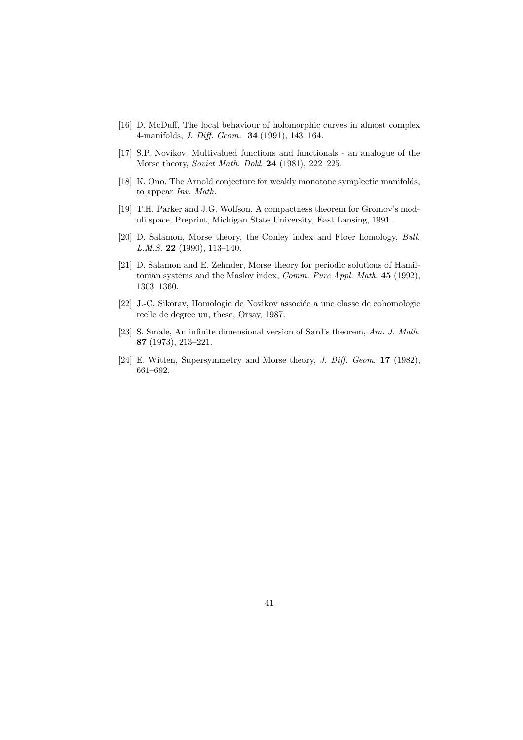[16] D. McDuff, The local behaviour of holomorphic curves in almost complex 4-manifolds, *J. Diff. Geom.* **34** (1991), 143–164.

[17] S.P. Novikov, Multivalued functions and functionals - an analogue of the Morse theory, *Soviet Math. Dokl.* **24** (1981), 222–225.

[18] K. Ono, The Arnold conjecture for weakly monotone symplectic manifolds, to appear *Inv. Math.*

[19] T.H. Parker and J.G. Wolfson, A compactness theorem for Gromov's moduli space, Preprint, Michigan State University, East Lansing, 1991.

[20] D. Salamon, Morse theory, the Conley index and Floer homology, *Bull. L.M.S.* **22** (1990), 113–140.

[21] D. Salamon and E. Zehnder, Morse theory for periodic solutions of Hamiltonian systems and the Maslov index, *Comm. Pure Appl. Math.* **45** (1992), 1303–1360.

[22] J.-C. Sikorav, Homologie de Novikov associée a une classe de cohomologie reelle de degree un, these, Orsay, 1987.

[23] S. Smale, An infinite dimensional version of Sard's theorem, *Am. J. Math.* **87** (1973), 213–221.

[24] E. Witten, Supersymmetry and Morse theory, *J. Diff. Geom.* **17** (1982), 661–692.